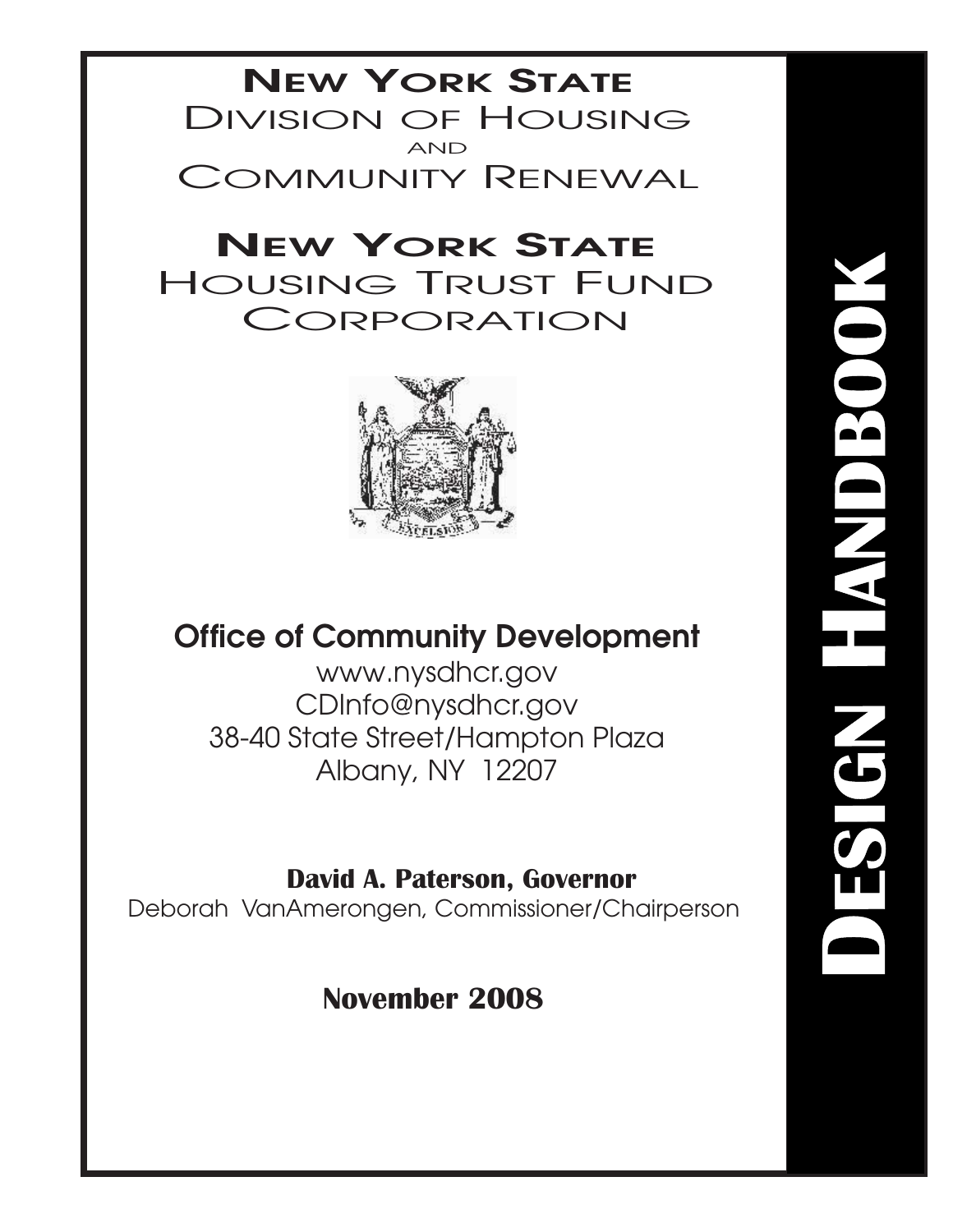# Design Handbook

## New York State
## Division of Housing and Community Renewal

## New York State
## Housing Trust Fund Corporation

EXCELSIOR

### Office of Community Development

www.nysdhcr.gov
CDInfo@nysdhcr.gov
38-40 State Street/Hampton Plaza
Albany, NY 12207

**David A. Paterson, Governor**
Deborah VanAmerongen, Commissioner/Chairperson

**November 2008**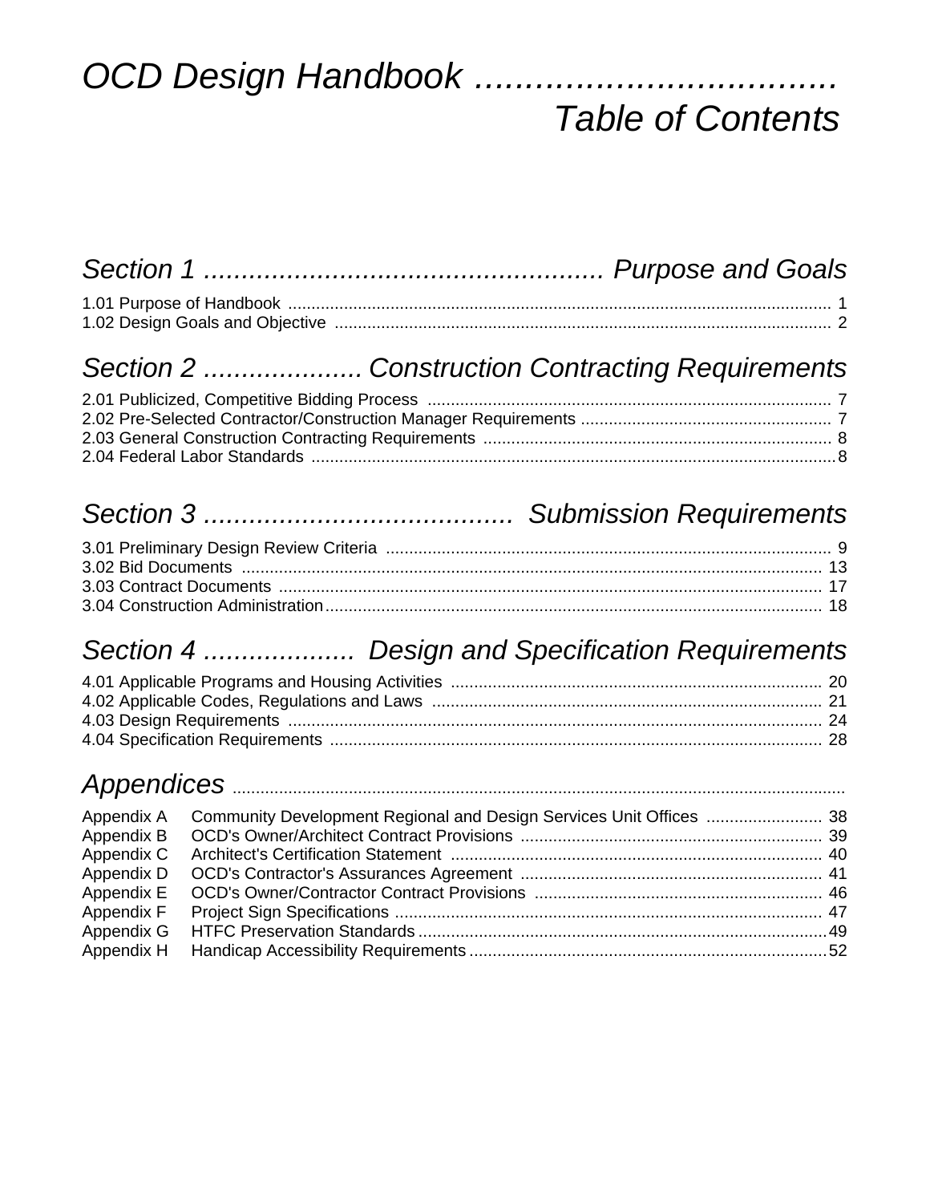# *OCD Design Handbook .................................... Table of Contents*

## *Section 1 .................................................... Purpose and Goals*

1.01 Purpose of Handbook .................................................................................................................. 1
1.02 Design Goals and Objective .......................................................................................................... 2

## *Section 2 ..................... Construction Contracting Requirements*

2.01 Publicized, Competitive Bidding Process ....................................................................................... 7
2.02 Pre-Selected Contractor/Construction Manager Requirements ...................................................... 7
2.03 General Construction Contracting Requirements .......................................................................... 8
2.04 Federal Labor Standards ...............................................................................................................8

## *Section 3 ......................................... Submission Requirements*

3.01 Preliminary Design Review Criteria ............................................................................................... 9
3.02 Bid Documents ............................................................................................................................ 13
3.03 Contract Documents .................................................................................................................... 17
3.04 Construction Administration.......................................................................................................... 18

## *Section 4 .................... Design and Specification Requirements*

4.01 Applicable Programs and Housing Activities ................................................................................ 20
4.02 Applicable Codes, Regulations and Laws .................................................................................... 21
4.03 Design Requirements .................................................................................................................. 24
4.04 Specification Requirements ......................................................................................................... 28

## *Appendices ........................................................................................................................*

| | | |
|---|---|---|
| Appendix A | Community Development Regional and Design Services Unit Offices ......................... | 38 |
| Appendix B | OCD's Owner/Architect Contract Provisions ................................................................. | 39 |
| Appendix C | Architect's Certification Statement ................................................................................ | 40 |
| Appendix D | OCD's Contractor's Assurances Agreement ................................................................. | 41 |
| Appendix E | OCD's Owner/Contractor Contract Provisions .............................................................. | 46 |
| Appendix F | Project Sign Specifications ............................................................................................ | 47 |
| Appendix G | HTFC Preservation Standards ....................................................................................... | 49 |
| Appendix H | Handicap Accessibility Requirements ............................................................................ | 52 |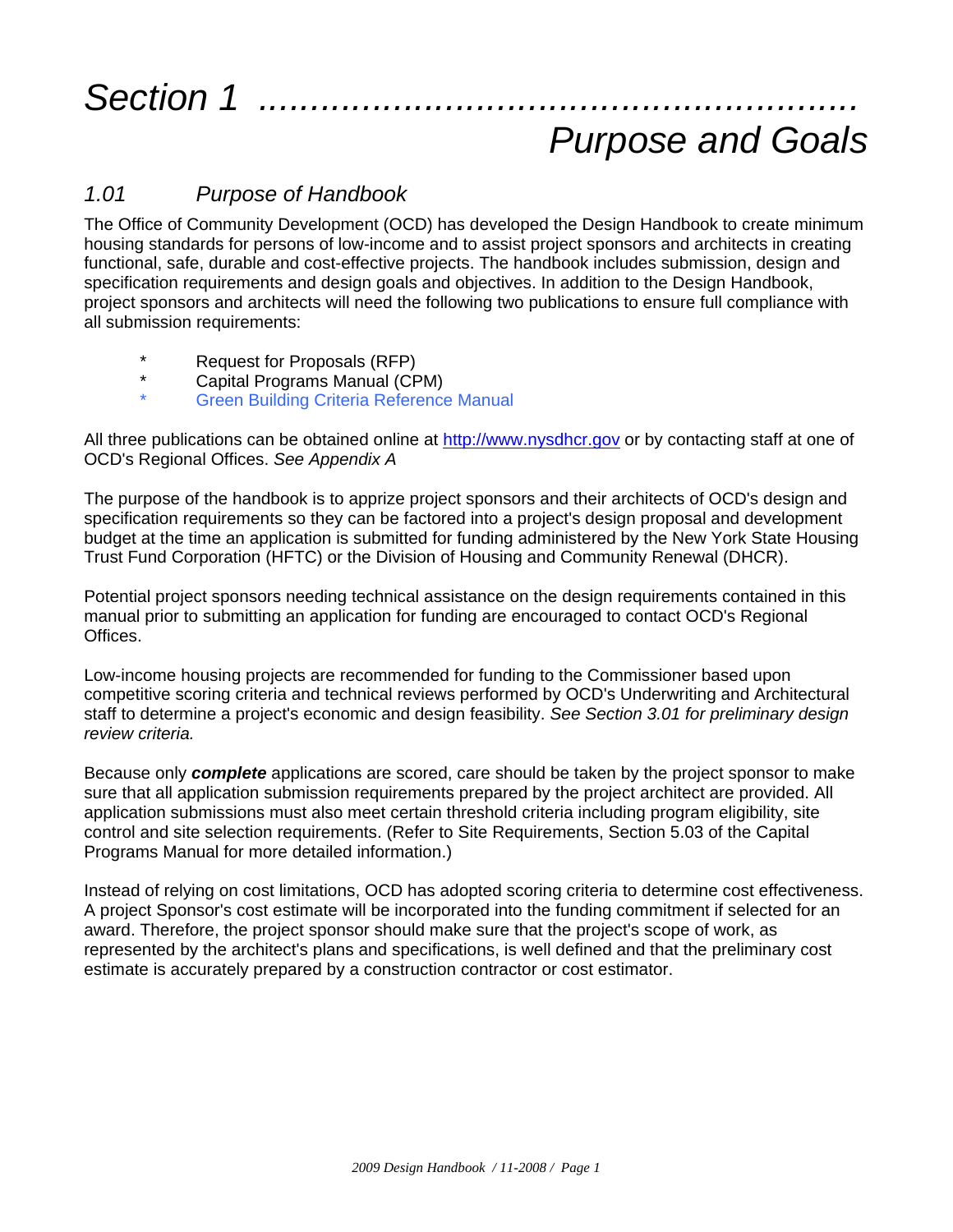# *Section 1 ......................................................... Purpose and Goals*

## *1.01 Purpose of Handbook*

The Office of Community Development (OCD) has developed the Design Handbook to create minimum housing standards for persons of low-income and to assist project sponsors and architects in creating functional, safe, durable and cost-effective projects. The handbook includes submission, design and specification requirements and design goals and objectives. In addition to the Design Handbook, project sponsors and architects will need the following two publications to ensure full compliance with all submission requirements:

- Request for Proposals (RFP)
- Capital Programs Manual (CPM)
- Green Building Criteria Reference Manual

All three publications can be obtained online at http://www.nysdhcr.gov or by contacting staff at one of OCD's Regional Offices. *See Appendix A*

The purpose of the handbook is to apprize project sponsors and their architects of OCD's design and specification requirements so they can be factored into a project's design proposal and development budget at the time an application is submitted for funding administered by the New York State Housing Trust Fund Corporation (HFTC) or the Division of Housing and Community Renewal (DHCR).

Potential project sponsors needing technical assistance on the design requirements contained in this manual prior to submitting an application for funding are encouraged to contact OCD's Regional Offices.

Low-income housing projects are recommended for funding to the Commissioner based upon competitive scoring criteria and technical reviews performed by OCD's Underwriting and Architectural staff to determine a project's economic and design feasibility. *See Section 3.01 for preliminary design review criteria.*

Because only ***complete*** applications are scored, care should be taken by the project sponsor to make sure that all application submission requirements prepared by the project architect are provided. All application submissions must also meet certain threshold criteria including program eligibility, site control and site selection requirements. (Refer to Site Requirements, Section 5.03 of the Capital Programs Manual for more detailed information.)

Instead of relying on cost limitations, OCD has adopted scoring criteria to determine cost effectiveness. A project Sponsor's cost estimate will be incorporated into the funding commitment if selected for an award. Therefore, the project sponsor should make sure that the project's scope of work, as represented by the architect's plans and specifications, is well defined and that the preliminary cost estimate is accurately prepared by a construction contractor or cost estimator.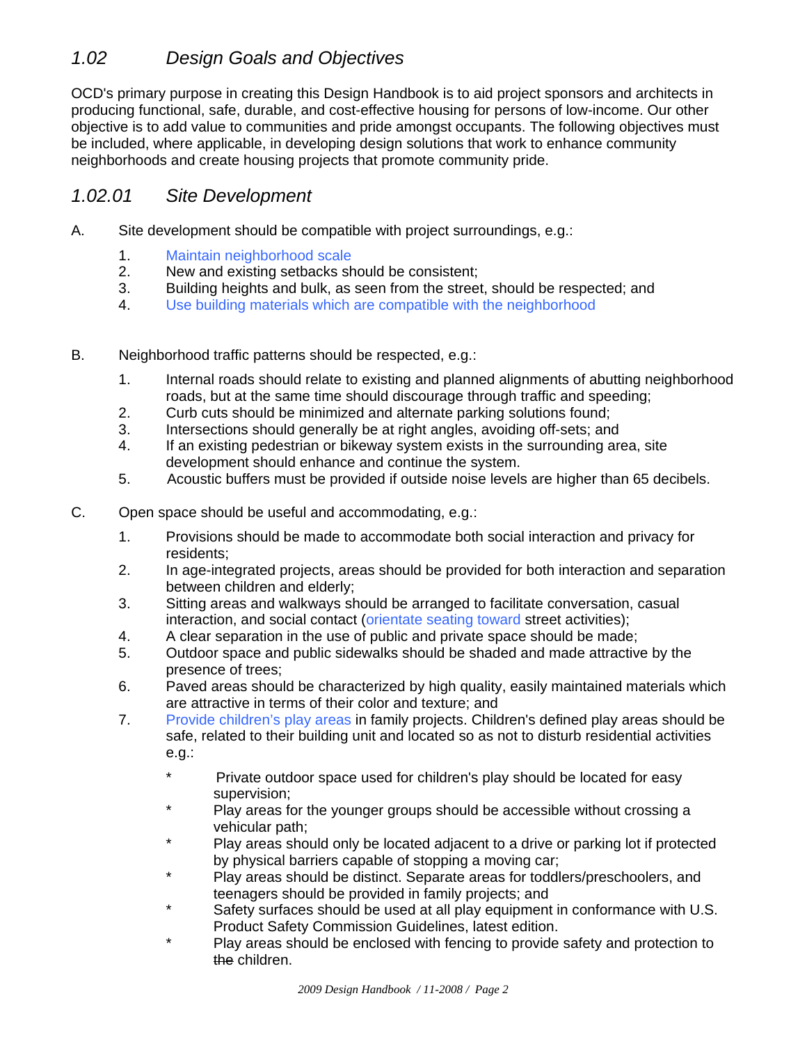## 1.02 Design Goals and Objectives

OCD's primary purpose in creating this Design Handbook is to aid project sponsors and architects in producing functional, safe, durable, and cost-effective housing for persons of low-income. Our other objective is to add value to communities and pride amongst occupants. The following objectives must be included, where applicable, in developing design solutions that work to enhance community neighborhoods and create housing projects that promote community pride.

### 1.02.01 Site Development

A. Site development should be compatible with project surroundings, e.g.:

1. Maintain neighborhood scale
2. New and existing setbacks should be consistent;
3. Building heights and bulk, as seen from the street, should be respected; and
4. Use building materials which are compatible with the neighborhood

B. Neighborhood traffic patterns should be respected, e.g.:

1. Internal roads should relate to existing and planned alignments of abutting neighborhood roads, but at the same time should discourage through traffic and speeding;
2. Curb cuts should be minimized and alternate parking solutions found;
3. Intersections should generally be at right angles, avoiding off-sets; and
4. If an existing pedestrian or bikeway system exists in the surrounding area, site development should enhance and continue the system.
5. Acoustic buffers must be provided if outside noise levels are higher than 65 decibels.

C. Open space should be useful and accommodating, e.g.:

1. Provisions should be made to accommodate both social interaction and privacy for residents;
2. In age-integrated projects, areas should be provided for both interaction and separation between children and elderly;
3. Sitting areas and walkways should be arranged to facilitate conversation, casual interaction, and social contact (orientate seating toward street activities);
4. A clear separation in the use of public and private space should be made;
5. Outdoor space and public sidewalks should be shaded and made attractive by the presence of trees;
6. Paved areas should be characterized by high quality, easily maintained materials which are attractive in terms of their color and texture; and
7. Provide children's play areas in family projects. Children's defined play areas should be safe, related to their building unit and located so as not to disturb residential activities e.g.:
   * Private outdoor space used for children's play should be located for easy supervision;
   * Play areas for the younger groups should be accessible without crossing a vehicular path;
   * Play areas should only be located adjacent to a drive or parking lot if protected by physical barriers capable of stopping a moving car;
   * Play areas should be distinct. Separate areas for toddlers/preschoolers, and teenagers should be provided in family projects; and
   * Safety surfaces should be used at all play equipment in conformance with U.S. Product Safety Commission Guidelines, latest edition.
   * Play areas should be enclosed with fencing to provide safety and protection to ~~the~~ children.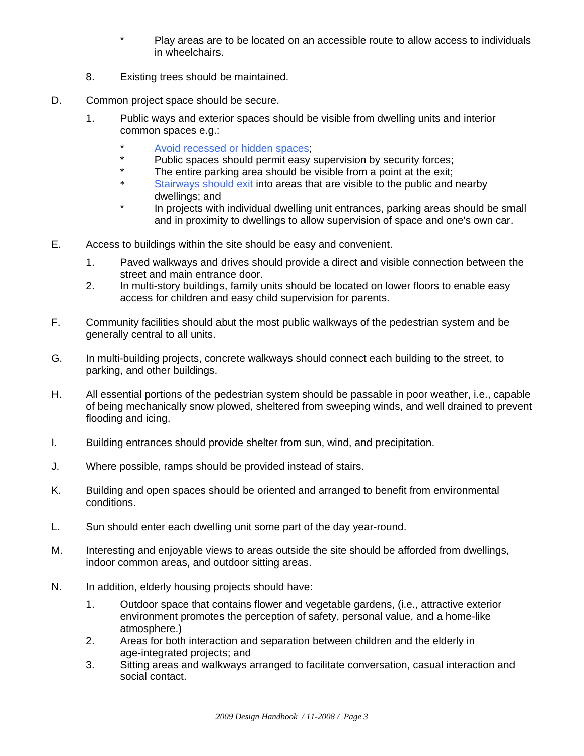* Play areas are to be located on an accessible route to allow access to individuals in wheelchairs.

8. Existing trees should be maintained.

D. Common project space should be secure.

   1. Public ways and exterior spaces should be visible from dwelling units and interior common spaces e.g.:

      * Avoid recessed or hidden spaces;
      * Public spaces should permit easy supervision by security forces;
      * The entire parking area should be visible from a point at the exit;
      * Stairways should exit into areas that are visible to the public and nearby dwellings; and
      * In projects with individual dwelling unit entrances, parking areas should be small and in proximity to dwellings to allow supervision of space and one's own car.

E. Access to buildings within the site should be easy and convenient.

   1. Paved walkways and drives should provide a direct and visible connection between the street and main entrance door.
   2. In multi-story buildings, family units should be located on lower floors to enable easy access for children and easy child supervision for parents.

F. Community facilities should abut the most public walkways of the pedestrian system and be generally central to all units.

G. In multi-building projects, concrete walkways should connect each building to the street, to parking, and other buildings.

H. All essential portions of the pedestrian system should be passable in poor weather, i.e., capable of being mechanically snow plowed, sheltered from sweeping winds, and well drained to prevent flooding and icing.

I. Building entrances should provide shelter from sun, wind, and precipitation.

J. Where possible, ramps should be provided instead of stairs.

K. Building and open spaces should be oriented and arranged to benefit from environmental conditions.

L. Sun should enter each dwelling unit some part of the day year-round.

M. Interesting and enjoyable views to areas outside the site should be afforded from dwellings, indoor common areas, and outdoor sitting areas.

N. In addition, elderly housing projects should have:

   1. Outdoor space that contains flower and vegetable gardens, (i.e., attractive exterior environment promotes the perception of safety, personal value, and a home-like atmosphere.)
   2. Areas for both interaction and separation between children and the elderly in age-integrated projects; and
   3. Sitting areas and walkways arranged to facilitate conversation, casual interaction and social contact.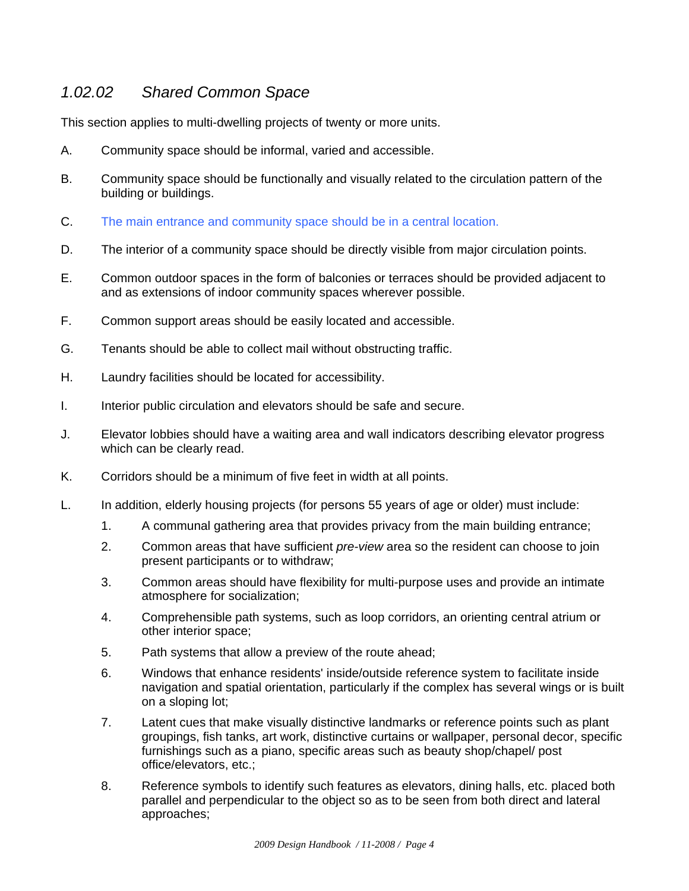### *1.02.02 Shared Common Space*

This section applies to multi-dwelling projects of twenty or more units.

A. Community space should be informal, varied and accessible.

B. Community space should be functionally and visually related to the circulation pattern of the building or buildings.

C. The main entrance and community space should be in a central location.

D. The interior of a community space should be directly visible from major circulation points.

E. Common outdoor spaces in the form of balconies or terraces should be provided adjacent to and as extensions of indoor community spaces wherever possible.

F. Common support areas should be easily located and accessible.

G. Tenants should be able to collect mail without obstructing traffic.

H. Laundry facilities should be located for accessibility.

I. Interior public circulation and elevators should be safe and secure.

J. Elevator lobbies should have a waiting area and wall indicators describing elevator progress which can be clearly read.

K. Corridors should be a minimum of five feet in width at all points.

L. In addition, elderly housing projects (for persons 55 years of age or older) must include:

   1. A communal gathering area that provides privacy from the main building entrance;
   2. Common areas that have sufficient *pre-view* area so the resident can choose to join present participants or to withdraw;
   3. Common areas should have flexibility for multi-purpose uses and provide an intimate atmosphere for socialization;
   4. Comprehensible path systems, such as loop corridors, an orienting central atrium or other interior space;
   5. Path systems that allow a preview of the route ahead;
   6. Windows that enhance residents' inside/outside reference system to facilitate inside navigation and spatial orientation, particularly if the complex has several wings or is built on a sloping lot;
   7. Latent cues that make visually distinctive landmarks or reference points such as plant groupings, fish tanks, art work, distinctive curtains or wallpaper, personal decor, specific furnishings such as a piano, specific areas such as beauty shop/chapel/ post office/elevators, etc.;
   8. Reference symbols to identify such features as elevators, dining halls, etc. placed both parallel and perpendicular to the object so as to be seen from both direct and lateral approaches;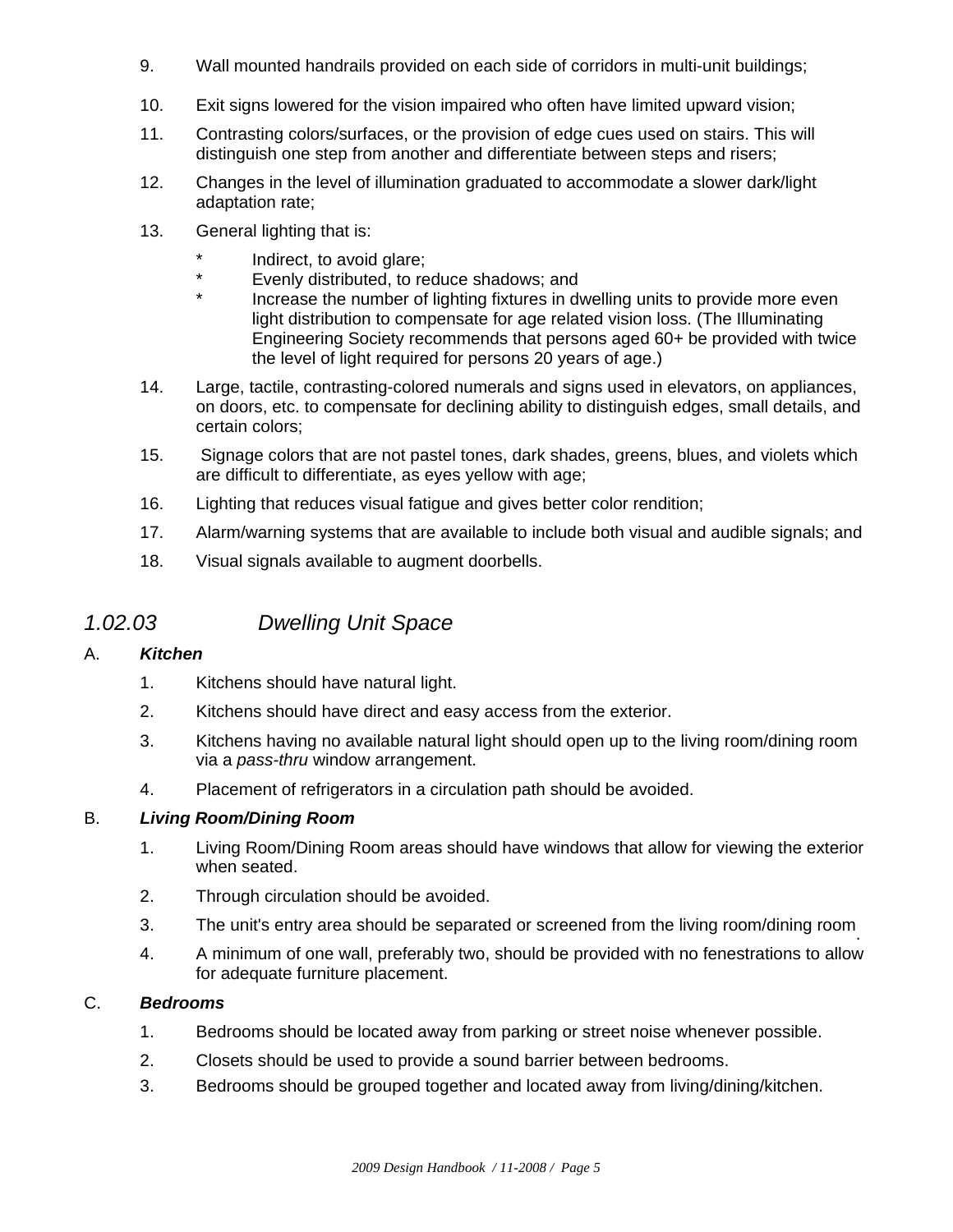9. Wall mounted handrails provided on each side of corridors in multi-unit buildings;

10. Exit signs lowered for the vision impaired who often have limited upward vision;

11. Contrasting colors/surfaces, or the provision of edge cues used on stairs. This will distinguish one step from another and differentiate between steps and risers;

12. Changes in the level of illumination graduated to accommodate a slower dark/light adaptation rate;

13. General lighting that is:

    * Indirect, to avoid glare;
    * Evenly distributed, to reduce shadows; and
    * Increase the number of lighting fixtures in dwelling units to provide more even light distribution to compensate for age related vision loss. (The Illuminating Engineering Society recommends that persons aged 60+ be provided with twice the level of light required for persons 20 years of age.)

14. Large, tactile, contrasting-colored numerals and signs used in elevators, on appliances, on doors, etc. to compensate for declining ability to distinguish edges, small details, and certain colors;

15. Signage colors that are not pastel tones, dark shades, greens, blues, and violets which are difficult to differentiate, as eyes yellow with age;

16. Lighting that reduces visual fatigue and gives better color rendition;

17. Alarm/warning systems that are available to include both visual and audible signals; and

18. Visual signals available to augment doorbells.

## *1.02.03 Dwelling Unit Space*

A. ***Kitchen***

1. Kitchens should have natural light.
2. Kitchens should have direct and easy access from the exterior.
3. Kitchens having no available natural light should open up to the living room/dining room via a *pass-thru* window arrangement.
4. Placement of refrigerators in a circulation path should be avoided.

B. ***Living Room/Dining Room***

1. Living Room/Dining Room areas should have windows that allow for viewing the exterior when seated.
2. Through circulation should be avoided.
3. The unit's entry area should be separated or screened from the living room/dining room.
4. A minimum of one wall, preferably two, should be provided with no fenestrations to allow for adequate furniture placement.

C. ***Bedrooms***

1. Bedrooms should be located away from parking or street noise whenever possible.
2. Closets should be used to provide a sound barrier between bedrooms.
3. Bedrooms should be grouped together and located away from living/dining/kitchen.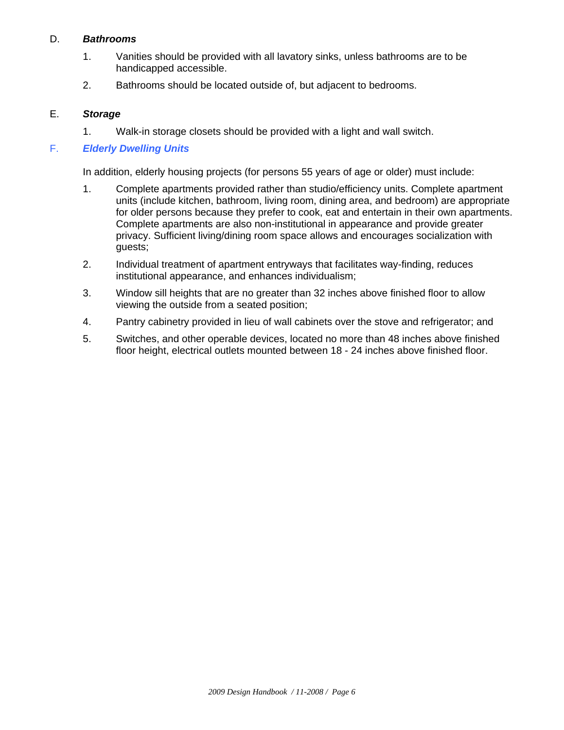D. ***Bathrooms***

1. Vanities should be provided with all lavatory sinks, unless bathrooms are to be handicapped accessible.
2. Bathrooms should be located outside of, but adjacent to bedrooms.

E. ***Storage***

1. Walk-in storage closets should be provided with a light and wall switch.

F. ***Elderly Dwelling Units***

In addition, elderly housing projects (for persons 55 years of age or older) must include:

1. Complete apartments provided rather than studio/efficiency units. Complete apartment units (include kitchen, bathroom, living room, dining area, and bedroom) are appropriate for older persons because they prefer to cook, eat and entertain in their own apartments. Complete apartments are also non-institutional in appearance and provide greater privacy. Sufficient living/dining room space allows and encourages socialization with guests;
2. Individual treatment of apartment entryways that facilitates way-finding, reduces institutional appearance, and enhances individualism;
3. Window sill heights that are no greater than 32 inches above finished floor to allow viewing the outside from a seated position;
4. Pantry cabinetry provided in lieu of wall cabinets over the stove and refrigerator; and
5. Switches, and other operable devices, located no more than 48 inches above finished floor height, electrical outlets mounted between 18 - 24 inches above finished floor.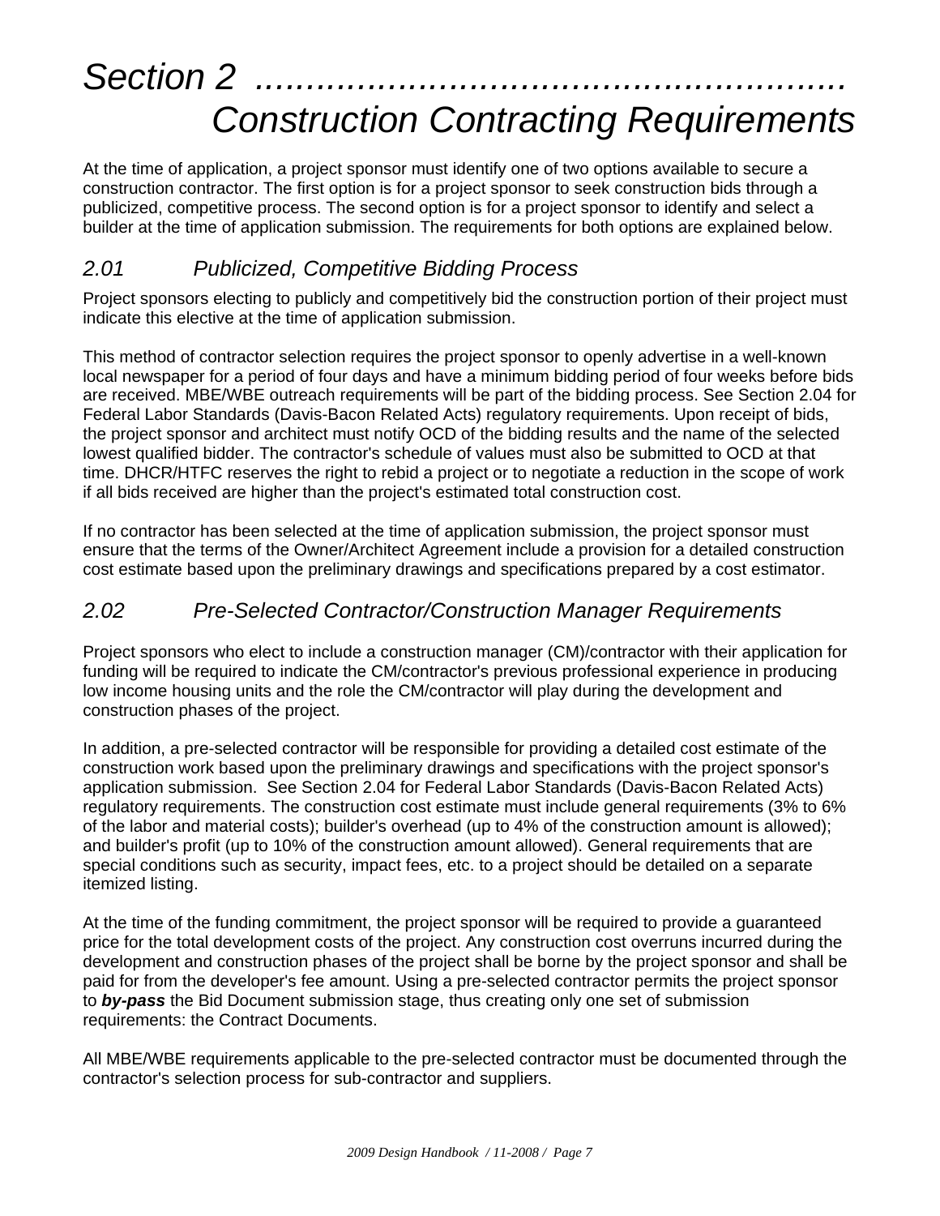# *Section 2 ......................................................... Construction Contracting Requirements*

At the time of application, a project sponsor must identify one of two options available to secure a construction contractor. The first option is for a project sponsor to seek construction bids through a publicized, competitive process. The second option is for a project sponsor to identify and select a builder at the time of application submission. The requirements for both options are explained below.

## *2.01 Publicized, Competitive Bidding Process*

Project sponsors electing to publicly and competitively bid the construction portion of their project must indicate this elective at the time of application submission.

This method of contractor selection requires the project sponsor to openly advertise in a well-known local newspaper for a period of four days and have a minimum bidding period of four weeks before bids are received. MBE/WBE outreach requirements will be part of the bidding process. See Section 2.04 for Federal Labor Standards (Davis-Bacon Related Acts) regulatory requirements. Upon receipt of bids, the project sponsor and architect must notify OCD of the bidding results and the name of the selected lowest qualified bidder. The contractor's schedule of values must also be submitted to OCD at that time. DHCR/HTFC reserves the right to rebid a project or to negotiate a reduction in the scope of work if all bids received are higher than the project's estimated total construction cost.

If no contractor has been selected at the time of application submission, the project sponsor must ensure that the terms of the Owner/Architect Agreement include a provision for a detailed construction cost estimate based upon the preliminary drawings and specifications prepared by a cost estimator.

## *2.02 Pre-Selected Contractor/Construction Manager Requirements*

Project sponsors who elect to include a construction manager (CM)/contractor with their application for funding will be required to indicate the CM/contractor's previous professional experience in producing low income housing units and the role the CM/contractor will play during the development and construction phases of the project.

In addition, a pre-selected contractor will be responsible for providing a detailed cost estimate of the construction work based upon the preliminary drawings and specifications with the project sponsor's application submission. See Section 2.04 for Federal Labor Standards (Davis-Bacon Related Acts) regulatory requirements. The construction cost estimate must include general requirements (3% to 6% of the labor and material costs); builder's overhead (up to 4% of the construction amount is allowed); and builder's profit (up to 10% of the construction amount allowed). General requirements that are special conditions such as security, impact fees, etc. to a project should be detailed on a separate itemized listing.

At the time of the funding commitment, the project sponsor will be required to provide a guaranteed price for the total development costs of the project. Any construction cost overruns incurred during the development and construction phases of the project shall be borne by the project sponsor and shall be paid for from the developer's fee amount. Using a pre-selected contractor permits the project sponsor to ***by-pass*** the Bid Document submission stage, thus creating only one set of submission requirements: the Contract Documents.

All MBE/WBE requirements applicable to the pre-selected contractor must be documented through the contractor's selection process for sub-contractor and suppliers.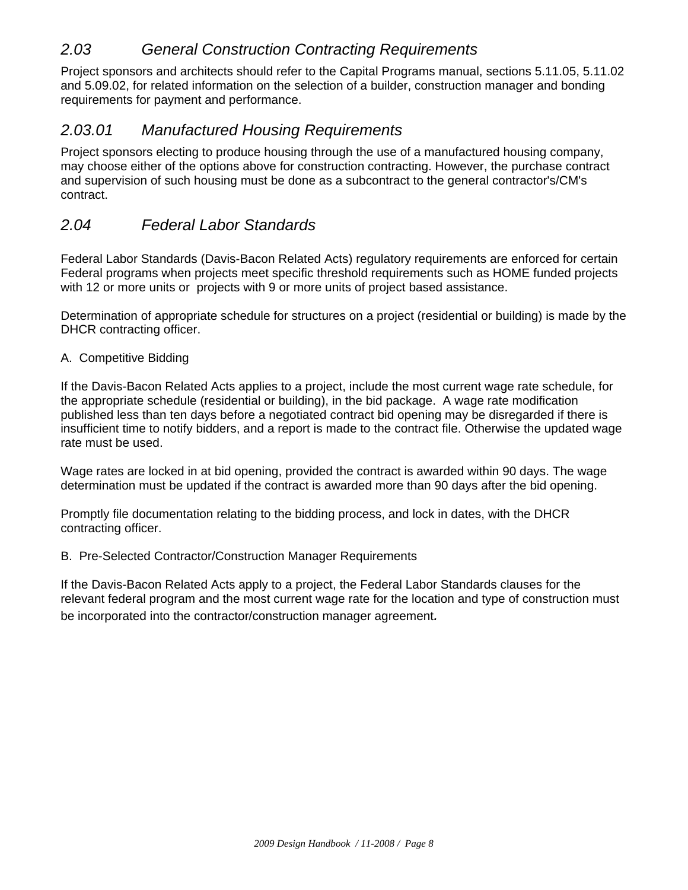## *2.03 General Construction Contracting Requirements*

Project sponsors and architects should refer to the Capital Programs manual, sections 5.11.05, 5.11.02 and 5.09.02, for related information on the selection of a builder, construction manager and bonding requirements for payment and performance.

### *2.03.01 Manufactured Housing Requirements*

Project sponsors electing to produce housing through the use of a manufactured housing company, may choose either of the options above for construction contracting. However, the purchase contract and supervision of such housing must be done as a subcontract to the general contractor's/CM's contract.

## *2.04 Federal Labor Standards*

Federal Labor Standards (Davis-Bacon Related Acts) regulatory requirements are enforced for certain Federal programs when projects meet specific threshold requirements such as HOME funded projects with 12 or more units or projects with 9 or more units of project based assistance.

Determination of appropriate schedule for structures on a project (residential or building) is made by the DHCR contracting officer.

A. Competitive Bidding

If the Davis-Bacon Related Acts applies to a project, include the most current wage rate schedule, for the appropriate schedule (residential or building), in the bid package. A wage rate modification published less than ten days before a negotiated contract bid opening may be disregarded if there is insufficient time to notify bidders, and a report is made to the contract file. Otherwise the updated wage rate must be used.

Wage rates are locked in at bid opening, provided the contract is awarded within 90 days. The wage determination must be updated if the contract is awarded more than 90 days after the bid opening.

Promptly file documentation relating to the bidding process, and lock in dates, with the DHCR contracting officer.

B. Pre-Selected Contractor/Construction Manager Requirements

If the Davis-Bacon Related Acts apply to a project, the Federal Labor Standards clauses for the relevant federal program and the most current wage rate for the location and type of construction must be incorporated into the contractor/construction manager agreement.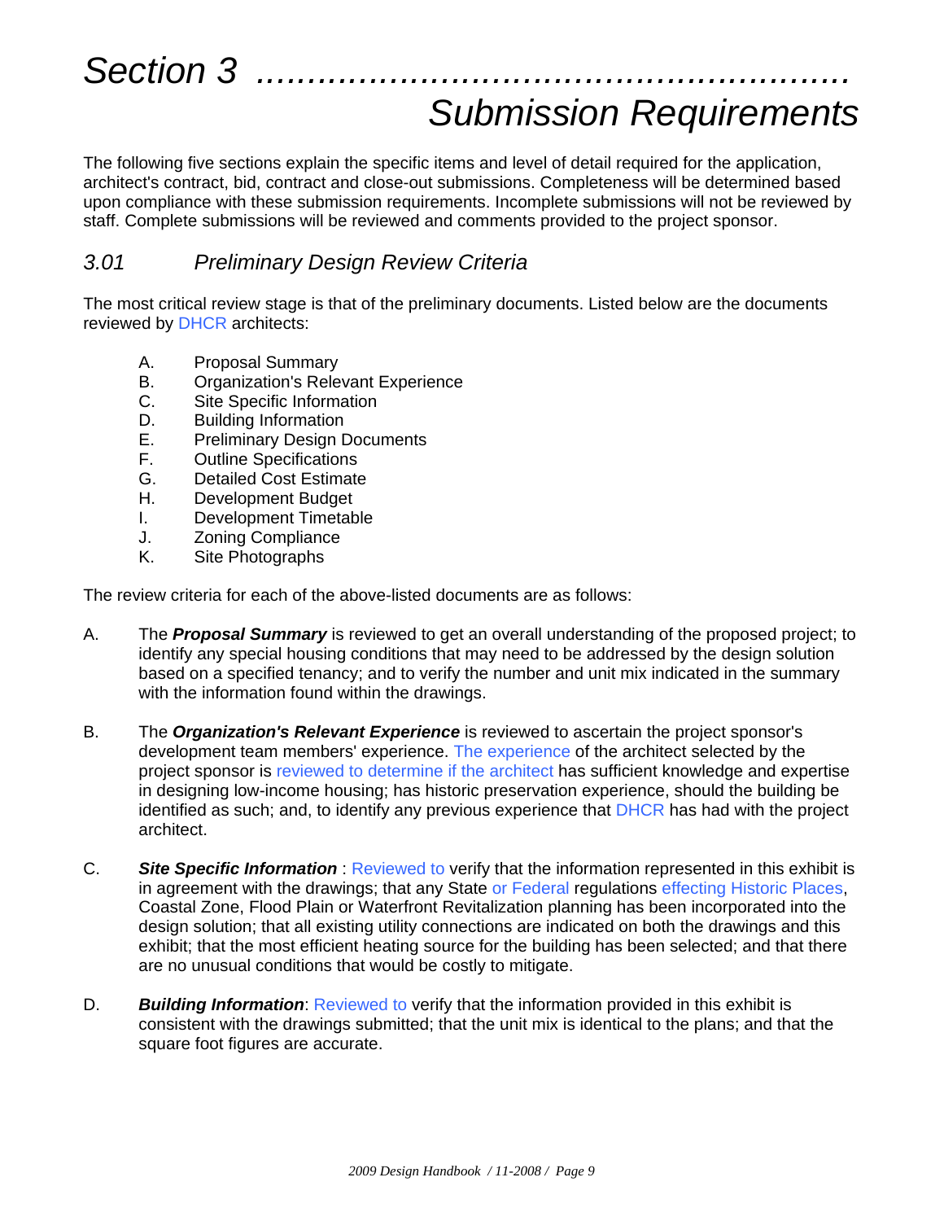# Section 3 ........................................................ Submission Requirements

The following five sections explain the specific items and level of detail required for the application, architect's contract, bid, contract and close-out submissions. Completeness will be determined based upon compliance with these submission requirements. Incomplete submissions will not be reviewed by staff. Complete submissions will be reviewed and comments provided to the project sponsor.

## *3.01 Preliminary Design Review Criteria*

The most critical review stage is that of the preliminary documents. Listed below are the documents reviewed by DHCR architects:

A. Proposal Summary
B. Organization's Relevant Experience
C. Site Specific Information
D. Building Information
E. Preliminary Design Documents
F. Outline Specifications
G. Detailed Cost Estimate
H. Development Budget
I. Development Timetable
J. Zoning Compliance
K. Site Photographs

The review criteria for each of the above-listed documents are as follows:

A. The ***Proposal Summary*** is reviewed to get an overall understanding of the proposed project; to identify any special housing conditions that may need to be addressed by the design solution based on a specified tenancy; and to verify the number and unit mix indicated in the summary with the information found within the drawings.

B. The ***Organization's Relevant Experience*** is reviewed to ascertain the project sponsor's development team members' experience. The experience of the architect selected by the project sponsor is reviewed to determine if the architect has sufficient knowledge and expertise in designing low-income housing; has historic preservation experience, should the building be identified as such; and, to identify any previous experience that DHCR has had with the project architect.

C. ***Site Specific Information*** : Reviewed to verify that the information represented in this exhibit is in agreement with the drawings; that any State or Federal regulations effecting Historic Places, Coastal Zone, Flood Plain or Waterfront Revitalization planning has been incorporated into the design solution; that all existing utility connections are indicated on both the drawings and this exhibit; that the most efficient heating source for the building has been selected; and that there are no unusual conditions that would be costly to mitigate.

D. ***Building Information***: Reviewed to verify that the information provided in this exhibit is consistent with the drawings submitted; that the unit mix is identical to the plans; and that the square foot figures are accurate.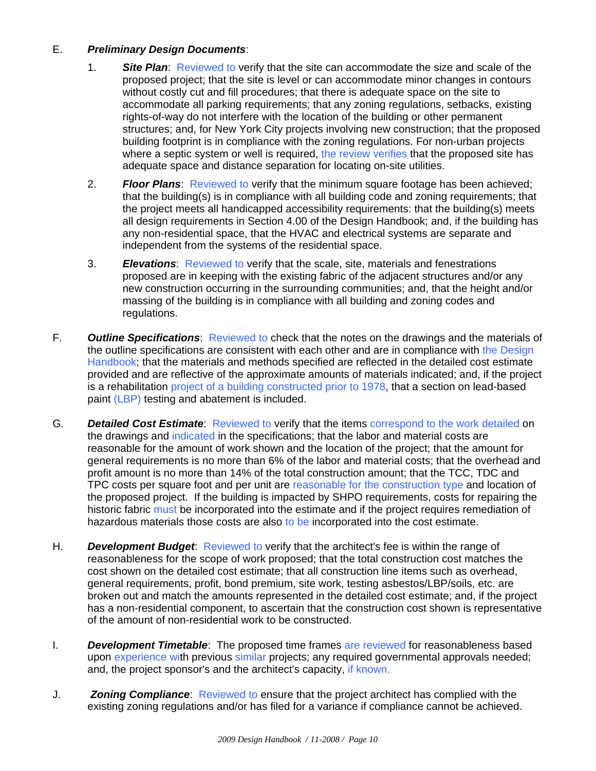E. ***Preliminary Design Documents***:

1. ***Site Plan***: Reviewed to verify that the site can accommodate the size and scale of the proposed project; that the site is level or can accommodate minor changes in contours without costly cut and fill procedures; that there is adequate space on the site to accommodate all parking requirements; that any zoning regulations, setbacks, existing rights-of-way do not interfere with the location of the building or other permanent structures; and, for New York City projects involving new construction; that the proposed building footprint is in compliance with the zoning regulations. For non-urban projects where a septic system or well is required, the review verifies that the proposed site has adequate space and distance separation for locating on-site utilities.

2. ***Floor Plans***: Reviewed to verify that the minimum square footage has been achieved; that the building(s) is in compliance with all building code and zoning requirements; that the project meets all handicapped accessibility requirements: that the building(s) meets all design requirements in Section 4.00 of the Design Handbook; and, if the building has any non-residential space, that the HVAC and electrical systems are separate and independent from the systems of the residential space.

3. ***Elevations***: Reviewed to verify that the scale, site, materials and fenestrations proposed are in keeping with the existing fabric of the adjacent structures and/or any new construction occurring in the surrounding communities; and, that the height and/or massing of the building is in compliance with all building and zoning codes and regulations.

F. ***Outline Specifications***: Reviewed to check that the notes on the drawings and the materials of the outline specifications are consistent with each other and are in compliance with the Design Handbook; that the materials and methods specified are reflected in the detailed cost estimate provided and are reflective of the approximate amounts of materials indicated; and, if the project is a rehabilitation project of a building constructed prior to 1978, that a section on lead-based paint (LBP) testing and abatement is included.

G. ***Detailed Cost Estimate***: Reviewed to verify that the items correspond to the work detailed on the drawings and indicated in the specifications; that the labor and material costs are reasonable for the amount of work shown and the location of the project; that the amount for general requirements is no more than 6% of the labor and material costs; that the overhead and profit amount is no more than 14% of the total construction amount; that the TCC, TDC and TPC costs per square foot and per unit are reasonable for the construction type and location of the proposed project. If the building is impacted by SHPO requirements, costs for repairing the historic fabric must be incorporated into the estimate and if the project requires remediation of hazardous materials those costs are also to be incorporated into the cost estimate.

H. ***Development Budget***: Reviewed to verify that the architect's fee is within the range of reasonableness for the scope of work proposed; that the total construction cost matches the cost shown on the detailed cost estimate; that all construction line items such as overhead, general requirements, profit, bond premium, site work, testing asbestos/LBP/soils, etc. are broken out and match the amounts represented in the detailed cost estimate; and, if the project has a non-residential component, to ascertain that the construction cost shown is representative of the amount of non-residential work to be constructed.

I. ***Development Timetable***: The proposed time frames are reviewed for reasonableness based upon experience with previous similar projects; any required governmental approvals needed; and, the project sponsor's and the architect's capacity, if known.

J. ***Zoning Compliance***: Reviewed to ensure that the project architect has complied with the existing zoning regulations and/or has filed for a variance if compliance cannot be achieved.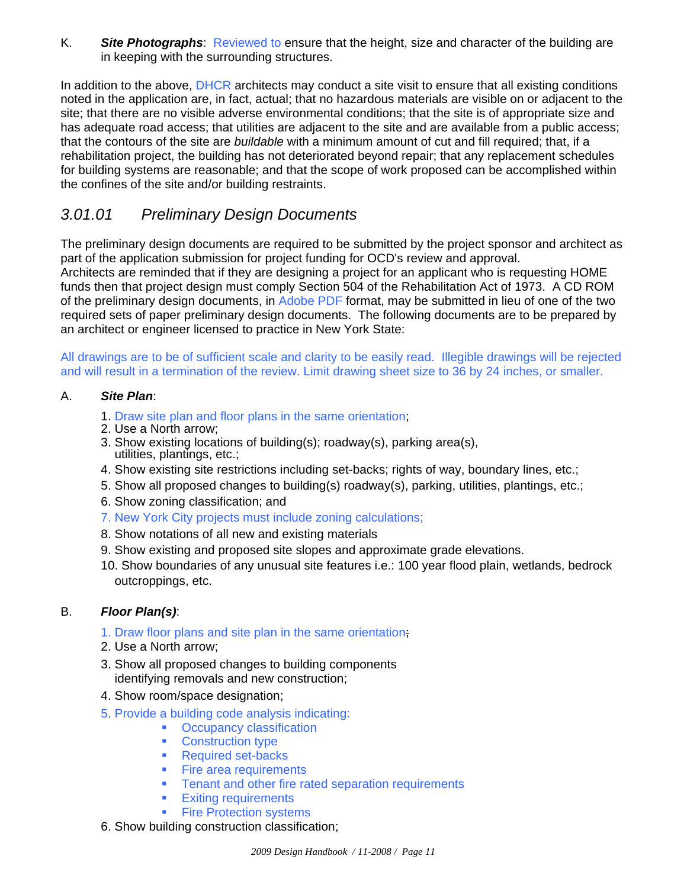K. ***Site Photographs***: Reviewed to ensure that the height, size and character of the building are in keeping with the surrounding structures.

In addition to the above, DHCR architects may conduct a site visit to ensure that all existing conditions noted in the application are, in fact, actual; that no hazardous materials are visible on or adjacent to the site; that there are no visible adverse environmental conditions; that the site is of appropriate size and has adequate road access; that utilities are adjacent to the site and are available from a public access; that the contours of the site are *buildable* with a minimum amount of cut and fill required; that, if a rehabilitation project, the building has not deteriorated beyond repair; that any replacement schedules for building systems are reasonable; and that the scope of work proposed can be accomplished within the confines of the site and/or building restraints.

## *3.01.01 Preliminary Design Documents*

The preliminary design documents are required to be submitted by the project sponsor and architect as part of the application submission for project funding for OCD's review and approval.
Architects are reminded that if they are designing a project for an applicant who is requesting HOME funds then that project design must comply Section 504 of the Rehabilitation Act of 1973. A CD ROM of the preliminary design documents, in Adobe PDF format, may be submitted in lieu of one of the two required sets of paper preliminary design documents. The following documents are to be prepared by an architect or engineer licensed to practice in New York State:

All drawings are to be of sufficient scale and clarity to be easily read. Illegible drawings will be rejected and will result in a termination of the review. Limit drawing sheet size to 36 by 24 inches, or smaller.

A. ***Site Plan***:

1. Draw site plan and floor plans in the same orientation;
2. Use a North arrow;
3. Show existing locations of building(s); roadway(s), parking area(s), utilities, plantings, etc.;
4. Show existing site restrictions including set-backs; rights of way, boundary lines, etc.;
5. Show all proposed changes to building(s) roadway(s), parking, utilities, plantings, etc.;
6. Show zoning classification; and
7. New York City projects must include zoning calculations;
8. Show notations of all new and existing materials
9. Show existing and proposed site slopes and approximate grade elevations.
10. Show boundaries of any unusual site features i.e.: 100 year flood plain, wetlands, bedrock outcroppings, etc.

B. ***Floor Plan(s)***:

1. Draw floor plans and site plan in the same orientation;
2. Use a North arrow;
3. Show all proposed changes to building components identifying removals and new construction;
4. Show room/space designation;
5. Provide a building code analysis indicating:
   - Occupancy classification
   - Construction type
   - Required set-backs
   - Fire area requirements
   - Tenant and other fire rated separation requirements
   - Exiting requirements
   - Fire Protection systems
6. Show building construction classification;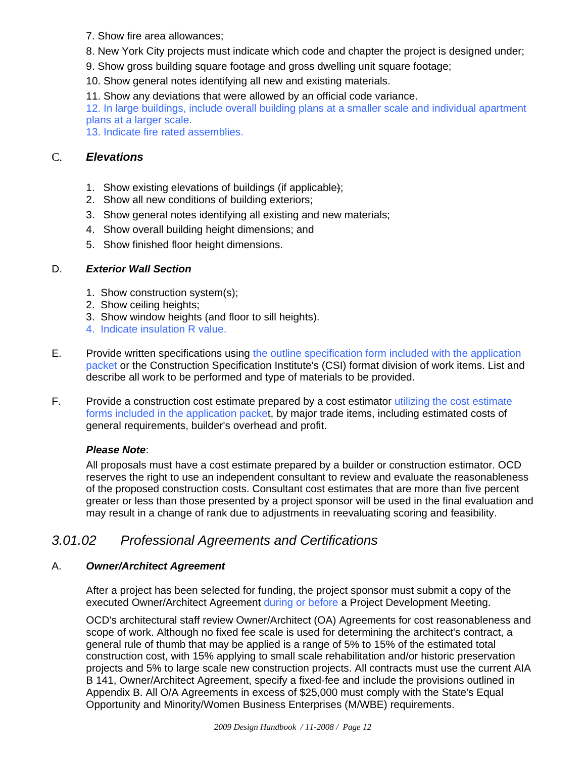7. Show fire area allowances;

8. New York City projects must indicate which code and chapter the project is designed under;

9. Show gross building square footage and gross dwelling unit square footage;

10. Show general notes identifying all new and existing materials.

11. Show any deviations that were allowed by an official code variance.

12. In large buildings, include overall building plans at a smaller scale and individual apartment plans at a larger scale.

13. Indicate fire rated assemblies.

C. ***Elevations***

1. Show existing elevations of buildings (if applicable);
2. Show all new conditions of building exteriors;
3. Show general notes identifying all existing and new materials;
4. Show overall building height dimensions; and
5. Show finished floor height dimensions.

D. ***Exterior Wall Section***

1. Show construction system(s);
2. Show ceiling heights;
3. Show window heights (and floor to sill heights).
4. Indicate insulation R value.

E. Provide written specifications using the outline specification form included with the application packet or the Construction Specification Institute's (CSI) format division of work items. List and describe all work to be performed and type of materials to be provided.

F. Provide a construction cost estimate prepared by a cost estimator utilizing the cost estimate forms included in the application packet, by major trade items, including estimated costs of general requirements, builder's overhead and profit.

***Please Note***:

All proposals must have a cost estimate prepared by a builder or construction estimator. OCD reserves the right to use an independent consultant to review and evaluate the reasonableness of the proposed construction costs. Consultant cost estimates that are more than five percent greater or less than those presented by a project sponsor will be used in the final evaluation and may result in a change of rank due to adjustments in reevaluating scoring and feasibility.

## *3.01.02 Professional Agreements and Certifications*

A. ***Owner/Architect Agreement***

After a project has been selected for funding, the project sponsor must submit a copy of the executed Owner/Architect Agreement during or before a Project Development Meeting.

OCD's architectural staff review Owner/Architect (OA) Agreements for cost reasonableness and scope of work. Although no fixed fee scale is used for determining the architect's contract, a general rule of thumb that may be applied is a range of 5% to 15% of the estimated total construction cost, with 15% applying to small scale rehabilitation and/or historic preservation projects and 5% to large scale new construction projects. All contracts must use the current AIA B 141, Owner/Architect Agreement, specify a fixed-fee and include the provisions outlined in Appendix B. All O/A Agreements in excess of $25,000 must comply with the State's Equal Opportunity and Minority/Women Business Enterprises (M/WBE) requirements.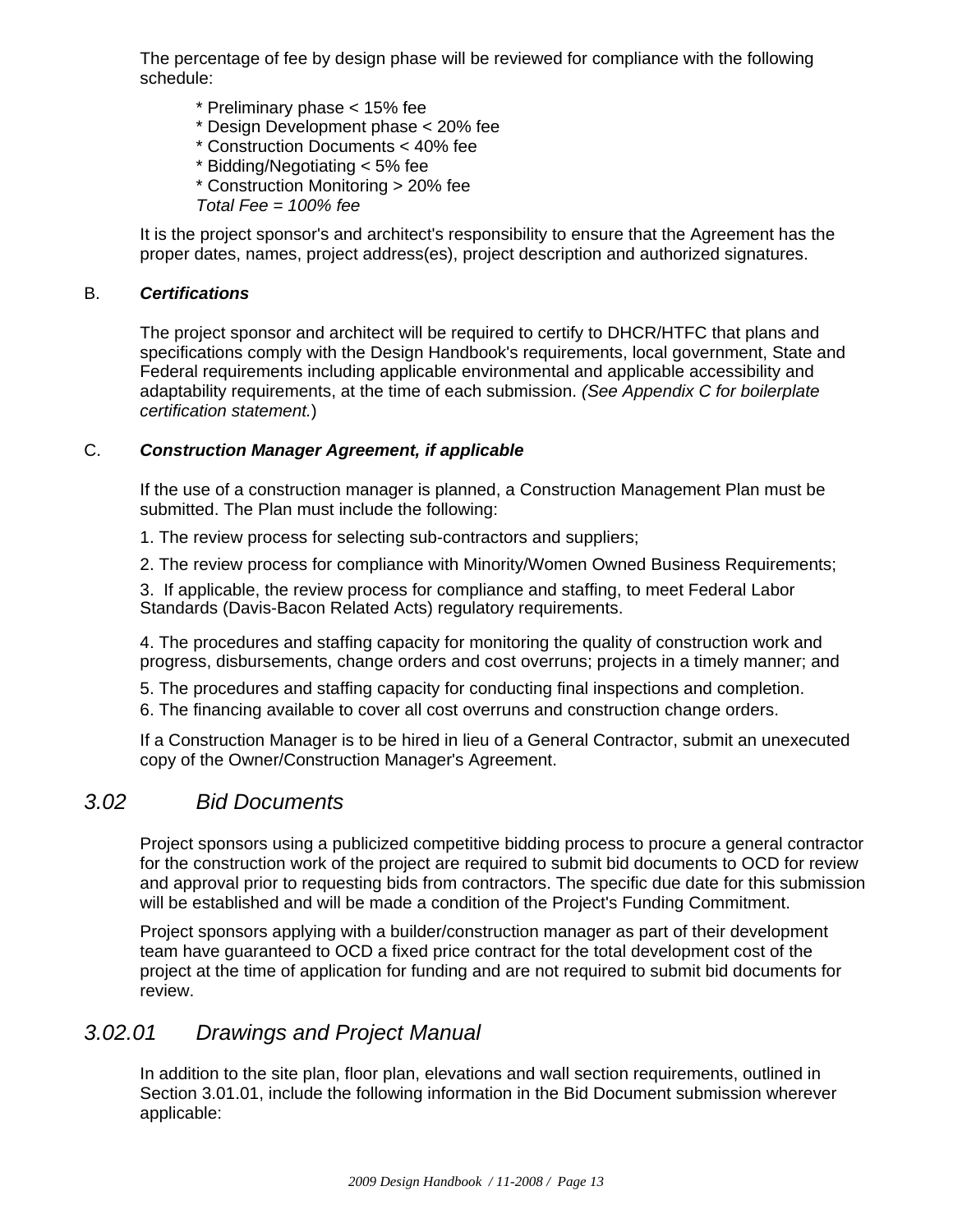The percentage of fee by design phase will be reviewed for compliance with the following schedule:

* Preliminary phase < 15% fee
* Design Development phase < 20% fee
* Construction Documents < 40% fee
* Bidding/Negotiating < 5% fee
* Construction Monitoring > 20% fee

*Total Fee = 100% fee*

It is the project sponsor's and architect's responsibility to ensure that the Agreement has the proper dates, names, project address(es), project description and authorized signatures.

B. ***Certifications***

The project sponsor and architect will be required to certify to DHCR/HTFC that plans and specifications comply with the Design Handbook's requirements, local government, State and Federal requirements including applicable environmental and applicable accessibility and adaptability requirements, at the time of each submission. *(See Appendix C for boilerplate certification statement.*)

C. ***Construction Manager Agreement, if applicable***

If the use of a construction manager is planned, a Construction Management Plan must be submitted. The Plan must include the following:

1. The review process for selecting sub-contractors and suppliers;
2. The review process for compliance with Minority/Women Owned Business Requirements;
3. If applicable, the review process for compliance and staffing, to meet Federal Labor Standards (Davis-Bacon Related Acts) regulatory requirements.
4. The procedures and staffing capacity for monitoring the quality of construction work and progress, disbursements, change orders and cost overruns; projects in a timely manner; and
5. The procedures and staffing capacity for conducting final inspections and completion.
6. The financing available to cover all cost overruns and construction change orders.

If a Construction Manager is to be hired in lieu of a General Contractor, submit an unexecuted copy of the Owner/Construction Manager's Agreement.

## *3.02 Bid Documents*

Project sponsors using a publicized competitive bidding process to procure a general contractor for the construction work of the project are required to submit bid documents to OCD for review and approval prior to requesting bids from contractors. The specific due date for this submission will be established and will be made a condition of the Project's Funding Commitment.

Project sponsors applying with a builder/construction manager as part of their development team have guaranteed to OCD a fixed price contract for the total development cost of the project at the time of application for funding and are not required to submit bid documents for review.

## *3.02.01 Drawings and Project Manual*

In addition to the site plan, floor plan, elevations and wall section requirements, outlined in Section 3.01.01, include the following information in the Bid Document submission wherever applicable: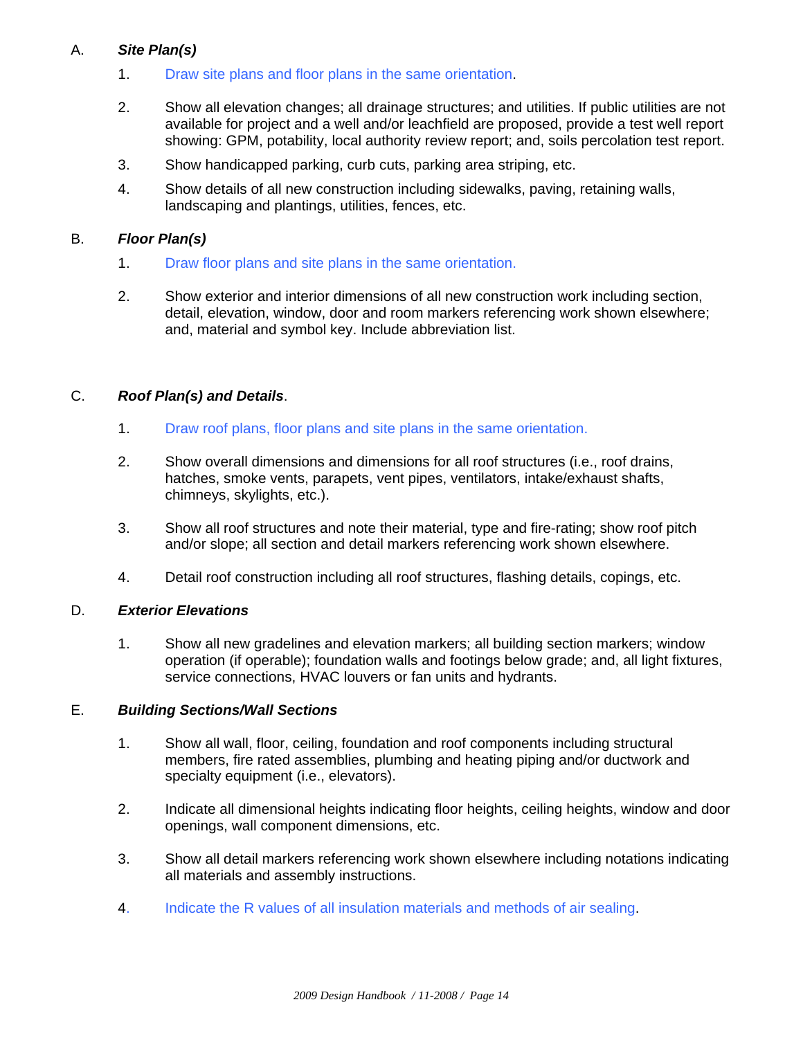A. ***Site Plan(s)***

1. Draw site plans and floor plans in the same orientation.

2. Show all elevation changes; all drainage structures; and utilities. If public utilities are not available for project and a well and/or leachfield are proposed, provide a test well report showing: GPM, potability, local authority review report; and, soils percolation test report.

3. Show handicapped parking, curb cuts, parking area striping, etc.

4. Show details of all new construction including sidewalks, paving, retaining walls, landscaping and plantings, utilities, fences, etc.

B. ***Floor Plan(s)***

1. Draw floor plans and site plans in the same orientation.

2. Show exterior and interior dimensions of all new construction work including section, detail, elevation, window, door and room markers referencing work shown elsewhere; and, material and symbol key. Include abbreviation list.

C. ***Roof Plan(s) and Details***.

1. Draw roof plans, floor plans and site plans in the same orientation.

2. Show overall dimensions and dimensions for all roof structures (i.e., roof drains, hatches, smoke vents, parapets, vent pipes, ventilators, intake/exhaust shafts, chimneys, skylights, etc.).

3. Show all roof structures and note their material, type and fire-rating; show roof pitch and/or slope; all section and detail markers referencing work shown elsewhere.

4. Detail roof construction including all roof structures, flashing details, copings, etc.

D. ***Exterior Elevations***

1. Show all new gradelines and elevation markers; all building section markers; window operation (if operable); foundation walls and footings below grade; and, all light fixtures, service connections, HVAC louvers or fan units and hydrants.

E. ***Building Sections/Wall Sections***

1. Show all wall, floor, ceiling, foundation and roof components including structural members, fire rated assemblies, plumbing and heating piping and/or ductwork and specialty equipment (i.e., elevators).

2. Indicate all dimensional heights indicating floor heights, ceiling heights, window and door openings, wall component dimensions, etc.

3. Show all detail markers referencing work shown elsewhere including notations indicating all materials and assembly instructions.

4. Indicate the R values of all insulation materials and methods of air sealing.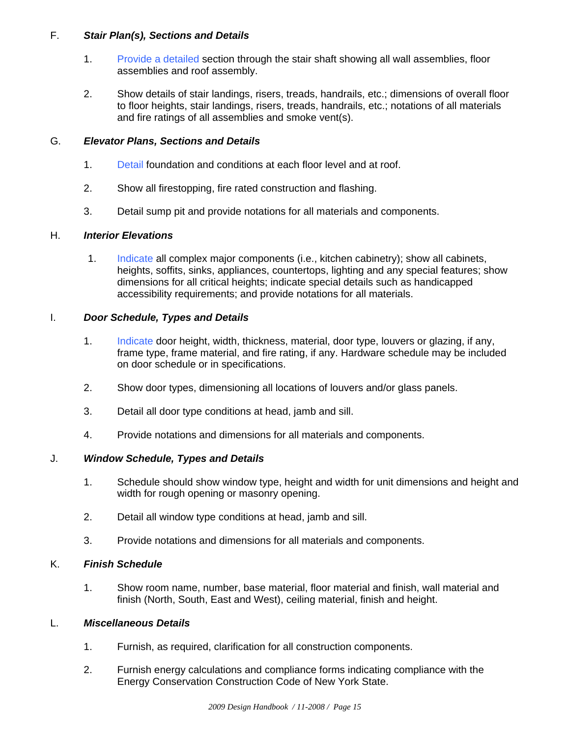F. ***Stair Plan(s), Sections and Details***

1. Provide a detailed section through the stair shaft showing all wall assemblies, floor assemblies and roof assembly.

2. Show details of stair landings, risers, treads, handrails, etc.; dimensions of overall floor to floor heights, stair landings, risers, treads, handrails, etc.; notations of all materials and fire ratings of all assemblies and smoke vent(s).

G. ***Elevator Plans, Sections and Details***

1. Detail foundation and conditions at each floor level and at roof.

2. Show all firestopping, fire rated construction and flashing.

3. Detail sump pit and provide notations for all materials and components.

H. ***Interior Elevations***

1. Indicate all complex major components (i.e., kitchen cabinetry); show all cabinets, heights, soffits, sinks, appliances, countertops, lighting and any special features; show dimensions for all critical heights; indicate special details such as handicapped accessibility requirements; and provide notations for all materials.

I. ***Door Schedule, Types and Details***

1. Indicate door height, width, thickness, material, door type, louvers or glazing, if any, frame type, frame material, and fire rating, if any. Hardware schedule may be included on door schedule or in specifications.

2. Show door types, dimensioning all locations of louvers and/or glass panels.

3. Detail all door type conditions at head, jamb and sill.

4. Provide notations and dimensions for all materials and components.

J. ***Window Schedule, Types and Details***

1. Schedule should show window type, height and width for unit dimensions and height and width for rough opening or masonry opening.

2. Detail all window type conditions at head, jamb and sill.

3. Provide notations and dimensions for all materials and components.

K. ***Finish Schedule***

1. Show room name, number, base material, floor material and finish, wall material and finish (North, South, East and West), ceiling material, finish and height.

L. ***Miscellaneous Details***

1. Furnish, as required, clarification for all construction components.

2. Furnish energy calculations and compliance forms indicating compliance with the Energy Conservation Construction Code of New York State.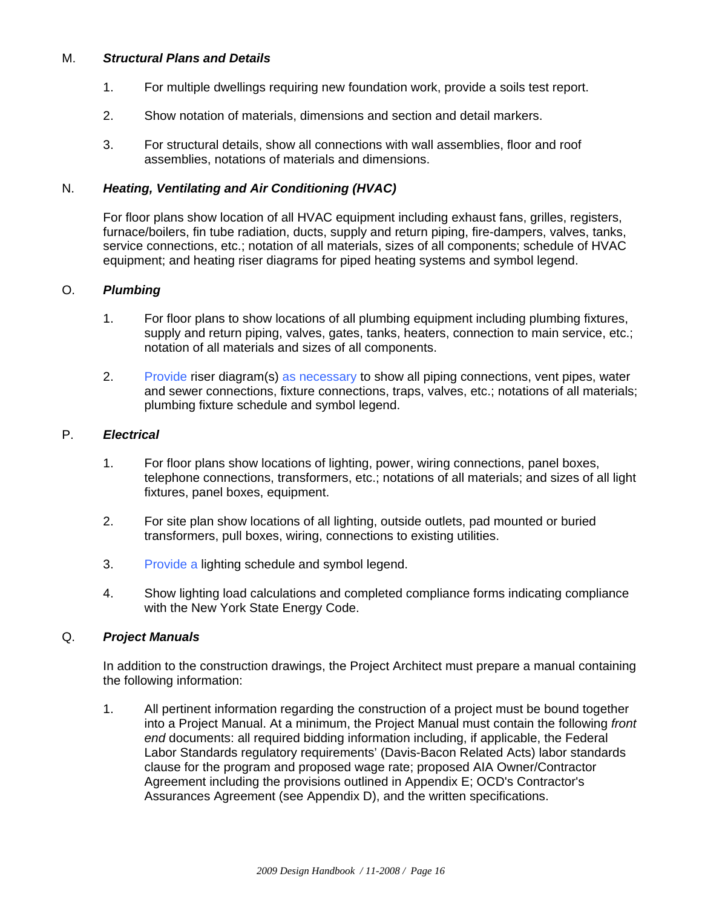M. ***Structural Plans and Details***

1. For multiple dwellings requiring new foundation work, provide a soils test report.

2. Show notation of materials, dimensions and section and detail markers.

3. For structural details, show all connections with wall assemblies, floor and roof assemblies, notations of materials and dimensions.

N. ***Heating, Ventilating and Air Conditioning (HVAC)***

For floor plans show location of all HVAC equipment including exhaust fans, grilles, registers, furnace/boilers, fin tube radiation, ducts, supply and return piping, fire-dampers, valves, tanks, service connections, etc.; notation of all materials, sizes of all components; schedule of HVAC equipment; and heating riser diagrams for piped heating systems and symbol legend.

O. ***Plumbing***

1. For floor plans to show locations of all plumbing equipment including plumbing fixtures, supply and return piping, valves, gates, tanks, heaters, connection to main service, etc.; notation of all materials and sizes of all components.

2. Provide riser diagram(s) as necessary to show all piping connections, vent pipes, water and sewer connections, fixture connections, traps, valves, etc.; notations of all materials; plumbing fixture schedule and symbol legend.

P. ***Electrical***

1. For floor plans show locations of lighting, power, wiring connections, panel boxes, telephone connections, transformers, etc.; notations of all materials; and sizes of all light fixtures, panel boxes, equipment.

2. For site plan show locations of all lighting, outside outlets, pad mounted or buried transformers, pull boxes, wiring, connections to existing utilities.

3. Provide a lighting schedule and symbol legend.

4. Show lighting load calculations and completed compliance forms indicating compliance with the New York State Energy Code.

Q. ***Project Manuals***

In addition to the construction drawings, the Project Architect must prepare a manual containing the following information:

1. All pertinent information regarding the construction of a project must be bound together into a Project Manual. At a minimum, the Project Manual must contain the following *front end* documents: all required bidding information including, if applicable, the Federal Labor Standards regulatory requirements' (Davis-Bacon Related Acts) labor standards clause for the program and proposed wage rate; proposed AIA Owner/Contractor Agreement including the provisions outlined in Appendix E; OCD's Contractor's Assurances Agreement (see Appendix D), and the written specifications.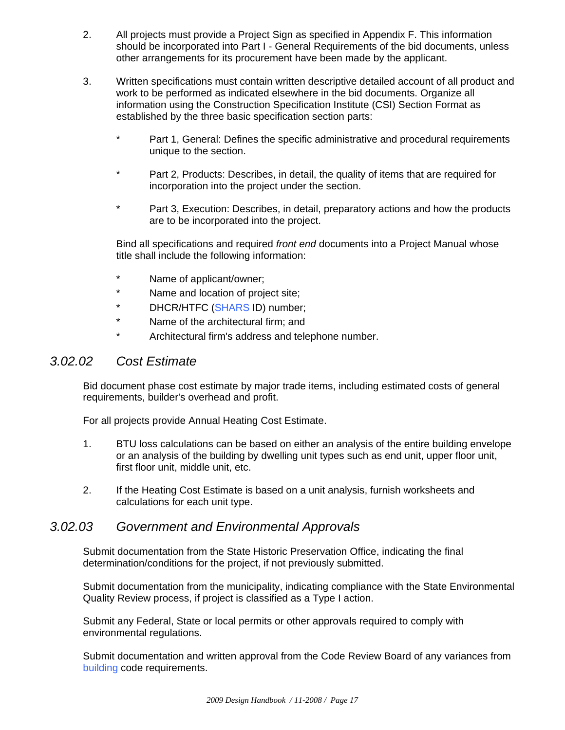2. All projects must provide a Project Sign as specified in Appendix F. This information should be incorporated into Part I - General Requirements of the bid documents, unless other arrangements for its procurement have been made by the applicant.

3. Written specifications must contain written descriptive detailed account of all product and work to be performed as indicated elsewhere in the bid documents. Organize all information using the Construction Specification Institute (CSI) Section Format as established by the three basic specification section parts:

   * Part 1, General: Defines the specific administrative and procedural requirements unique to the section.
   * Part 2, Products: Describes, in detail, the quality of items that are required for incorporation into the project under the section.
   * Part 3, Execution: Describes, in detail, preparatory actions and how the products are to be incorporated into the project.

   Bind all specifications and required *front end* documents into a Project Manual whose title shall include the following information:

   * Name of applicant/owner;
   * Name and location of project site;
   * DHCR/HTFC (SHARS ID) number;
   * Name of the architectural firm; and
   * Architectural firm's address and telephone number.

## *3.02.02 Cost Estimate*

Bid document phase cost estimate by major trade items, including estimated costs of general requirements, builder's overhead and profit.

For all projects provide Annual Heating Cost Estimate.

1. BTU loss calculations can be based on either an analysis of the entire building envelope or an analysis of the building by dwelling unit types such as end unit, upper floor unit, first floor unit, middle unit, etc.

2. If the Heating Cost Estimate is based on a unit analysis, furnish worksheets and calculations for each unit type.

## *3.02.03 Government and Environmental Approvals*

Submit documentation from the State Historic Preservation Office, indicating the final determination/conditions for the project, if not previously submitted.

Submit documentation from the municipality, indicating compliance with the State Environmental Quality Review process, if project is classified as a Type I action.

Submit any Federal, State or local permits or other approvals required to comply with environmental regulations.

Submit documentation and written approval from the Code Review Board of any variances from building code requirements.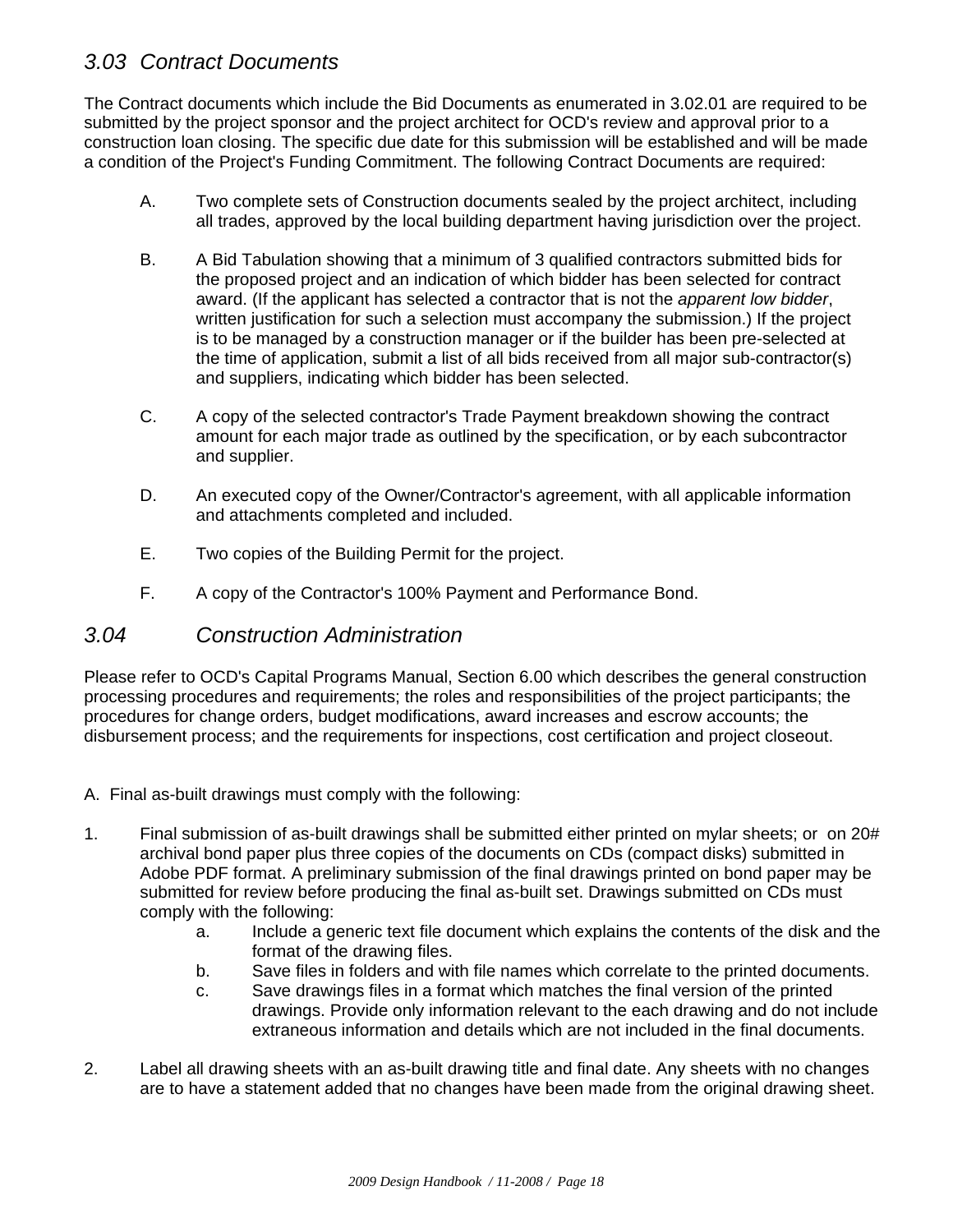## *3.03 Contract Documents*

The Contract documents which include the Bid Documents as enumerated in 3.02.01 are required to be submitted by the project sponsor and the project architect for OCD's review and approval prior to a construction loan closing. The specific due date for this submission will be established and will be made a condition of the Project's Funding Commitment. The following Contract Documents are required:

A. Two complete sets of Construction documents sealed by the project architect, including all trades, approved by the local building department having jurisdiction over the project.

B. A Bid Tabulation showing that a minimum of 3 qualified contractors submitted bids for the proposed project and an indication of which bidder has been selected for contract award. (If the applicant has selected a contractor that is not the *apparent low bidder*, written justification for such a selection must accompany the submission.) If the project is to be managed by a construction manager or if the builder has been pre-selected at the time of application, submit a list of all bids received from all major sub-contractor(s) and suppliers, indicating which bidder has been selected.

C. A copy of the selected contractor's Trade Payment breakdown showing the contract amount for each major trade as outlined by the specification, or by each subcontractor and supplier.

D. An executed copy of the Owner/Contractor's agreement, with all applicable information and attachments completed and included.

E. Two copies of the Building Permit for the project.

F. A copy of the Contractor's 100% Payment and Performance Bond.

## *3.04 Construction Administration*

Please refer to OCD's Capital Programs Manual, Section 6.00 which describes the general construction processing procedures and requirements; the roles and responsibilities of the project participants; the procedures for change orders, budget modifications, award increases and escrow accounts; the disbursement process; and the requirements for inspections, cost certification and project closeout.

A. Final as-built drawings must comply with the following:

1. Final submission of as-built drawings shall be submitted either printed on mylar sheets; or on 20# archival bond paper plus three copies of the documents on CDs (compact disks) submitted in Adobe PDF format. A preliminary submission of the final drawings printed on bond paper may be submitted for review before producing the final as-built set. Drawings submitted on CDs must comply with the following:
   a. Include a generic text file document which explains the contents of the disk and the format of the drawing files.
   b. Save files in folders and with file names which correlate to the printed documents.
   c. Save drawings files in a format which matches the final version of the printed drawings. Provide only information relevant to the each drawing and do not include extraneous information and details which are not included in the final documents.

2. Label all drawing sheets with an as-built drawing title and final date. Any sheets with no changes are to have a statement added that no changes have been made from the original drawing sheet.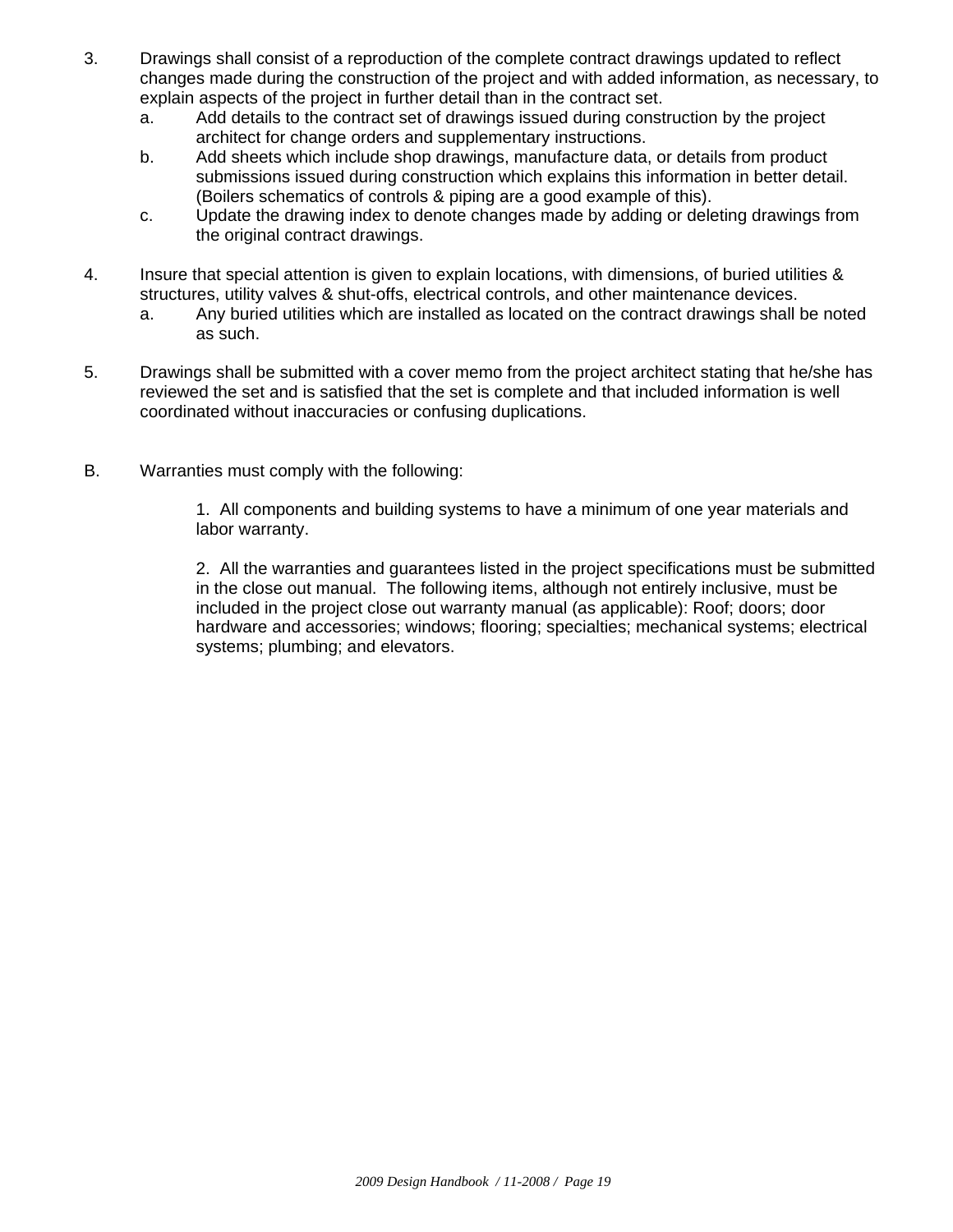3. Drawings shall consist of a reproduction of the complete contract drawings updated to reflect changes made during the construction of the project and with added information, as necessary, to explain aspects of the project in further detail than in the contract set.
   a. Add details to the contract set of drawings issued during construction by the project architect for change orders and supplementary instructions.
   b. Add sheets which include shop drawings, manufacture data, or details from product submissions issued during construction which explains this information in better detail. (Boilers schematics of controls & piping are a good example of this).
   c. Update the drawing index to denote changes made by adding or deleting drawings from the original contract drawings.

4. Insure that special attention is given to explain locations, with dimensions, of buried utilities & structures, utility valves & shut-offs, electrical controls, and other maintenance devices.
   a. Any buried utilities which are installed as located on the contract drawings shall be noted as such.

5. Drawings shall be submitted with a cover memo from the project architect stating that he/she has reviewed the set and is satisfied that the set is complete and that included information is well coordinated without inaccuracies or confusing duplications.

B. Warranties must comply with the following:

   1. All components and building systems to have a minimum of one year materials and labor warranty.

   2. All the warranties and guarantees listed in the project specifications must be submitted in the close out manual. The following items, although not entirely inclusive, must be included in the project close out warranty manual (as applicable): Roof; doors; door hardware and accessories; windows; flooring; specialties; mechanical systems; electrical systems; plumbing; and elevators.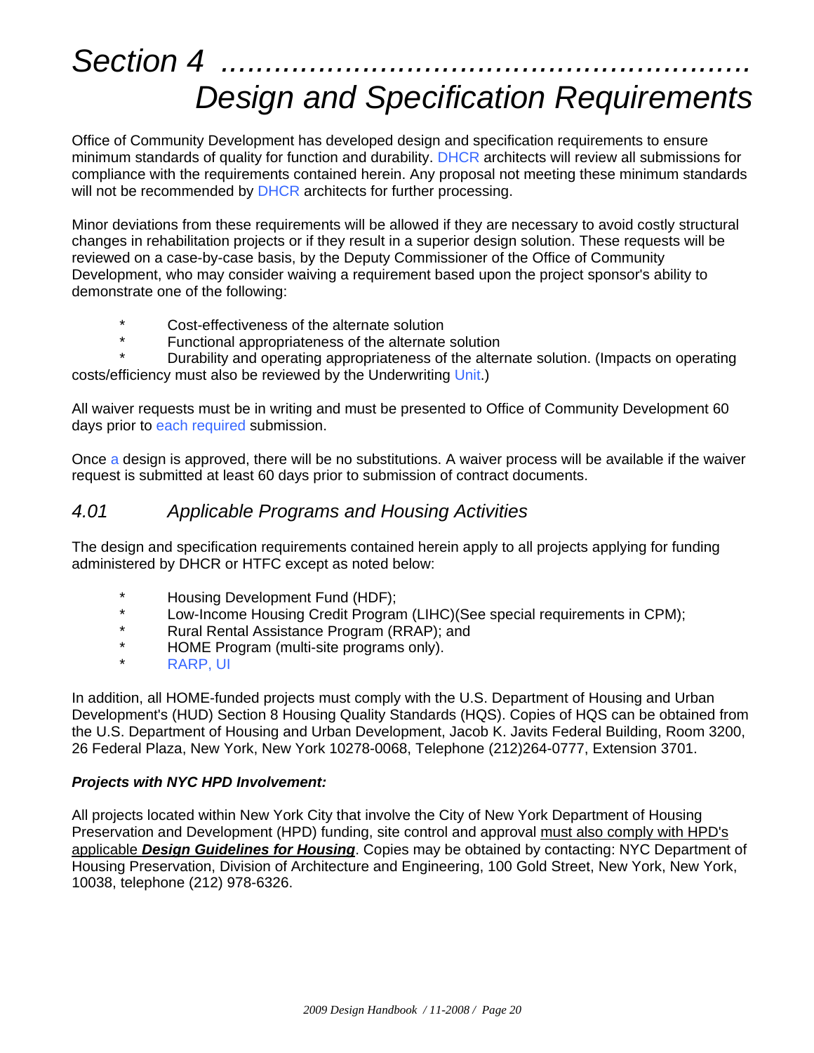# Section 4 ......................................................... Design and Specification Requirements

Office of Community Development has developed design and specification requirements to ensure minimum standards of quality for function and durability. DHCR architects will review all submissions for compliance with the requirements contained herein. Any proposal not meeting these minimum standards will not be recommended by DHCR architects for further processing.

Minor deviations from these requirements will be allowed if they are necessary to avoid costly structural changes in rehabilitation projects or if they result in a superior design solution. These requests will be reviewed on a case-by-case basis, by the Deputy Commissioner of the Office of Community Development, who may consider waiving a requirement based upon the project sponsor's ability to demonstrate one of the following:

* Cost-effectiveness of the alternate solution
* Functional appropriateness of the alternate solution
* Durability and operating appropriateness of the alternate solution. (Impacts on operating costs/efficiency must also be reviewed by the Underwriting Unit.)

All waiver requests must be in writing and must be presented to Office of Community Development 60 days prior to each required submission.

Once a design is approved, there will be no substitutions. A waiver process will be available if the waiver request is submitted at least 60 days prior to submission of contract documents.

## *4.01 Applicable Programs and Housing Activities*

The design and specification requirements contained herein apply to all projects applying for funding administered by DHCR or HTFC except as noted below:

* Housing Development Fund (HDF);
* Low-Income Housing Credit Program (LIHC)(See special requirements in CPM);
* Rural Rental Assistance Program (RRAP); and
* HOME Program (multi-site programs only).
* RARP, UI

In addition, all HOME-funded projects must comply with the U.S. Department of Housing and Urban Development's (HUD) Section 8 Housing Quality Standards (HQS). Copies of HQS can be obtained from the U.S. Department of Housing and Urban Development, Jacob K. Javits Federal Building, Room 3200, 26 Federal Plaza, New York, New York 10278-0068, Telephone (212)264-0777, Extension 3701.

***Projects with NYC HPD Involvement:***

All projects located within New York City that involve the City of New York Department of Housing Preservation and Development (HPD) funding, site control and approval must also comply with HPD's applicable ***Design Guidelines for Housing***. Copies may be obtained by contacting: NYC Department of Housing Preservation, Division of Architecture and Engineering, 100 Gold Street, New York, New York, 10038, telephone (212) 978-6326.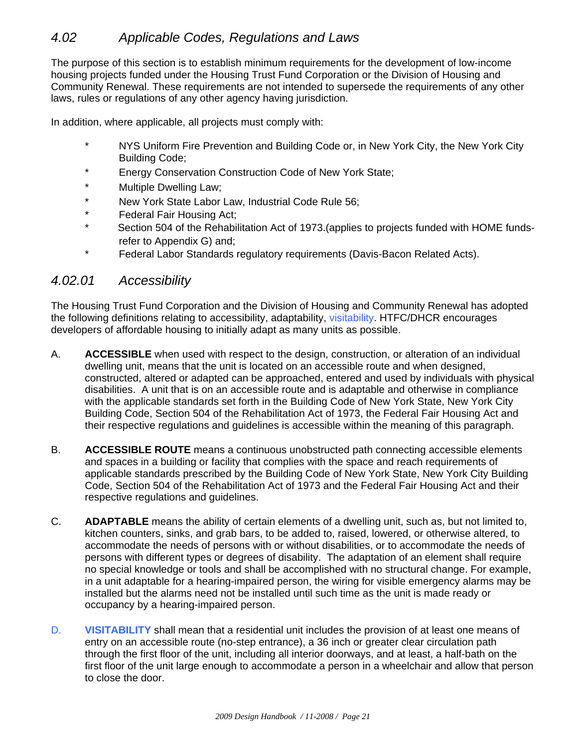## *4.02 Applicable Codes, Regulations and Laws*

The purpose of this section is to establish minimum requirements for the development of low-income housing projects funded under the Housing Trust Fund Corporation or the Division of Housing and Community Renewal. These requirements are not intended to supersede the requirements of any other laws, rules or regulations of any other agency having jurisdiction.

In addition, where applicable, all projects must comply with:

- NYS Uniform Fire Prevention and Building Code or, in New York City, the New York City Building Code;
- Energy Conservation Construction Code of New York State;
- Multiple Dwelling Law;
- New York State Labor Law, Industrial Code Rule 56;
- Federal Fair Housing Act;
- Section 504 of the Rehabilitation Act of 1973.(applies to projects funded with HOME funds- refer to Appendix G) and;
- Federal Labor Standards regulatory requirements (Davis-Bacon Related Acts).

## *4.02.01 Accessibility*

The Housing Trust Fund Corporation and the Division of Housing and Community Renewal has adopted the following definitions relating to accessibility, adaptability, visitability. HTFC/DHCR encourages developers of affordable housing to initially adapt as many units as possible.

A. **ACCESSIBLE** when used with respect to the design, construction, or alteration of an individual dwelling unit, means that the unit is located on an accessible route and when designed, constructed, altered or adapted can be approached, entered and used by individuals with physical disabilities. A unit that is on an accessible route and is adaptable and otherwise in compliance with the applicable standards set forth in the Building Code of New York State, New York City Building Code, Section 504 of the Rehabilitation Act of 1973, the Federal Fair Housing Act and their respective regulations and guidelines is accessible within the meaning of this paragraph.

B. **ACCESSIBLE ROUTE** means a continuous unobstructed path connecting accessible elements and spaces in a building or facility that complies with the space and reach requirements of applicable standards prescribed by the Building Code of New York State, New York City Building Code, Section 504 of the Rehabilitation Act of 1973 and the Federal Fair Housing Act and their respective regulations and guidelines.

C. **ADAPTABLE** means the ability of certain elements of a dwelling unit, such as, but not limited to, kitchen counters, sinks, and grab bars, to be added to, raised, lowered, or otherwise altered, to accommodate the needs of persons with or without disabilities, or to accommodate the needs of persons with different types or degrees of disability. The adaptation of an element shall require no special knowledge or tools and shall be accomplished with no structural change. For example, in a unit adaptable for a hearing-impaired person, the wiring for visible emergency alarms may be installed but the alarms need not be installed until such time as the unit is made ready or occupancy by a hearing-impaired person.

D. **VISITABILITY** shall mean that a residential unit includes the provision of at least one means of entry on an accessible route (no-step entrance), a 36 inch or greater clear circulation path through the first floor of the unit, including all interior doorways, and at least, a half-bath on the first floor of the unit large enough to accommodate a person in a wheelchair and allow that person to close the door.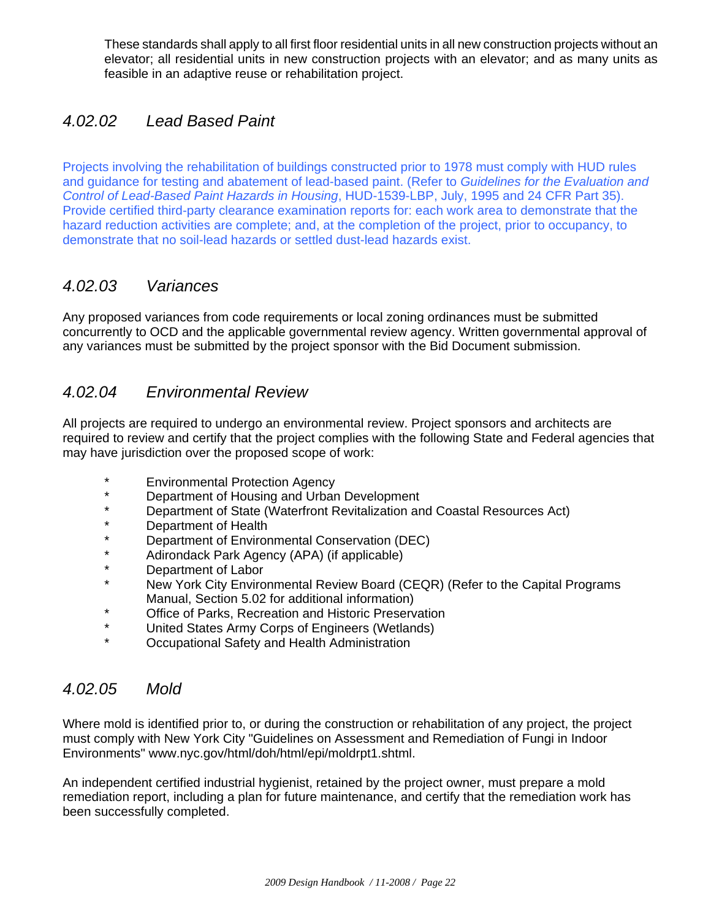These standards shall apply to all first floor residential units in all new construction projects without an elevator; all residential units in new construction projects with an elevator; and as many units as feasible in an adaptive reuse or rehabilitation project.

### *4.02.02 Lead Based Paint*

Projects involving the rehabilitation of buildings constructed prior to 1978 must comply with HUD rules and guidance for testing and abatement of lead-based paint. (Refer to *Guidelines for the Evaluation and Control of Lead-Based Paint Hazards in Housing*, HUD-1539-LBP, July, 1995 and 24 CFR Part 35). Provide certified third-party clearance examination reports for: each work area to demonstrate that the hazard reduction activities are complete; and, at the completion of the project, prior to occupancy, to demonstrate that no soil-lead hazards or settled dust-lead hazards exist.

### *4.02.03 Variances*

Any proposed variances from code requirements or local zoning ordinances must be submitted concurrently to OCD and the applicable governmental review agency. Written governmental approval of any variances must be submitted by the project sponsor with the Bid Document submission.

### *4.02.04 Environmental Review*

All projects are required to undergo an environmental review. Project sponsors and architects are required to review and certify that the project complies with the following State and Federal agencies that may have jurisdiction over the proposed scope of work:

- Environmental Protection Agency
- Department of Housing and Urban Development
- Department of State (Waterfront Revitalization and Coastal Resources Act)
- Department of Health
- Department of Environmental Conservation (DEC)
- Adirondack Park Agency (APA) (if applicable)
- Department of Labor
- New York City Environmental Review Board (CEQR) (Refer to the Capital Programs Manual, Section 5.02 for additional information)
- Office of Parks, Recreation and Historic Preservation
- United States Army Corps of Engineers (Wetlands)
- Occupational Safety and Health Administration

### *4.02.05 Mold*

Where mold is identified prior to, or during the construction or rehabilitation of any project, the project must comply with New York City "Guidelines on Assessment and Remediation of Fungi in Indoor Environments" www.nyc.gov/html/doh/html/epi/moldrpt1.shtml.

An independent certified industrial hygienist, retained by the project owner, must prepare a mold remediation report, including a plan for future maintenance, and certify that the remediation work has been successfully completed.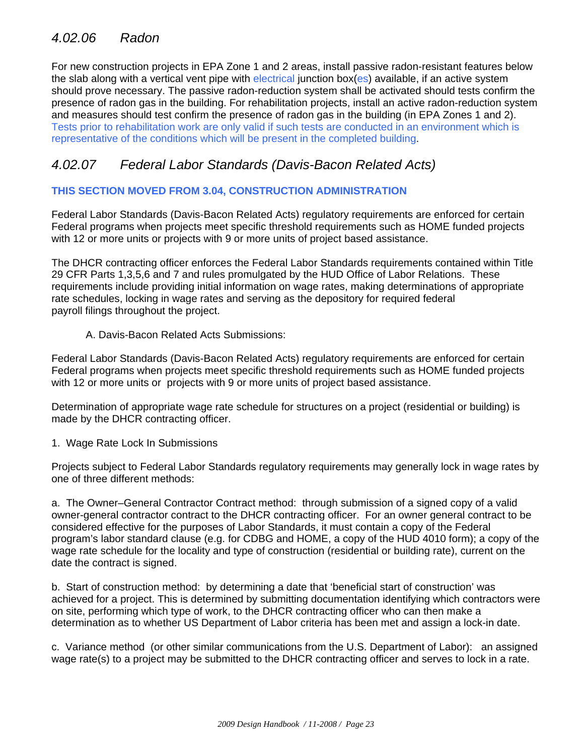## *4.02.06 Radon*

For new construction projects in EPA Zone 1 and 2 areas, install passive radon-resistant features below the slab along with a vertical vent pipe with electrical junction box(es) available, if an active system should prove necessary. The passive radon-reduction system shall be activated should tests confirm the presence of radon gas in the building. For rehabilitation projects, install an active radon-reduction system and measures should test confirm the presence of radon gas in the building (in EPA Zones 1 and 2). Tests prior to rehabilitation work are only valid if such tests are conducted in an environment which is representative of the conditions which will be present in the completed building.

## *4.02.07 Federal Labor Standards (Davis-Bacon Related Acts)*

**THIS SECTION MOVED FROM 3.04, CONSTRUCTION ADMINISTRATION**

Federal Labor Standards (Davis-Bacon Related Acts) regulatory requirements are enforced for certain Federal programs when projects meet specific threshold requirements such as HOME funded projects with 12 or more units or projects with 9 or more units of project based assistance.

The DHCR contracting officer enforces the Federal Labor Standards requirements contained within Title 29 CFR Parts 1,3,5,6 and 7 and rules promulgated by the HUD Office of Labor Relations. These requirements include providing initial information on wage rates, making determinations of appropriate rate schedules, locking in wage rates and serving as the depository for required federal payroll filings throughout the project.

A. Davis-Bacon Related Acts Submissions:

Federal Labor Standards (Davis-Bacon Related Acts) regulatory requirements are enforced for certain Federal programs when projects meet specific threshold requirements such as HOME funded projects with 12 or more units or projects with 9 or more units of project based assistance.

Determination of appropriate wage rate schedule for structures on a project (residential or building) is made by the DHCR contracting officer.

1. Wage Rate Lock In Submissions

Projects subject to Federal Labor Standards regulatory requirements may generally lock in wage rates by one of three different methods:

a. The Owner–General Contractor Contract method: through submission of a signed copy of a valid owner-general contractor contract to the DHCR contracting officer. For an owner general contract to be considered effective for the purposes of Labor Standards, it must contain a copy of the Federal program's labor standard clause (e.g. for CDBG and HOME, a copy of the HUD 4010 form); a copy of the wage rate schedule for the locality and type of construction (residential or building rate), current on the date the contract is signed.

b. Start of construction method: by determining a date that 'beneficial start of construction' was achieved for a project. This is determined by submitting documentation identifying which contractors were on site, performing which type of work, to the DHCR contracting officer who can then make a determination as to whether US Department of Labor criteria has been met and assign a lock-in date.

c. Variance method (or other similar communications from the U.S. Department of Labor): an assigned wage rate(s) to a project may be submitted to the DHCR contracting officer and serves to lock in a rate.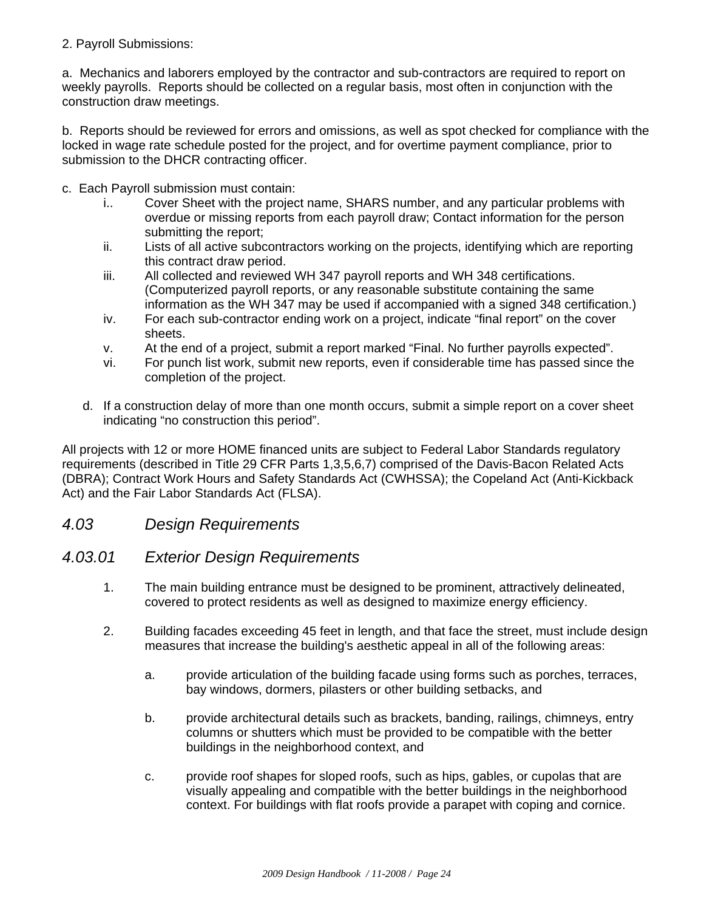2. Payroll Submissions:

a. Mechanics and laborers employed by the contractor and sub-contractors are required to report on weekly payrolls. Reports should be collected on a regular basis, most often in conjunction with the construction draw meetings.

b. Reports should be reviewed for errors and omissions, as well as spot checked for compliance with the locked in wage rate schedule posted for the project, and for overtime payment compliance, prior to submission to the DHCR contracting officer.

c. Each Payroll submission must contain:

i.. Cover Sheet with the project name, SHARS number, and any particular problems with overdue or missing reports from each payroll draw; Contact information for the person submitting the report;

ii. Lists of all active subcontractors working on the projects, identifying which are reporting this contract draw period.

iii. All collected and reviewed WH 347 payroll reports and WH 348 certifications. (Computerized payroll reports, or any reasonable substitute containing the same information as the WH 347 may be used if accompanied with a signed 348 certification.)

iv. For each sub-contractor ending work on a project, indicate "final report" on the cover sheets.

v. At the end of a project, submit a report marked "Final. No further payrolls expected".

vi. For punch list work, submit new reports, even if considerable time has passed since the completion of the project.

d. If a construction delay of more than one month occurs, submit a simple report on a cover sheet indicating "no construction this period".

All projects with 12 or more HOME financed units are subject to Federal Labor Standards regulatory requirements (described in Title 29 CFR Parts 1,3,5,6,7) comprised of the Davis-Bacon Related Acts (DBRA); Contract Work Hours and Safety Standards Act (CWHSSA); the Copeland Act (Anti-Kickback Act) and the Fair Labor Standards Act (FLSA).

## *4.03 Design Requirements*

## *4.03.01 Exterior Design Requirements*

1. The main building entrance must be designed to be prominent, attractively delineated, covered to protect residents as well as designed to maximize energy efficiency.

2. Building facades exceeding 45 feet in length, and that face the street, must include design measures that increase the building's aesthetic appeal in all of the following areas:

   a. provide articulation of the building facade using forms such as porches, terraces, bay windows, dormers, pilasters or other building setbacks, and

   b. provide architectural details such as brackets, banding, railings, chimneys, entry columns or shutters which must be provided to be compatible with the better buildings in the neighborhood context, and

   c. provide roof shapes for sloped roofs, such as hips, gables, or cupolas that are visually appealing and compatible with the better buildings in the neighborhood context. For buildings with flat roofs provide a parapet with coping and cornice.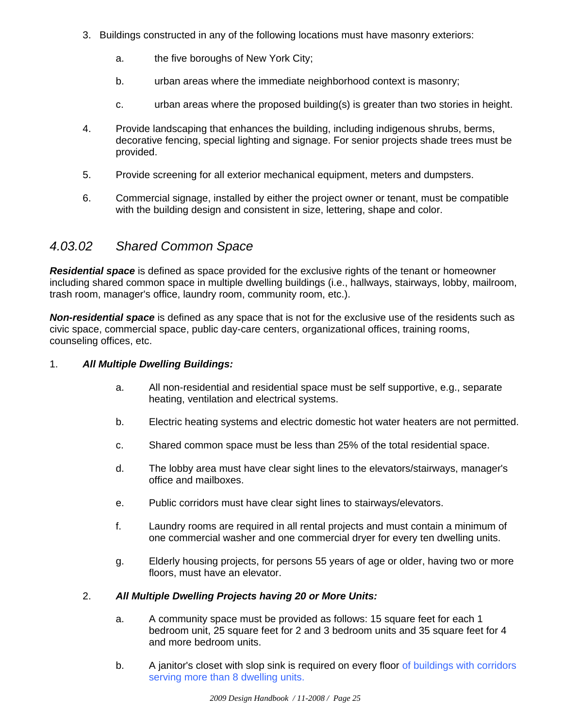3. Buildings constructed in any of the following locations must have masonry exteriors:

    a. the five boroughs of New York City;

    b. urban areas where the immediate neighborhood context is masonry;

    c. urban areas where the proposed building(s) is greater than two stories in height.

4. Provide landscaping that enhances the building, including indigenous shrubs, berms, decorative fencing, special lighting and signage. For senior projects shade trees must be provided.

5. Provide screening for all exterior mechanical equipment, meters and dumpsters.

6. Commercial signage, installed by either the project owner or tenant, must be compatible with the building design and consistent in size, lettering, shape and color.

## *4.03.02 Shared Common Space*

***Residential space*** is defined as space provided for the exclusive rights of the tenant or homeowner including shared common space in multiple dwelling buildings (i.e., hallways, stairways, lobby, mailroom, trash room, manager's office, laundry room, community room, etc.).

***Non-residential space*** is defined as any space that is not for the exclusive use of the residents such as civic space, commercial space, public day-care centers, organizational offices, training rooms, counseling offices, etc.

1. ***All Multiple Dwelling Buildings:***

    a. All non-residential and residential space must be self supportive, e.g., separate heating, ventilation and electrical systems.

    b. Electric heating systems and electric domestic hot water heaters are not permitted.

    c. Shared common space must be less than 25% of the total residential space.

    d. The lobby area must have clear sight lines to the elevators/stairways, manager's office and mailboxes.

    e. Public corridors must have clear sight lines to stairways/elevators.

    f. Laundry rooms are required in all rental projects and must contain a minimum of one commercial washer and one commercial dryer for every ten dwelling units.

    g. Elderly housing projects, for persons 55 years of age or older, having two or more floors, must have an elevator.

2. ***All Multiple Dwelling Projects having 20 or More Units:***

    a. A community space must be provided as follows: 15 square feet for each 1 bedroom unit, 25 square feet for 2 and 3 bedroom units and 35 square feet for 4 and more bedroom units.

    b. A janitor's closet with slop sink is required on every floor of buildings with corridors serving more than 8 dwelling units.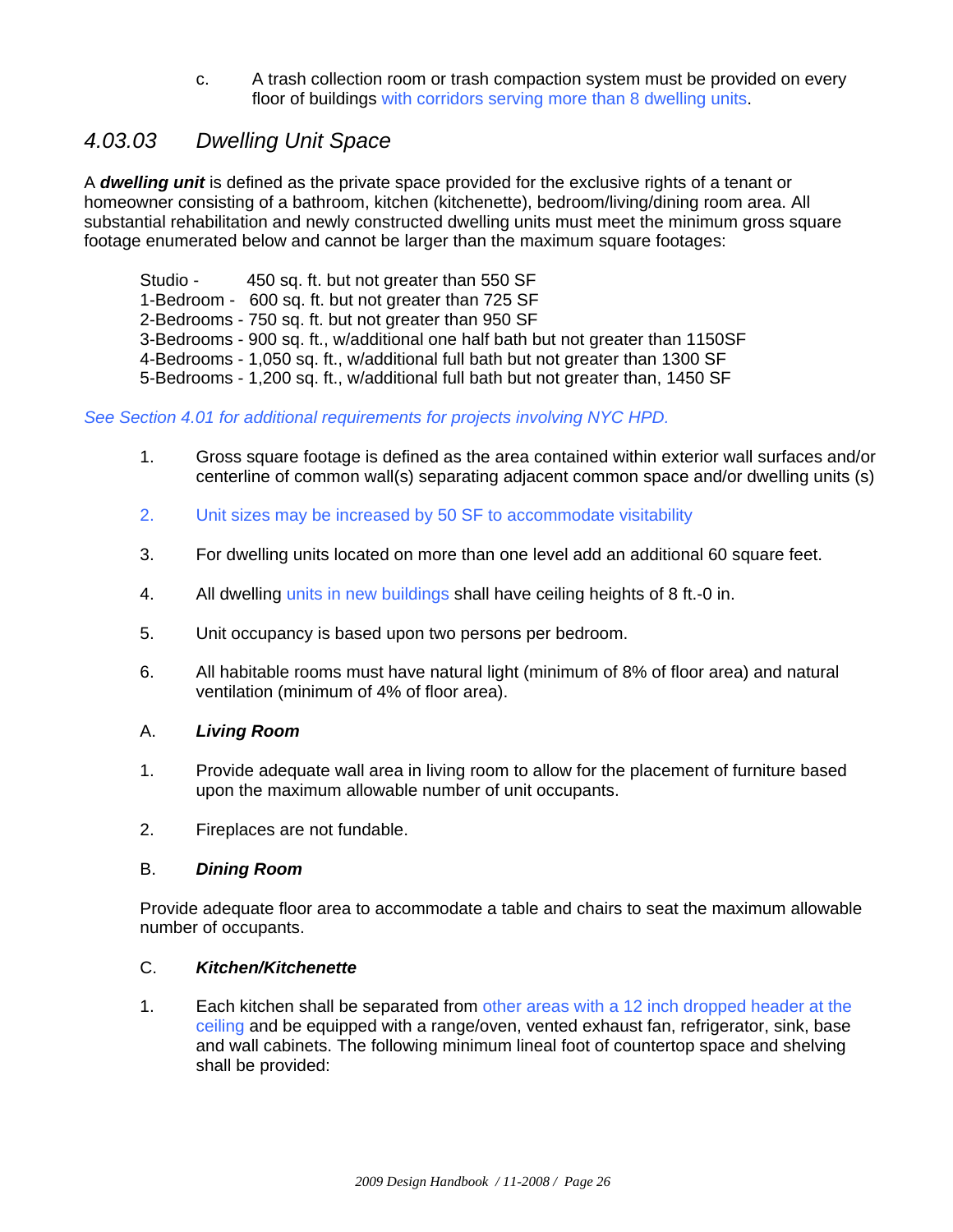c. A trash collection room or trash compaction system must be provided on every floor of buildings with corridors serving more than 8 dwelling units.

## *4.03.03 Dwelling Unit Space*

A ***dwelling unit*** is defined as the private space provided for the exclusive rights of a tenant or homeowner consisting of a bathroom, kitchen (kitchenette), bedroom/living/dining room area. All substantial rehabilitation and newly constructed dwelling units must meet the minimum gross square footage enumerated below and cannot be larger than the maximum square footages:

Studio - 450 sq. ft. but not greater than 550 SF
1-Bedroom - 600 sq. ft. but not greater than 725 SF
2-Bedrooms - 750 sq. ft. but not greater than 950 SF
3-Bedrooms - 900 sq. ft., w/additional one half bath but not greater than 1150SF
4-Bedrooms - 1,050 sq. ft., w/additional full bath but not greater than 1300 SF
5-Bedrooms - 1,200 sq. ft., w/additional full bath but not greater than, 1450 SF

*See Section 4.01 for additional requirements for projects involving NYC HPD.*

1. Gross square footage is defined as the area contained within exterior wall surfaces and/or centerline of common wall(s) separating adjacent common space and/or dwelling units (s)

2. Unit sizes may be increased by 50 SF to accommodate visitability

3. For dwelling units located on more than one level add an additional 60 square feet.

4. All dwelling units in new buildings shall have ceiling heights of 8 ft.-0 in.

5. Unit occupancy is based upon two persons per bedroom.

6. All habitable rooms must have natural light (minimum of 8% of floor area) and natural ventilation (minimum of 4% of floor area).

A. ***Living Room***

1. Provide adequate wall area in living room to allow for the placement of furniture based upon the maximum allowable number of unit occupants.

2. Fireplaces are not fundable.

B. ***Dining Room***

Provide adequate floor area to accommodate a table and chairs to seat the maximum allowable number of occupants.

C. ***Kitchen/Kitchenette***

1. Each kitchen shall be separated from other areas with a 12 inch dropped header at the ceiling and be equipped with a range/oven, vented exhaust fan, refrigerator, sink, base and wall cabinets. The following minimum lineal foot of countertop space and shelving shall be provided: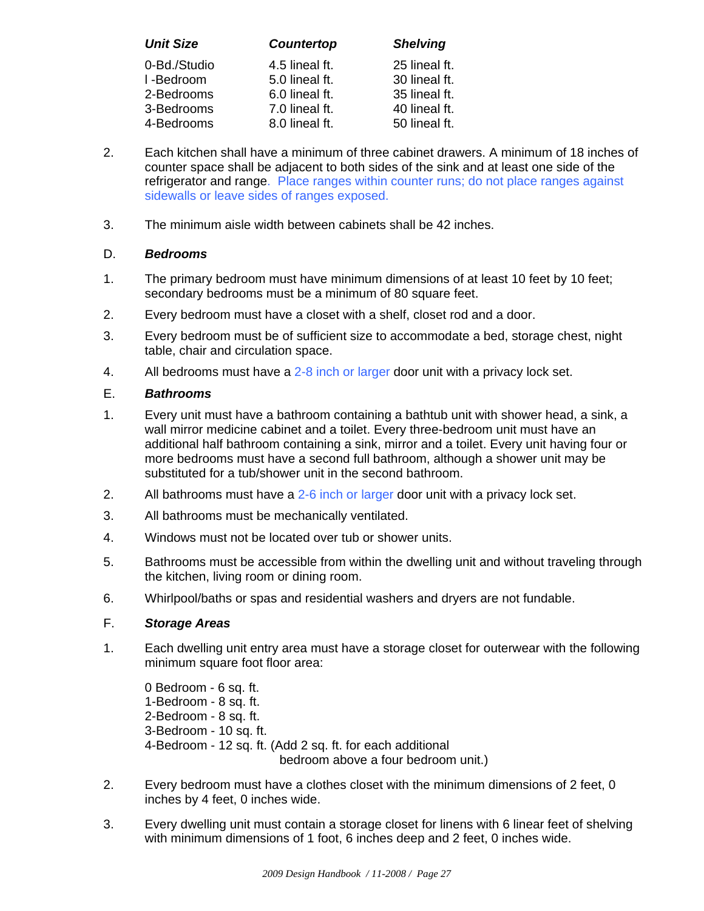| *Unit Size* | *Countertop* | *Shelving* |
|---|---|---|
| 0-Bd./Studio | 4.5 lineal ft. | 25 lineal ft. |
| l -Bedroom | 5.0 lineal ft. | 30 lineal ft. |
| 2-Bedrooms | 6.0 lineal ft. | 35 lineal ft. |
| 3-Bedrooms | 7.0 lineal ft. | 40 lineal ft. |
| 4-Bedrooms | 8.0 lineal ft. | 50 lineal ft. |

2. Each kitchen shall have a minimum of three cabinet drawers. A minimum of 18 inches of counter space shall be adjacent to both sides of the sink and at least one side of the refrigerator and range. Place ranges within counter runs; do not place ranges against sidewalls or leave sides of ranges exposed.

3. The minimum aisle width between cabinets shall be 42 inches.

D. ***Bedrooms***

1. The primary bedroom must have minimum dimensions of at least 10 feet by 10 feet; secondary bedrooms must be a minimum of 80 square feet.

2. Every bedroom must have a closet with a shelf, closet rod and a door.

3. Every bedroom must be of sufficient size to accommodate a bed, storage chest, night table, chair and circulation space.

4. All bedrooms must have a 2-8 inch or larger door unit with a privacy lock set.

E. ***Bathrooms***

1. Every unit must have a bathroom containing a bathtub unit with shower head, a sink, a wall mirror medicine cabinet and a toilet. Every three-bedroom unit must have an additional half bathroom containing a sink, mirror and a toilet. Every unit having four or more bedrooms must have a second full bathroom, although a shower unit may be substituted for a tub/shower unit in the second bathroom.

2. All bathrooms must have a 2-6 inch or larger door unit with a privacy lock set.

3. All bathrooms must be mechanically ventilated.

4. Windows must not be located over tub or shower units.

5. Bathrooms must be accessible from within the dwelling unit and without traveling through the kitchen, living room or dining room.

6. Whirlpool/baths or spas and residential washers and dryers are not fundable.

F. ***Storage Areas***

1. Each dwelling unit entry area must have a storage closet for outerwear with the following minimum square foot floor area:

   0 Bedroom - 6 sq. ft.
   1-Bedroom - 8 sq. ft.
   2-Bedroom - 8 sq. ft.
   3-Bedroom - 10 sq. ft.
   4-Bedroom - 12 sq. ft. (Add 2 sq. ft. for each additional bedroom above a four bedroom unit.)

2. Every bedroom must have a clothes closet with the minimum dimensions of 2 feet, 0 inches by 4 feet, 0 inches wide.

3. Every dwelling unit must contain a storage closet for linens with 6 linear feet of shelving with minimum dimensions of 1 foot, 6 inches deep and 2 feet, 0 inches wide.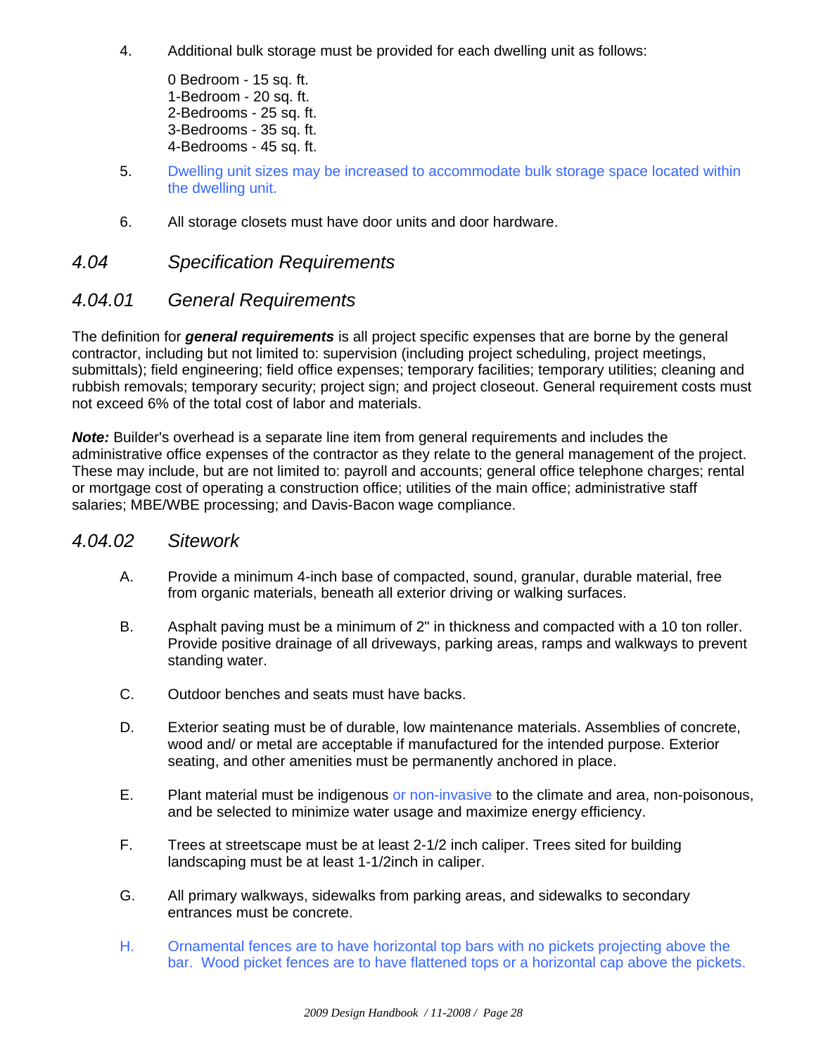4. Additional bulk storage must be provided for each dwelling unit as follows:

   0 Bedroom - 15 sq. ft.
   1-Bedroom - 20 sq. ft.
   2-Bedrooms - 25 sq. ft.
   3-Bedrooms - 35 sq. ft.
   4-Bedrooms - 45 sq. ft.

5. Dwelling unit sizes may be increased to accommodate bulk storage space located within the dwelling unit.

6. All storage closets must have door units and door hardware.

## *4.04 Specification Requirements*

### *4.04.01 General Requirements*

The definition for ***general requirements*** is all project specific expenses that are borne by the general contractor, including but not limited to: supervision (including project scheduling, project meetings, submittals); field engineering; field office expenses; temporary facilities; temporary utilities; cleaning and rubbish removals; temporary security; project sign; and project closeout. General requirement costs must not exceed 6% of the total cost of labor and materials.

***Note:*** Builder's overhead is a separate line item from general requirements and includes the administrative office expenses of the contractor as they relate to the general management of the project. These may include, but are not limited to: payroll and accounts; general office telephone charges; rental or mortgage cost of operating a construction office; utilities of the main office; administrative staff salaries; MBE/WBE processing; and Davis-Bacon wage compliance.

### *4.04.02 Sitework*

A. Provide a minimum 4-inch base of compacted, sound, granular, durable material, free from organic materials, beneath all exterior driving or walking surfaces.

B. Asphalt paving must be a minimum of 2" in thickness and compacted with a 10 ton roller. Provide positive drainage of all driveways, parking areas, ramps and walkways to prevent standing water.

C. Outdoor benches and seats must have backs.

D. Exterior seating must be of durable, low maintenance materials. Assemblies of concrete, wood and/ or metal are acceptable if manufactured for the intended purpose. Exterior seating, and other amenities must be permanently anchored in place.

E. Plant material must be indigenous or non-invasive to the climate and area, non-poisonous, and be selected to minimize water usage and maximize energy efficiency.

F. Trees at streetscape must be at least 2-1/2 inch caliper. Trees sited for building landscaping must be at least 1-1/2inch in caliper.

G. All primary walkways, sidewalks from parking areas, and sidewalks to secondary entrances must be concrete.

H. Ornamental fences are to have horizontal top bars with no pickets projecting above the bar. Wood picket fences are to have flattened tops or a horizontal cap above the pickets.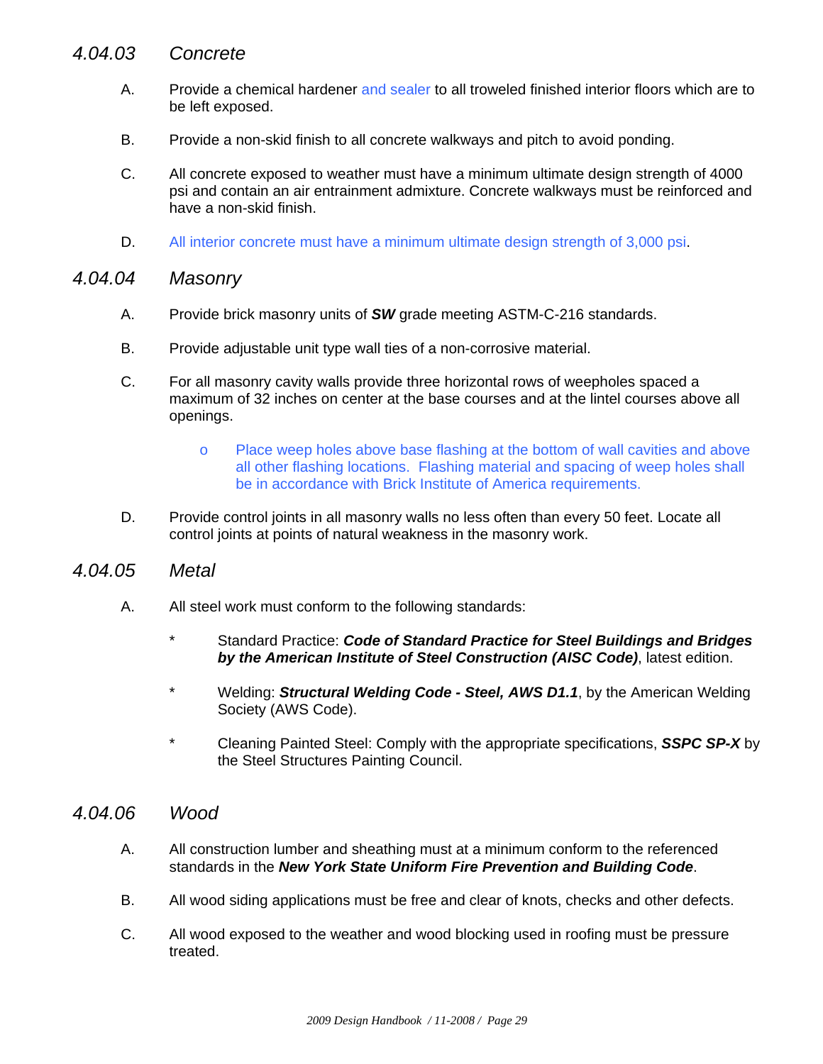### *4.04.03 Concrete*

A. Provide a chemical hardener and sealer to all troweled finished interior floors which are to be left exposed.

B. Provide a non-skid finish to all concrete walkways and pitch to avoid ponding.

C. All concrete exposed to weather must have a minimum ultimate design strength of 4000 psi and contain an air entrainment admixture. Concrete walkways must be reinforced and have a non-skid finish.

D. All interior concrete must have a minimum ultimate design strength of 3,000 psi.

### *4.04.04 Masonry*

A. Provide brick masonry units of ***SW*** grade meeting ASTM-C-216 standards.

B. Provide adjustable unit type wall ties of a non-corrosive material.

C. For all masonry cavity walls provide three horizontal rows of weepholes spaced a maximum of 32 inches on center at the base courses and at the lintel courses above all openings.

   - Place weep holes above base flashing at the bottom of wall cavities and above all other flashing locations. Flashing material and spacing of weep holes shall be in accordance with Brick Institute of America requirements.

D. Provide control joints in all masonry walls no less often than every 50 feet. Locate all control joints at points of natural weakness in the masonry work.

### *4.04.05 Metal*

A. All steel work must conform to the following standards:

   * Standard Practice: ***Code of Standard Practice for Steel Buildings and Bridges by the American Institute of Steel Construction (AISC Code)***, latest edition.

   * Welding: ***Structural Welding Code - Steel, AWS D1.1***, by the American Welding Society (AWS Code).

   * Cleaning Painted Steel: Comply with the appropriate specifications, ***SSPC SP-X*** by the Steel Structures Painting Council.

### *4.04.06 Wood*

A. All construction lumber and sheathing must at a minimum conform to the referenced standards in the ***New York State Uniform Fire Prevention and Building Code***.

B. All wood siding applications must be free and clear of knots, checks and other defects.

C. All wood exposed to the weather and wood blocking used in roofing must be pressure treated.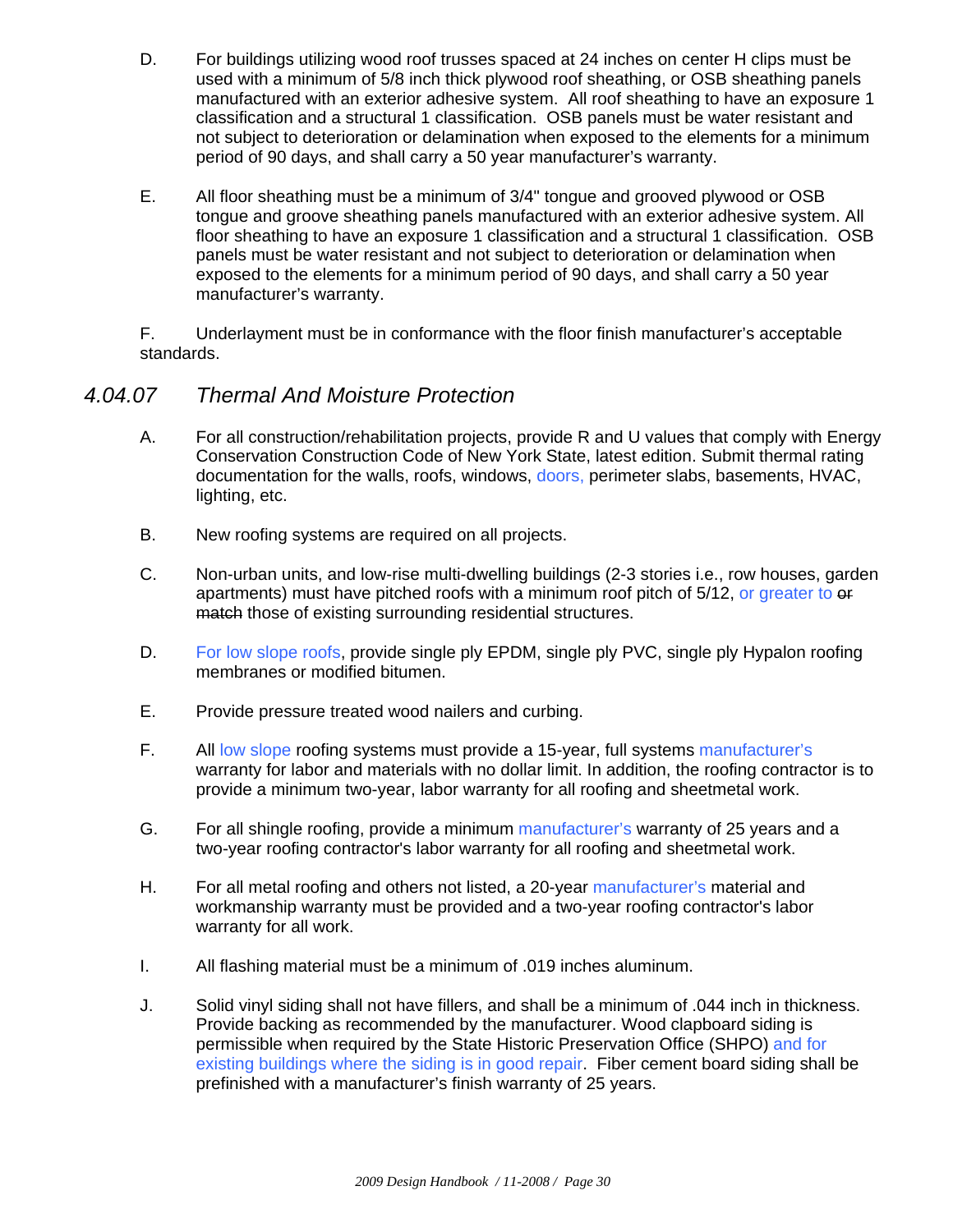D. For buildings utilizing wood roof trusses spaced at 24 inches on center H clips must be used with a minimum of 5/8 inch thick plywood roof sheathing, or OSB sheathing panels manufactured with an exterior adhesive system. All roof sheathing to have an exposure 1 classification and a structural 1 classification. OSB panels must be water resistant and not subject to deterioration or delamination when exposed to the elements for a minimum period of 90 days, and shall carry a 50 year manufacturer's warranty.

E. All floor sheathing must be a minimum of 3/4" tongue and grooved plywood or OSB tongue and groove sheathing panels manufactured with an exterior adhesive system. All floor sheathing to have an exposure 1 classification and a structural 1 classification. OSB panels must be water resistant and not subject to deterioration or delamination when exposed to the elements for a minimum period of 90 days, and shall carry a 50 year manufacturer's warranty.

F. Underlayment must be in conformance with the floor finish manufacturer's acceptable standards.

## *4.04.07 Thermal And Moisture Protection*

A. For all construction/rehabilitation projects, provide R and U values that comply with Energy Conservation Construction Code of New York State, latest edition. Submit thermal rating documentation for the walls, roofs, windows, doors, perimeter slabs, basements, HVAC, lighting, etc.

B. New roofing systems are required on all projects.

C. Non-urban units, and low-rise multi-dwelling buildings (2-3 stories i.e., row houses, garden apartments) must have pitched roofs with a minimum roof pitch of 5/12, or greater to ~~or match~~ those of existing surrounding residential structures.

D. For low slope roofs, provide single ply EPDM, single ply PVC, single ply Hypalon roofing membranes or modified bitumen.

E. Provide pressure treated wood nailers and curbing.

F. All low slope roofing systems must provide a 15-year, full systems manufacturer's warranty for labor and materials with no dollar limit. In addition, the roofing contractor is to provide a minimum two-year, labor warranty for all roofing and sheetmetal work.

G. For all shingle roofing, provide a minimum manufacturer's warranty of 25 years and a two-year roofing contractor's labor warranty for all roofing and sheetmetal work.

H. For all metal roofing and others not listed, a 20-year manufacturer's material and workmanship warranty must be provided and a two-year roofing contractor's labor warranty for all work.

I. All flashing material must be a minimum of .019 inches aluminum.

J. Solid vinyl siding shall not have fillers, and shall be a minimum of .044 inch in thickness. Provide backing as recommended by the manufacturer. Wood clapboard siding is permissible when required by the State Historic Preservation Office (SHPO) and for existing buildings where the siding is in good repair. Fiber cement board siding shall be prefinished with a manufacturer's finish warranty of 25 years.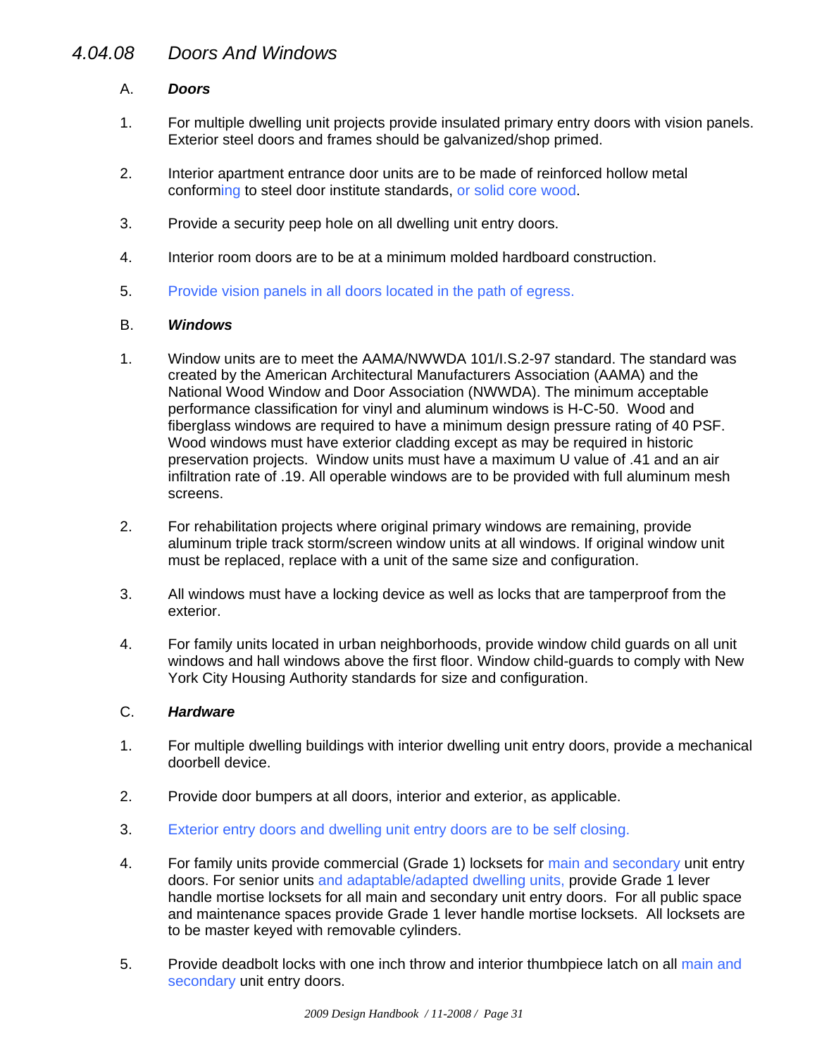### *4.04.08 Doors And Windows*

A. ***Doors***

1. For multiple dwelling unit projects provide insulated primary entry doors with vision panels. Exterior steel doors and frames should be galvanized/shop primed.

2. Interior apartment entrance door units are to be made of reinforced hollow metal conforming to steel door institute standards, or solid core wood.

3. Provide a security peep hole on all dwelling unit entry doors.

4. Interior room doors are to be at a minimum molded hardboard construction.

5. Provide vision panels in all doors located in the path of egress.

B. ***Windows***

1. Window units are to meet the AAMA/NWWDA 101/I.S.2-97 standard. The standard was created by the American Architectural Manufacturers Association (AAMA) and the National Wood Window and Door Association (NWWDA). The minimum acceptable performance classification for vinyl and aluminum windows is H-C-50. Wood and fiberglass windows are required to have a minimum design pressure rating of 40 PSF. Wood windows must have exterior cladding except as may be required in historic preservation projects. Window units must have a maximum U value of .41 and an air infiltration rate of .19. All operable windows are to be provided with full aluminum mesh screens.

2. For rehabilitation projects where original primary windows are remaining, provide aluminum triple track storm/screen window units at all windows. If original window unit must be replaced, replace with a unit of the same size and configuration.

3. All windows must have a locking device as well as locks that are tamperproof from the exterior.

4. For family units located in urban neighborhoods, provide window child guards on all unit windows and hall windows above the first floor. Window child-guards to comply with New York City Housing Authority standards for size and configuration.

C. ***Hardware***

1. For multiple dwelling buildings with interior dwelling unit entry doors, provide a mechanical doorbell device.

2. Provide door bumpers at all doors, interior and exterior, as applicable.

3. Exterior entry doors and dwelling unit entry doors are to be self closing.

4. For family units provide commercial (Grade 1) locksets for main and secondary unit entry doors. For senior units and adaptable/adapted dwelling units, provide Grade 1 lever handle mortise locksets for all main and secondary unit entry doors. For all public space and maintenance spaces provide Grade 1 lever handle mortise locksets. All locksets are to be master keyed with removable cylinders.

5. Provide deadbolt locks with one inch throw and interior thumbpiece latch on all main and secondary unit entry doors.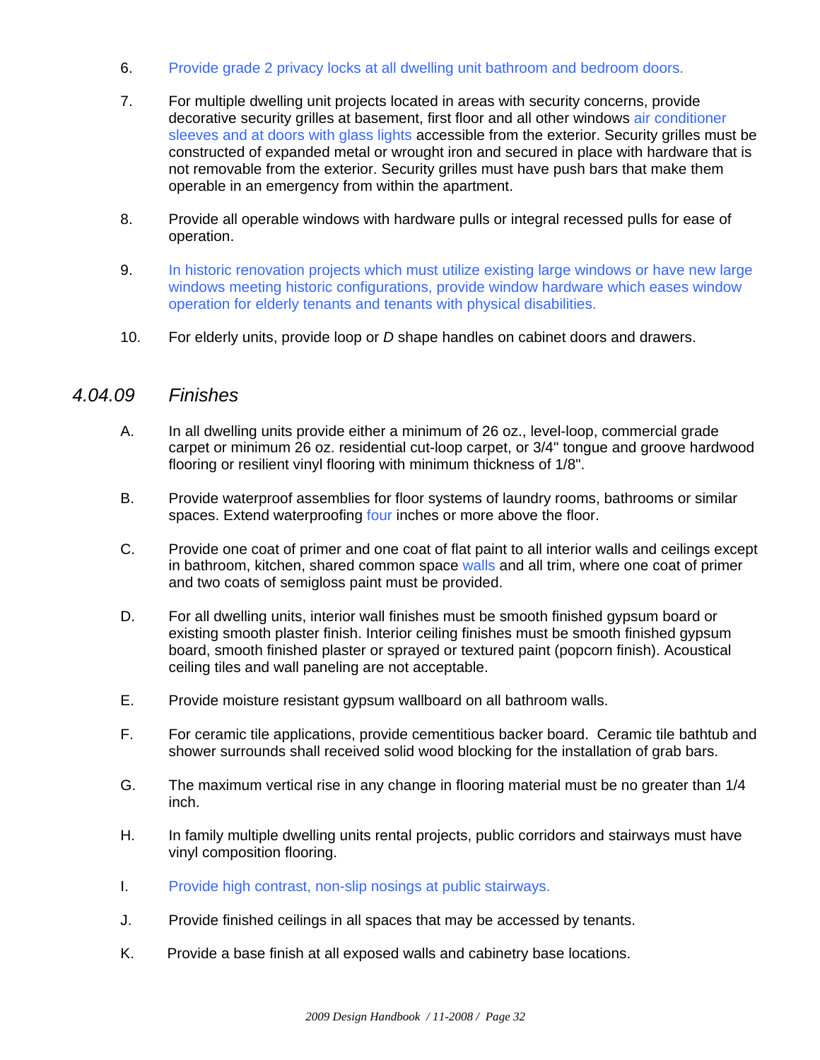6. Provide grade 2 privacy locks at all dwelling unit bathroom and bedroom doors.

7. For multiple dwelling unit projects located in areas with security concerns, provide decorative security grilles at basement, first floor and all other windows air conditioner sleeves and at doors with glass lights accessible from the exterior. Security grilles must be constructed of expanded metal or wrought iron and secured in place with hardware that is not removable from the exterior. Security grilles must have push bars that make them operable in an emergency from within the apartment.

8. Provide all operable windows with hardware pulls or integral recessed pulls for ease of operation.

9. In historic renovation projects which must utilize existing large windows or have new large windows meeting historic configurations, provide window hardware which eases window operation for elderly tenants and tenants with physical disabilities.

10. For elderly units, provide loop or *D* shape handles on cabinet doors and drawers.

## *4.04.09 Finishes*

A. In all dwelling units provide either a minimum of 26 oz., level-loop, commercial grade carpet or minimum 26 oz. residential cut-loop carpet, or 3/4" tongue and groove hardwood flooring or resilient vinyl flooring with minimum thickness of 1/8".

B. Provide waterproof assemblies for floor systems of laundry rooms, bathrooms or similar spaces. Extend waterproofing four inches or more above the floor.

C. Provide one coat of primer and one coat of flat paint to all interior walls and ceilings except in bathroom, kitchen, shared common space walls and all trim, where one coat of primer and two coats of semigloss paint must be provided.

D. For all dwelling units, interior wall finishes must be smooth finished gypsum board or existing smooth plaster finish. Interior ceiling finishes must be smooth finished gypsum board, smooth finished plaster or sprayed or textured paint (popcorn finish). Acoustical ceiling tiles and wall paneling are not acceptable.

E. Provide moisture resistant gypsum wallboard on all bathroom walls.

F. For ceramic tile applications, provide cementitious backer board. Ceramic tile bathtub and shower surrounds shall received solid wood blocking for the installation of grab bars.

G. The maximum vertical rise in any change in flooring material must be no greater than 1/4 inch.

H. In family multiple dwelling units rental projects, public corridors and stairways must have vinyl composition flooring.

I. Provide high contrast, non-slip nosings at public stairways.

J. Provide finished ceilings in all spaces that may be accessed by tenants.

K. Provide a base finish at all exposed walls and cabinetry base locations.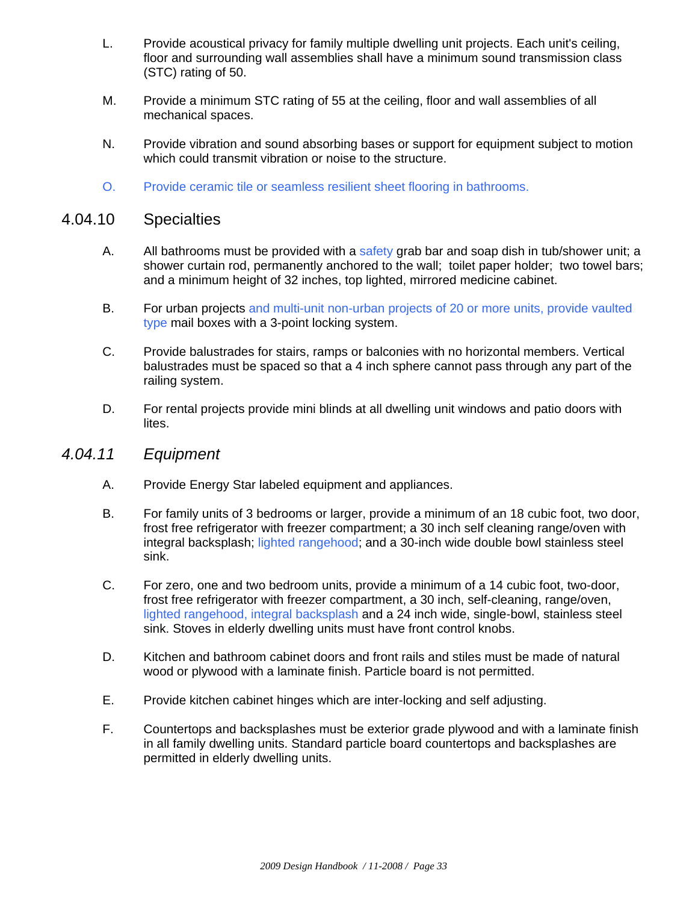L. Provide acoustical privacy for family multiple dwelling unit projects. Each unit's ceiling, floor and surrounding wall assemblies shall have a minimum sound transmission class (STC) rating of 50.

M. Provide a minimum STC rating of 55 at the ceiling, floor and wall assemblies of all mechanical spaces.

N. Provide vibration and sound absorbing bases or support for equipment subject to motion which could transmit vibration or noise to the structure.

O. Provide ceramic tile or seamless resilient sheet flooring in bathrooms.

## 4.04.10 Specialties

A. All bathrooms must be provided with a safety grab bar and soap dish in tub/shower unit; a shower curtain rod, permanently anchored to the wall; toilet paper holder; two towel bars; and a minimum height of 32 inches, top lighted, mirrored medicine cabinet.

B. For urban projects and multi-unit non-urban projects of 20 or more units, provide vaulted type mail boxes with a 3-point locking system.

C. Provide balustrades for stairs, ramps or balconies with no horizontal members. Vertical balustrades must be spaced so that a 4 inch sphere cannot pass through any part of the railing system.

D. For rental projects provide mini blinds at all dwelling unit windows and patio doors with lites.

## *4.04.11 Equipment*

A. Provide Energy Star labeled equipment and appliances.

B. For family units of 3 bedrooms or larger, provide a minimum of an 18 cubic foot, two door, frost free refrigerator with freezer compartment; a 30 inch self cleaning range/oven with integral backsplash; lighted rangehood; and a 30-inch wide double bowl stainless steel sink.

C. For zero, one and two bedroom units, provide a minimum of a 14 cubic foot, two-door, frost free refrigerator with freezer compartment, a 30 inch, self-cleaning, range/oven, lighted rangehood, integral backsplash and a 24 inch wide, single-bowl, stainless steel sink. Stoves in elderly dwelling units must have front control knobs.

D. Kitchen and bathroom cabinet doors and front rails and stiles must be made of natural wood or plywood with a laminate finish. Particle board is not permitted.

E. Provide kitchen cabinet hinges which are inter-locking and self adjusting.

F. Countertops and backsplashes must be exterior grade plywood and with a laminate finish in all family dwelling units. Standard particle board countertops and backsplashes are permitted in elderly dwelling units.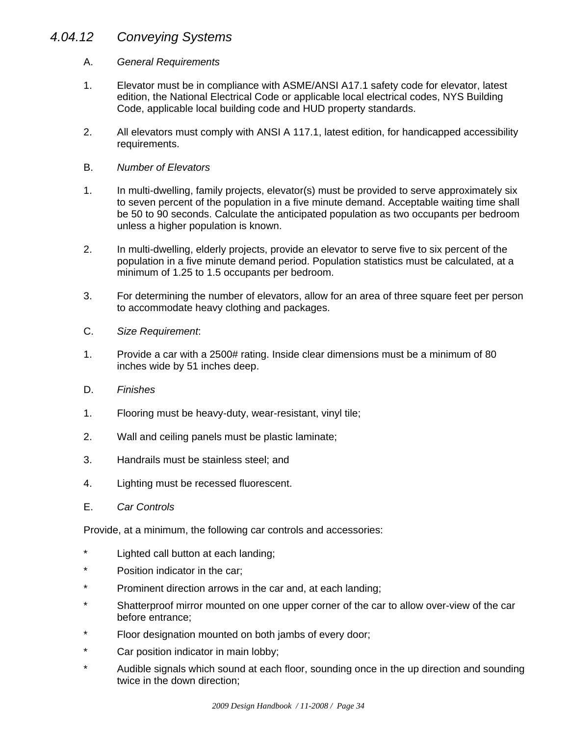## *4.04.12 Conveying Systems*

A. *General Requirements*

1. Elevator must be in compliance with ASME/ANSI A17.1 safety code for elevator, latest edition, the National Electrical Code or applicable local electrical codes, NYS Building Code, applicable local building code and HUD property standards.

2. All elevators must comply with ANSI A 117.1, latest edition, for handicapped accessibility requirements.

B. *Number of Elevators*

1. In multi-dwelling, family projects, elevator(s) must be provided to serve approximately six to seven percent of the population in a five minute demand. Acceptable waiting time shall be 50 to 90 seconds. Calculate the anticipated population as two occupants per bedroom unless a higher population is known.

2. In multi-dwelling, elderly projects, provide an elevator to serve five to six percent of the population in a five minute demand period. Population statistics must be calculated, at a minimum of 1.25 to 1.5 occupants per bedroom.

3. For determining the number of elevators, allow for an area of three square feet per person to accommodate heavy clothing and packages.

C. *Size Requirement*:

1. Provide a car with a 2500# rating. Inside clear dimensions must be a minimum of 80 inches wide by 51 inches deep.

D. *Finishes*

1. Flooring must be heavy-duty, wear-resistant, vinyl tile;

2. Wall and ceiling panels must be plastic laminate;

3. Handrails must be stainless steel; and

4. Lighting must be recessed fluorescent.

E. *Car Controls*

Provide, at a minimum, the following car controls and accessories:

* Lighted call button at each landing;
* Position indicator in the car;
* Prominent direction arrows in the car and, at each landing;
* Shatterproof mirror mounted on one upper corner of the car to allow over-view of the car before entrance;
* Floor designation mounted on both jambs of every door;
* Car position indicator in main lobby;
* Audible signals which sound at each floor, sounding once in the up direction and sounding twice in the down direction;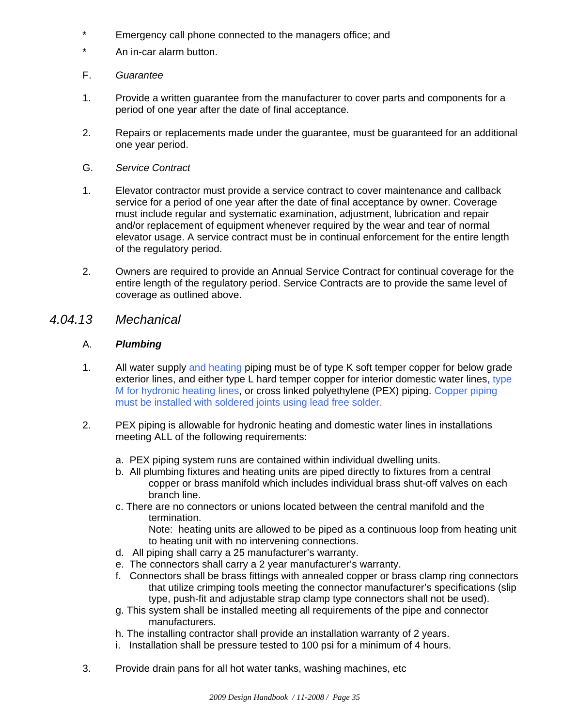- * Emergency call phone connected to the managers office; and
- * An in-car alarm button.

F. *Guarantee*

1. Provide a written guarantee from the manufacturer to cover parts and components for a period of one year after the date of final acceptance.

2. Repairs or replacements made under the guarantee, must be guaranteed for an additional one year period.

G. *Service Contract*

1. Elevator contractor must provide a service contract to cover maintenance and callback service for a period of one year after the date of final acceptance by owner. Coverage must include regular and systematic examination, adjustment, lubrication and repair and/or replacement of equipment whenever required by the wear and tear of normal elevator usage. A service contract must be in continual enforcement for the entire length of the regulatory period.

2. Owners are required to provide an Annual Service Contract for continual coverage for the entire length of the regulatory period. Service Contracts are to provide the same level of coverage as outlined above.

## *4.04.13 Mechanical*

A. ***Plumbing***

1. All water supply and heating piping must be of type K soft temper copper for below grade exterior lines, and either type L hard temper copper for interior domestic water lines, type M for hydronic heating lines, or cross linked polyethylene (PEX) piping. Copper piping must be installed with soldered joints using lead free solder.

2. PEX piping is allowable for hydronic heating and domestic water lines in installations meeting ALL of the following requirements:

   a. PEX piping system runs are contained within individual dwelling units.
   b. All plumbing fixtures and heating units are piped directly to fixtures from a central copper or brass manifold which includes individual brass shut-off valves on each branch line.
   c. There are no connectors or unions located between the central manifold and the termination.
      Note: heating units are allowed to be piped as a continuous loop from heating unit to heating unit with no intervening connections.
   d. All piping shall carry a 25 manufacturer's warranty.
   e. The connectors shall carry a 2 year manufacturer's warranty.
   f. Connectors shall be brass fittings with annealed copper or brass clamp ring connectors that utilize crimping tools meeting the connector manufacturer's specifications (slip type, push-fit and adjustable strap clamp type connectors shall not be used).
   g. This system shall be installed meeting all requirements of the pipe and connector manufacturers.
   h. The installing contractor shall provide an installation warranty of 2 years.
   i. Installation shall be pressure tested to 100 psi for a minimum of 4 hours.

3. Provide drain pans for all hot water tanks, washing machines, etc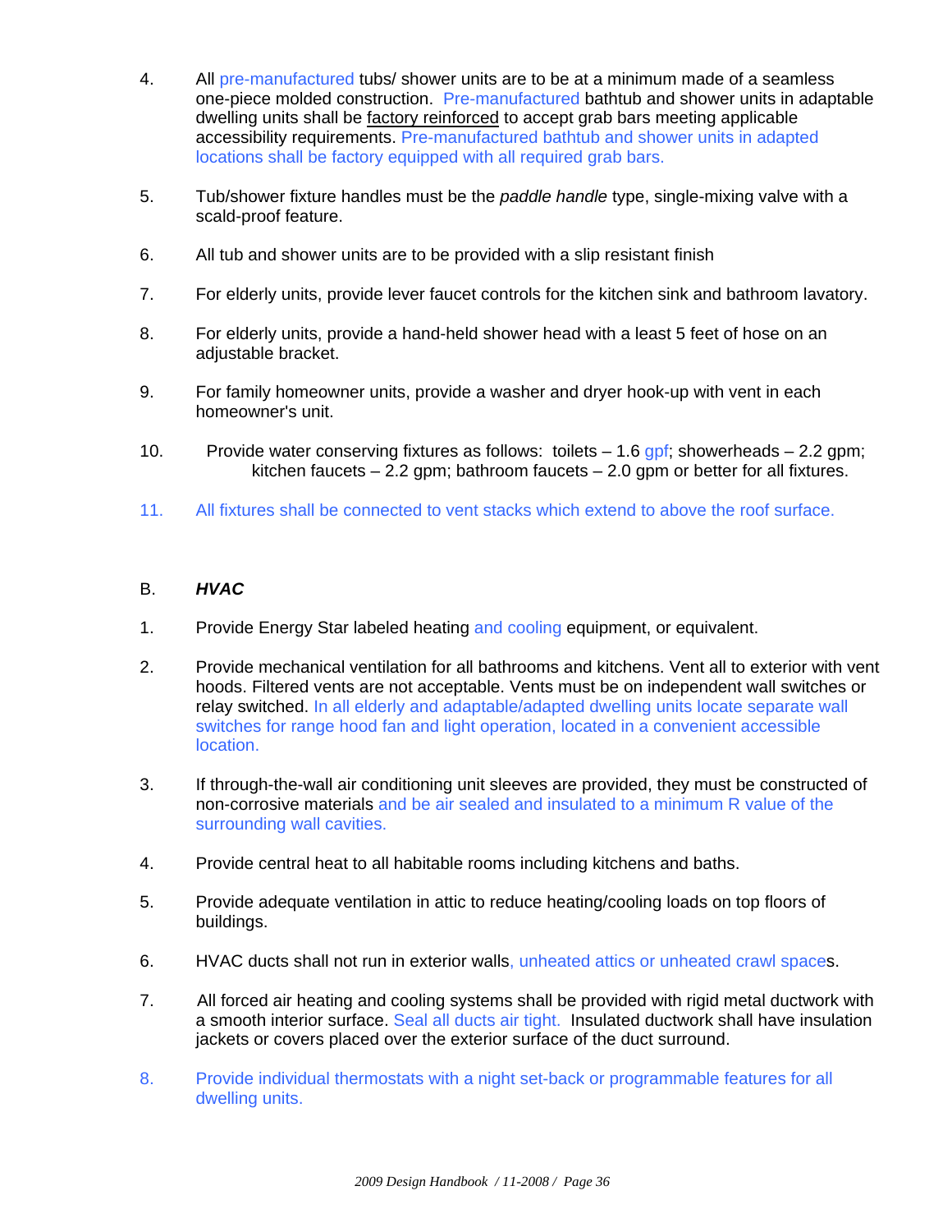4. All pre-manufactured tubs/ shower units are to be at a minimum made of a seamless one-piece molded construction. Pre-manufactured bathtub and shower units in adaptable dwelling units shall be factory reinforced to accept grab bars meeting applicable accessibility requirements. Pre-manufactured bathtub and shower units in adapted locations shall be factory equipped with all required grab bars.

5. Tub/shower fixture handles must be the *paddle handle* type, single-mixing valve with a scald-proof feature.

6. All tub and shower units are to be provided with a slip resistant finish

7. For elderly units, provide lever faucet controls for the kitchen sink and bathroom lavatory.

8. For elderly units, provide a hand-held shower head with a least 5 feet of hose on an adjustable bracket.

9. For family homeowner units, provide a washer and dryer hook-up with vent in each homeowner's unit.

10. Provide water conserving fixtures as follows: toilets – 1.6 gpf; showerheads – 2.2 gpm; kitchen faucets – 2.2 gpm; bathroom faucets – 2.0 gpm or better for all fixtures.

11. All fixtures shall be connected to vent stacks which extend to above the roof surface.

## B. *HVAC*

1. Provide Energy Star labeled heating and cooling equipment, or equivalent.

2. Provide mechanical ventilation for all bathrooms and kitchens. Vent all to exterior with vent hoods. Filtered vents are not acceptable. Vents must be on independent wall switches or relay switched. In all elderly and adaptable/adapted dwelling units locate separate wall switches for range hood fan and light operation, located in a convenient accessible location.

3. If through-the-wall air conditioning unit sleeves are provided, they must be constructed of non-corrosive materials and be air sealed and insulated to a minimum R value of the surrounding wall cavities.

4. Provide central heat to all habitable rooms including kitchens and baths.

5. Provide adequate ventilation in attic to reduce heating/cooling loads on top floors of buildings.

6. HVAC ducts shall not run in exterior walls, unheated attics or unheated crawl spaces.

7. All forced air heating and cooling systems shall be provided with rigid metal ductwork with a smooth interior surface. Seal all ducts air tight. Insulated ductwork shall have insulation jackets or covers placed over the exterior surface of the duct surround.

8. Provide individual thermostats with a night set-back or programmable features for all dwelling units.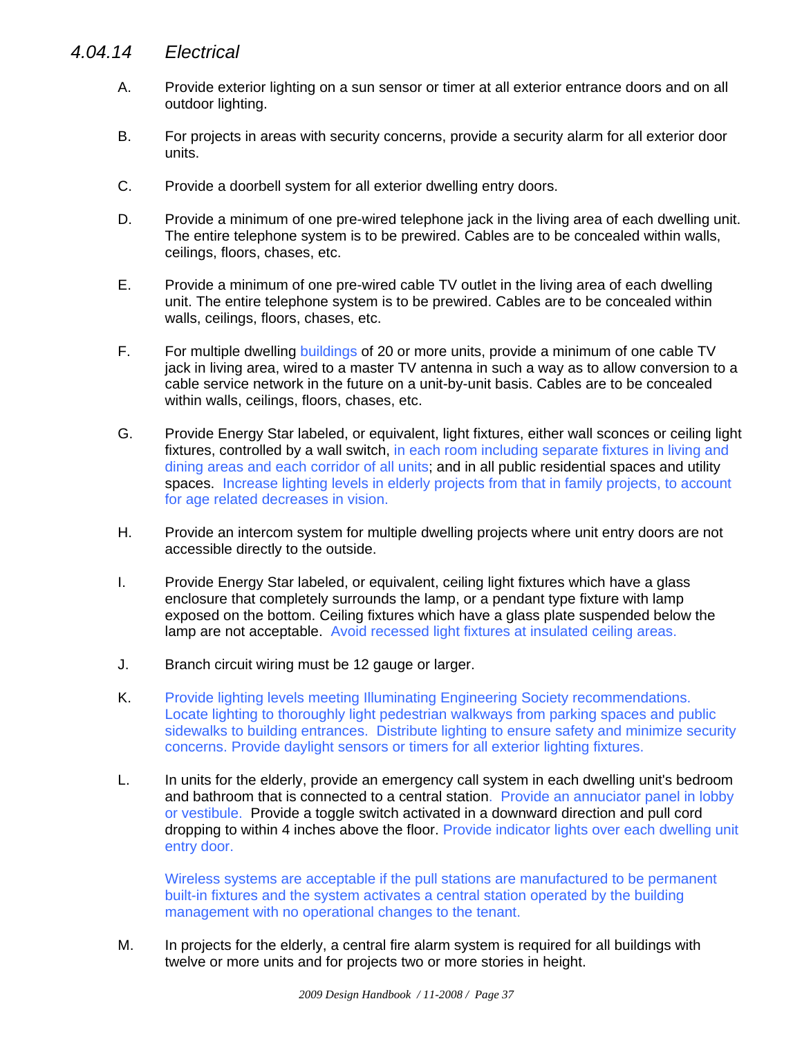### *4.04.14 Electrical*

A. Provide exterior lighting on a sun sensor or timer at all exterior entrance doors and on all outdoor lighting.

B. For projects in areas with security concerns, provide a security alarm for all exterior door units.

C. Provide a doorbell system for all exterior dwelling entry doors.

D. Provide a minimum of one pre-wired telephone jack in the living area of each dwelling unit. The entire telephone system is to be prewired. Cables are to be concealed within walls, ceilings, floors, chases, etc.

E. Provide a minimum of one pre-wired cable TV outlet in the living area of each dwelling unit. The entire telephone system is to be prewired. Cables are to be concealed within walls, ceilings, floors, chases, etc.

F. For multiple dwelling buildings of 20 or more units, provide a minimum of one cable TV jack in living area, wired to a master TV antenna in such a way as to allow conversion to a cable service network in the future on a unit-by-unit basis. Cables are to be concealed within walls, ceilings, floors, chases, etc.

G. Provide Energy Star labeled, or equivalent, light fixtures, either wall sconces or ceiling light fixtures, controlled by a wall switch, in each room including separate fixtures in living and dining areas and each corridor of all units; and in all public residential spaces and utility spaces. Increase lighting levels in elderly projects from that in family projects, to account for age related decreases in vision.

H. Provide an intercom system for multiple dwelling projects where unit entry doors are not accessible directly to the outside.

I. Provide Energy Star labeled, or equivalent, ceiling light fixtures which have a glass enclosure that completely surrounds the lamp, or a pendant type fixture with lamp exposed on the bottom. Ceiling fixtures which have a glass plate suspended below the lamp are not acceptable. Avoid recessed light fixtures at insulated ceiling areas.

J. Branch circuit wiring must be 12 gauge or larger.

K. Provide lighting levels meeting Illuminating Engineering Society recommendations. Locate lighting to thoroughly light pedestrian walkways from parking spaces and public sidewalks to building entrances. Distribute lighting to ensure safety and minimize security concerns. Provide daylight sensors or timers for all exterior lighting fixtures.

L. In units for the elderly, provide an emergency call system in each dwelling unit's bedroom and bathroom that is connected to a central station. Provide an annuciator panel in lobby or vestibule. Provide a toggle switch activated in a downward direction and pull cord dropping to within 4 inches above the floor. Provide indicator lights over each dwelling unit entry door.

   Wireless systems are acceptable if the pull stations are manufactured to be permanent built-in fixtures and the system activates a central station operated by the building management with no operational changes to the tenant.

M. In projects for the elderly, a central fire alarm system is required for all buildings with twelve or more units and for projects two or more stories in height.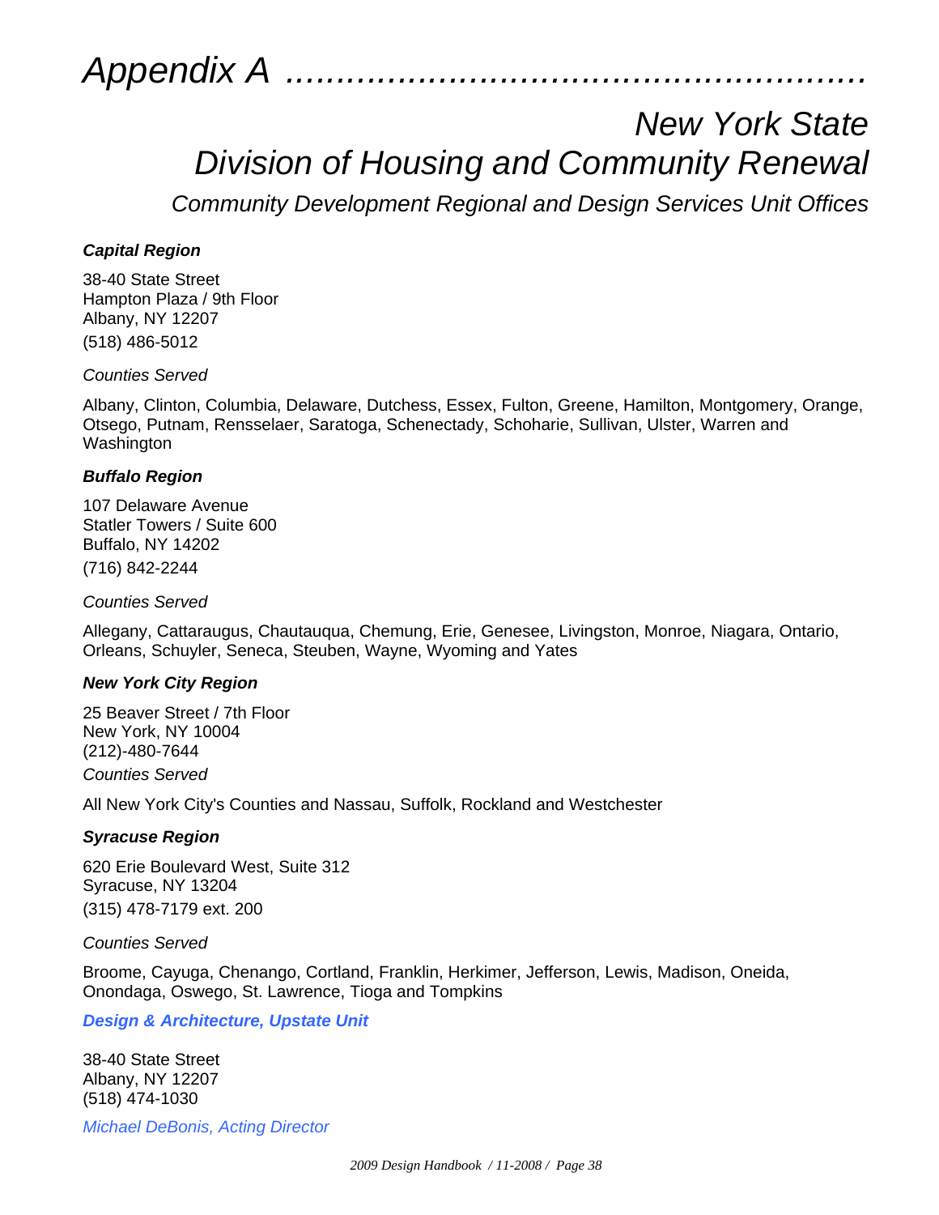# *Appendix A* ........................................................

## *New York State Division of Housing and Community Renewal*

### *Community Development Regional and Design Services Unit Offices*

***Capital Region***

38-40 State Street
Hampton Plaza / 9th Floor
Albany, NY 12207
(518) 486-5012

*Counties Served*

Albany, Clinton, Columbia, Delaware, Dutchess, Essex, Fulton, Greene, Hamilton, Montgomery, Orange, Otsego, Putnam, Rensselaer, Saratoga, Schenectady, Schoharie, Sullivan, Ulster, Warren and Washington

***Buffalo Region***

107 Delaware Avenue
Statler Towers / Suite 600
Buffalo, NY 14202
(716) 842-2244

*Counties Served*

Allegany, Cattaraugus, Chautauqua, Chemung, Erie, Genesee, Livingston, Monroe, Niagara, Ontario, Orleans, Schuyler, Seneca, Steuben, Wayne, Wyoming and Yates

***New York City Region***

25 Beaver Street / 7th Floor
New York, NY 10004
(212)-480-7644
*Counties Served*

All New York City's Counties and Nassau, Suffolk, Rockland and Westchester

***Syracuse Region***

620 Erie Boulevard West, Suite 312
Syracuse, NY 13204
(315) 478-7179 ext. 200

*Counties Served*

Broome, Cayuga, Chenango, Cortland, Franklin, Herkimer, Jefferson, Lewis, Madison, Oneida, Onondaga, Oswego, St. Lawrence, Tioga and Tompkins

***Design & Architecture, Upstate Unit***

38-40 State Street
Albany, NY 12207
(518) 474-1030

*Michael DeBonis, Acting Director*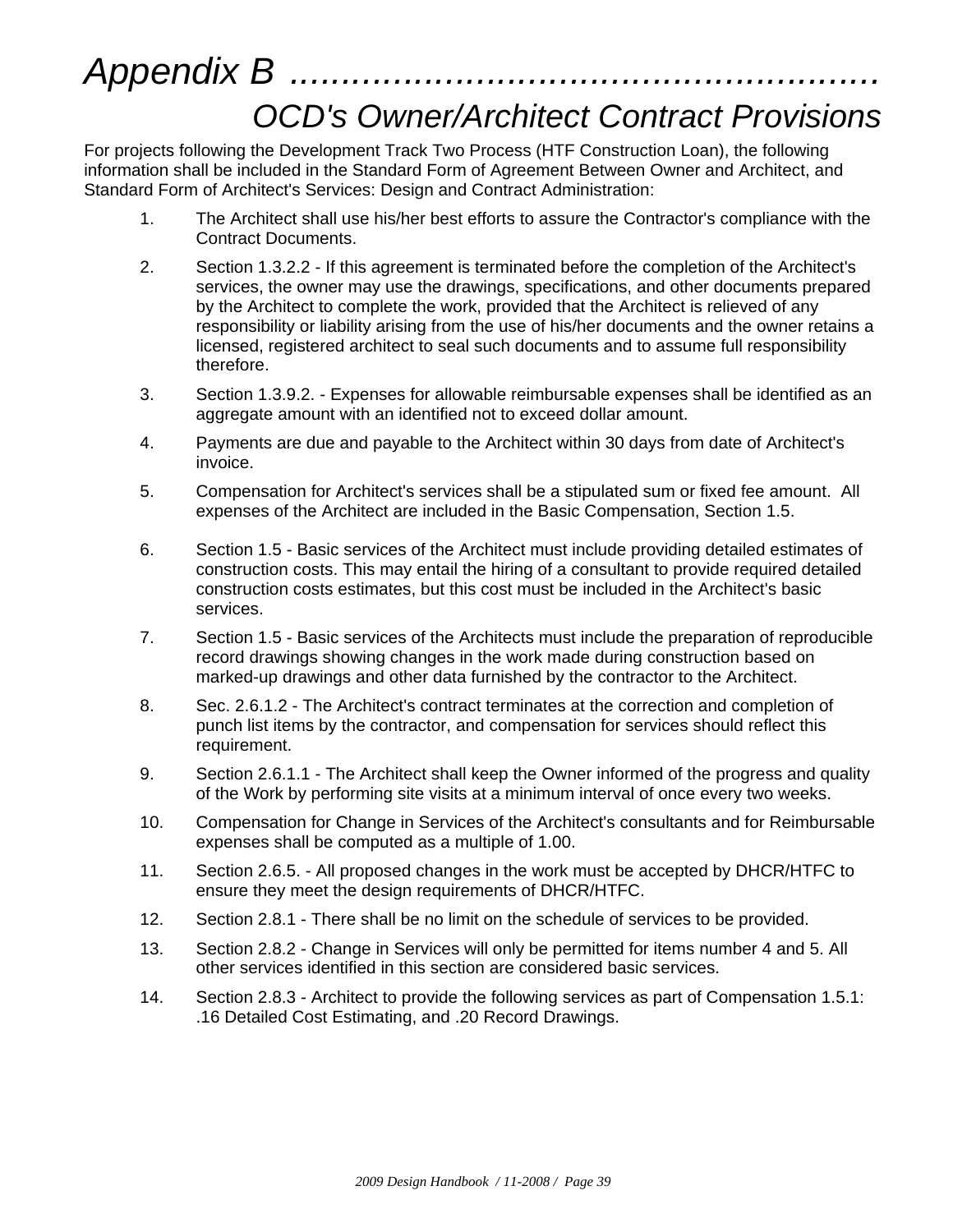# Appendix B ........................................................

## OCD's Owner/Architect Contract Provisions

For projects following the Development Track Two Process (HTF Construction Loan), the following information shall be included in the Standard Form of Agreement Between Owner and Architect, and Standard Form of Architect's Services: Design and Contract Administration:

1. The Architect shall use his/her best efforts to assure the Contractor's compliance with the Contract Documents.
2. Section 1.3.2.2 - If this agreement is terminated before the completion of the Architect's services, the owner may use the drawings, specifications, and other documents prepared by the Architect to complete the work, provided that the Architect is relieved of any responsibility or liability arising from the use of his/her documents and the owner retains a licensed, registered architect to seal such documents and to assume full responsibility therefore.
3. Section 1.3.9.2. - Expenses for allowable reimbursable expenses shall be identified as an aggregate amount with an identified not to exceed dollar amount.
4. Payments are due and payable to the Architect within 30 days from date of Architect's invoice.
5. Compensation for Architect's services shall be a stipulated sum or fixed fee amount. All expenses of the Architect are included in the Basic Compensation, Section 1.5.
6. Section 1.5 - Basic services of the Architect must include providing detailed estimates of construction costs. This may entail the hiring of a consultant to provide required detailed construction costs estimates, but this cost must be included in the Architect's basic services.
7. Section 1.5 - Basic services of the Architects must include the preparation of reproducible record drawings showing changes in the work made during construction based on marked-up drawings and other data furnished by the contractor to the Architect.
8. Sec. 2.6.1.2 - The Architect's contract terminates at the correction and completion of punch list items by the contractor, and compensation for services should reflect this requirement.
9. Section 2.6.1.1 - The Architect shall keep the Owner informed of the progress and quality of the Work by performing site visits at a minimum interval of once every two weeks.
10. Compensation for Change in Services of the Architect's consultants and for Reimbursable expenses shall be computed as a multiple of 1.00.
11. Section 2.6.5. - All proposed changes in the work must be accepted by DHCR/HTFC to ensure they meet the design requirements of DHCR/HTFC.
12. Section 2.8.1 - There shall be no limit on the schedule of services to be provided.
13. Section 2.8.2 - Change in Services will only be permitted for items number 4 and 5. All other services identified in this section are considered basic services.
14. Section 2.8.3 - Architect to provide the following services as part of Compensation 1.5.1: .16 Detailed Cost Estimating, and .20 Record Drawings.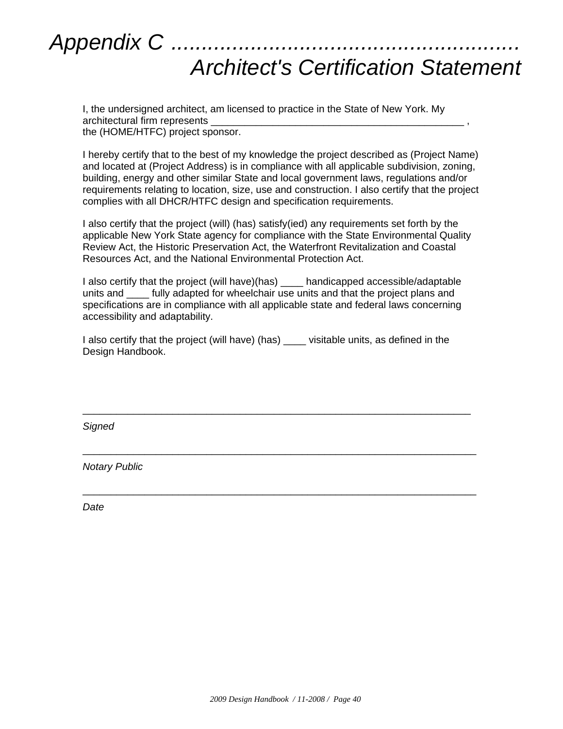# *Appendix C ........................................................ Architect's Certification Statement*

I, the undersigned architect, am licensed to practice in the State of New York. My architectural firm represents _______________________________________________ , the (HOME/HTFC) project sponsor.

I hereby certify that to the best of my knowledge the project described as (Project Name) and located at (Project Address) is in compliance with all applicable subdivision, zoning, building, energy and other similar State and local government laws, regulations and/or requirements relating to location, size, use and construction. I also certify that the project complies with all DHCR/HTFC design and specification requirements.

I also certify that the project (will) (has) satisfy(ied) any requirements set forth by the applicable New York State agency for compliance with the State Environmental Quality Review Act, the Historic Preservation Act, the Waterfront Revitalization and Coastal Resources Act, and the National Environmental Protection Act.

I also certify that the project (will have)(has) ____ handicapped accessible/adaptable units and ____ fully adapted for wheelchair use units and that the project plans and specifications are in compliance with all applicable state and federal laws concerning accessibility and adaptability.

I also certify that the project (will have) (has) ____ visitable units, as defined in the Design Handbook.

_________________________________________________________________________

*Signed*

_________________________________________________________________________

*Notary Public*

_________________________________________________________________________

*Date*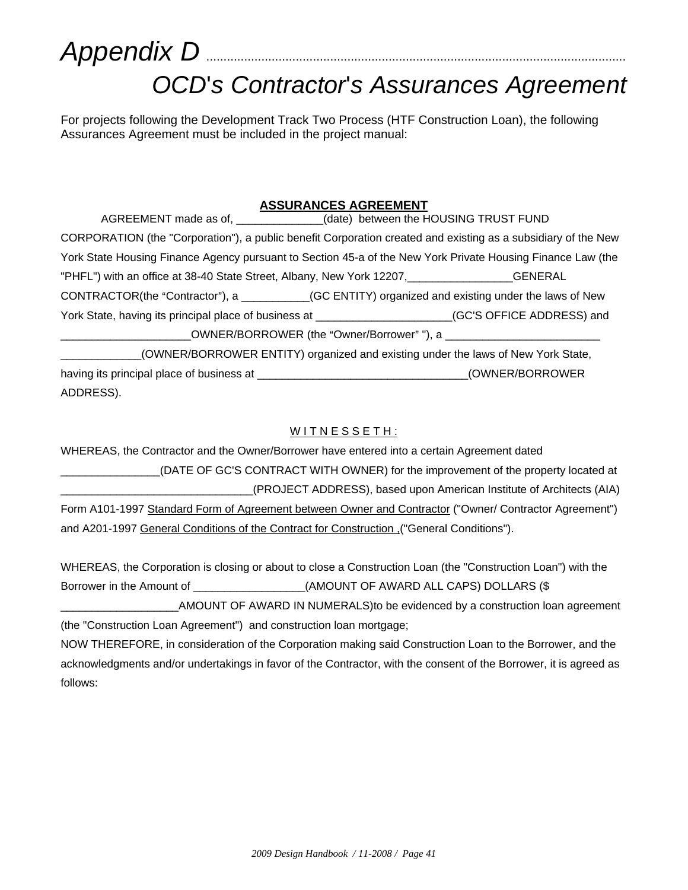# Appendix D ..........................................................................................................................

# OCD's Contractor's Assurances Agreement

For projects following the Development Track Two Process (HTF Construction Loan), the following Assurances Agreement must be included in the project manual:

## ASSURANCES AGREEMENT

AGREEMENT made as of, ______________(date) between the HOUSING TRUST FUND CORPORATION (the "Corporation"), a public benefit Corporation created and existing as a subsidiary of the New York State Housing Finance Agency pursuant to Section 45-a of the New York Private Housing Finance Law (the "PHFL") with an office at 38-40 State Street, Albany, New York 12207,_________________GENERAL CONTRACTOR(the "Contractor"), a ___________(GC ENTITY) organized and existing under the laws of New York State, having its principal place of business at ______________________(GC'S OFFICE ADDRESS) and _____________________OWNER/BORROWER (the "Owner/Borrower" "), a _________________________ _____________(OWNER/BORROWER ENTITY) organized and existing under the laws of New York State, having its principal place of business at __________________________________(OWNER/BORROWER ADDRESS).

<u>W I T N E S S E T H :</u>

WHEREAS, the Contractor and the Owner/Borrower have entered into a certain Agreement dated ________________(DATE OF GC'S CONTRACT WITH OWNER) for the improvement of the property located at _______________________________(PROJECT ADDRESS), based upon American Institute of Architects (AIA) Form A101-1997 <u>Standard Form of Agreement between Owner and Contractor</u> ("Owner/ Contractor Agreement") and A201-1997 <u>General Conditions of the Contract for Construction ,</u>("General Conditions").

WHEREAS, the Corporation is closing or about to close a Construction Loan (the "Construction Loan") with the Borrower in the Amount of __________________(AMOUNT OF AWARD ALL CAPS) DOLLARS ($ ___________________AMOUNT OF AWARD IN NUMERALS)to be evidenced by a construction loan agreement (the "Construction Loan Agreement") and construction loan mortgage;

NOW THEREFORE, in consideration of the Corporation making said Construction Loan to the Borrower, and the acknowledgments and/or undertakings in favor of the Contractor, with the consent of the Borrower, it is agreed as follows: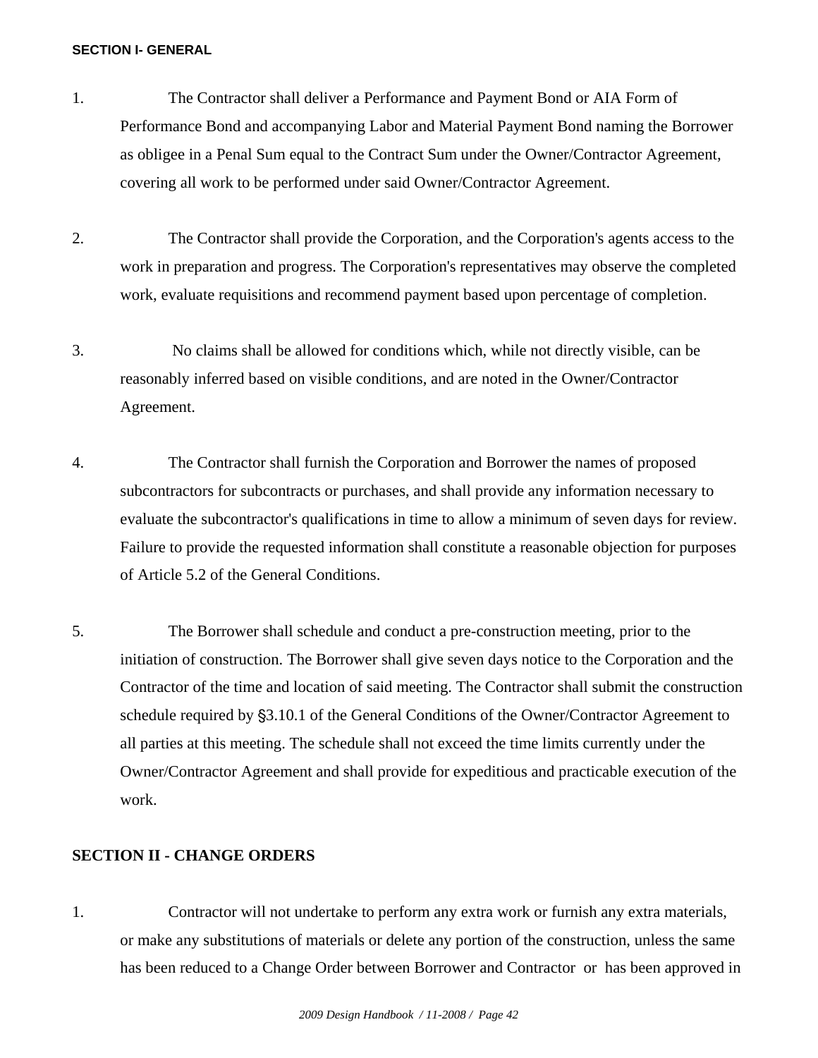## SECTION I- GENERAL

1. The Contractor shall deliver a Performance and Payment Bond or AIA Form of Performance Bond and accompanying Labor and Material Payment Bond naming the Borrower as obligee in a Penal Sum equal to the Contract Sum under the Owner/Contractor Agreement, covering all work to be performed under said Owner/Contractor Agreement.

2. The Contractor shall provide the Corporation, and the Corporation's agents access to the work in preparation and progress. The Corporation's representatives may observe the completed work, evaluate requisitions and recommend payment based upon percentage of completion.

3. No claims shall be allowed for conditions which, while not directly visible, can be reasonably inferred based on visible conditions, and are noted in the Owner/Contractor Agreement.

4. The Contractor shall furnish the Corporation and Borrower the names of proposed subcontractors for subcontracts or purchases, and shall provide any information necessary to evaluate the subcontractor's qualifications in time to allow a minimum of seven days for review. Failure to provide the requested information shall constitute a reasonable objection for purposes of Article 5.2 of the General Conditions.

5. The Borrower shall schedule and conduct a pre-construction meeting, prior to the initiation of construction. The Borrower shall give seven days notice to the Corporation and the Contractor of the time and location of said meeting. The Contractor shall submit the construction schedule required by §3.10.1 of the General Conditions of the Owner/Contractor Agreement to all parties at this meeting. The schedule shall not exceed the time limits currently under the Owner/Contractor Agreement and shall provide for expeditious and practicable execution of the work.

## SECTION II - CHANGE ORDERS

1. Contractor will not undertake to perform any extra work or furnish any extra materials, or make any substitutions of materials or delete any portion of the construction, unless the same has been reduced to a Change Order between Borrower and Contractor or has been approved in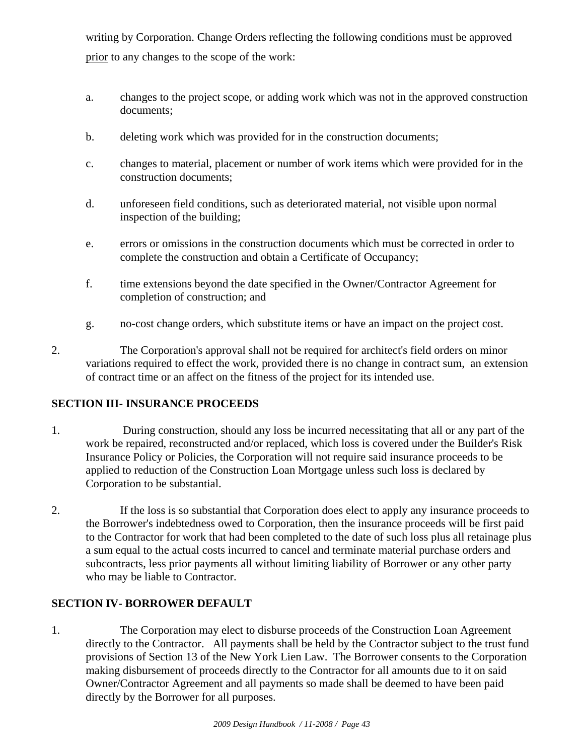writing by Corporation. Change Orders reflecting the following conditions must be approved <u>prior</u> to any changes to the scope of the work:

a. changes to the project scope, or adding work which was not in the approved construction documents;

b. deleting work which was provided for in the construction documents;

c. changes to material, placement or number of work items which were provided for in the construction documents;

d. unforeseen field conditions, such as deteriorated material, not visible upon normal inspection of the building;

e. errors or omissions in the construction documents which must be corrected in order to complete the construction and obtain a Certificate of Occupancy;

f. time extensions beyond the date specified in the Owner/Contractor Agreement for completion of construction; and

g. no-cost change orders, which substitute items or have an impact on the project cost.

2. The Corporation's approval shall not be required for architect's field orders on minor variations required to effect the work, provided there is no change in contract sum, an extension of contract time or an affect on the fitness of the project for its intended use.

## SECTION III- INSURANCE PROCEEDS

1. During construction, should any loss be incurred necessitating that all or any part of the work be repaired, reconstructed and/or replaced, which loss is covered under the Builder's Risk Insurance Policy or Policies, the Corporation will not require said insurance proceeds to be applied to reduction of the Construction Loan Mortgage unless such loss is declared by Corporation to be substantial.

2. If the loss is so substantial that Corporation does elect to apply any insurance proceeds to the Borrower's indebtedness owed to Corporation, then the insurance proceeds will be first paid to the Contractor for work that had been completed to the date of such loss plus all retainage plus a sum equal to the actual costs incurred to cancel and terminate material purchase orders and subcontracts, less prior payments all without limiting liability of Borrower or any other party who may be liable to Contractor.

## SECTION IV- BORROWER DEFAULT

1. The Corporation may elect to disburse proceeds of the Construction Loan Agreement directly to the Contractor. All payments shall be held by the Contractor subject to the trust fund provisions of Section 13 of the New York Lien Law. The Borrower consents to the Corporation making disbursement of proceeds directly to the Contractor for all amounts due to it on said Owner/Contractor Agreement and all payments so made shall be deemed to have been paid directly by the Borrower for all purposes.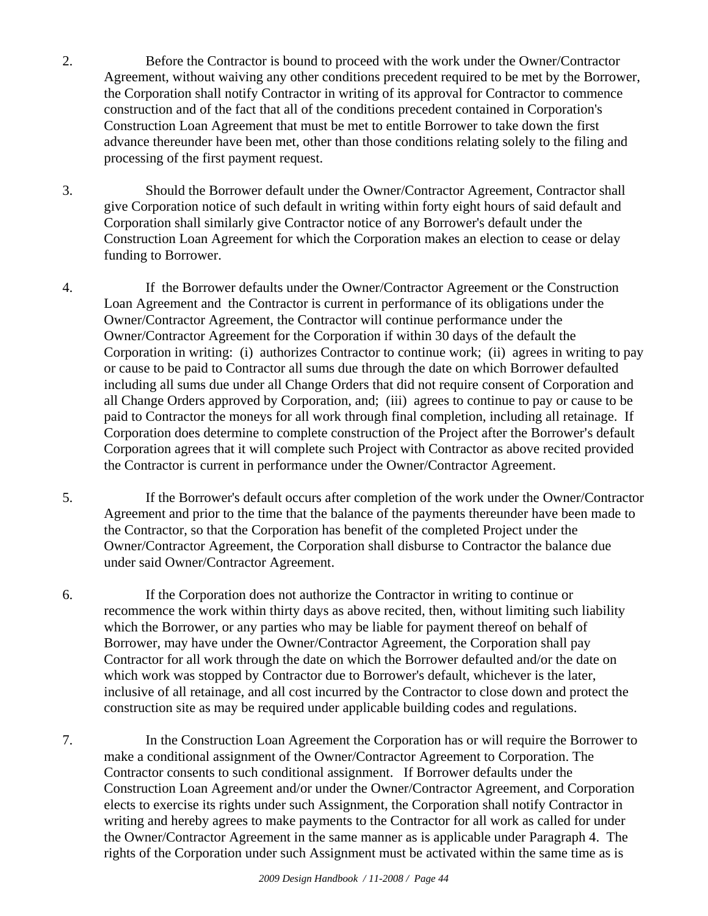2. Before the Contractor is bound to proceed with the work under the Owner/Contractor Agreement, without waiving any other conditions precedent required to be met by the Borrower, the Corporation shall notify Contractor in writing of its approval for Contractor to commence construction and of the fact that all of the conditions precedent contained in Corporation's Construction Loan Agreement that must be met to entitle Borrower to take down the first advance thereunder have been met, other than those conditions relating solely to the filing and processing of the first payment request.

3. Should the Borrower default under the Owner/Contractor Agreement, Contractor shall give Corporation notice of such default in writing within forty eight hours of said default and Corporation shall similarly give Contractor notice of any Borrower's default under the Construction Loan Agreement for which the Corporation makes an election to cease or delay funding to Borrower.

4. If the Borrower defaults under the Owner/Contractor Agreement or the Construction Loan Agreement and the Contractor is current in performance of its obligations under the Owner/Contractor Agreement, the Contractor will continue performance under the Owner/Contractor Agreement for the Corporation if within 30 days of the default the Corporation in writing: (i) authorizes Contractor to continue work; (ii) agrees in writing to pay or cause to be paid to Contractor all sums due through the date on which Borrower defaulted including all sums due under all Change Orders that did not require consent of Corporation and all Change Orders approved by Corporation, and; (iii) agrees to continue to pay or cause to be paid to Contractor the moneys for all work through final completion, including all retainage. If Corporation does determine to complete construction of the Project after the Borrower's default Corporation agrees that it will complete such Project with Contractor as above recited provided the Contractor is current in performance under the Owner/Contractor Agreement.

5. If the Borrower's default occurs after completion of the work under the Owner/Contractor Agreement and prior to the time that the balance of the payments thereunder have been made to the Contractor, so that the Corporation has benefit of the completed Project under the Owner/Contractor Agreement, the Corporation shall disburse to Contractor the balance due under said Owner/Contractor Agreement.

6. If the Corporation does not authorize the Contractor in writing to continue or recommence the work within thirty days as above recited, then, without limiting such liability which the Borrower, or any parties who may be liable for payment thereof on behalf of Borrower, may have under the Owner/Contractor Agreement, the Corporation shall pay Contractor for all work through the date on which the Borrower defaulted and/or the date on which work was stopped by Contractor due to Borrower's default, whichever is the later, inclusive of all retainage, and all cost incurred by the Contractor to close down and protect the construction site as may be required under applicable building codes and regulations.

7. In the Construction Loan Agreement the Corporation has or will require the Borrower to make a conditional assignment of the Owner/Contractor Agreement to Corporation. The Contractor consents to such conditional assignment. If Borrower defaults under the Construction Loan Agreement and/or under the Owner/Contractor Agreement, and Corporation elects to exercise its rights under such Assignment, the Corporation shall notify Contractor in writing and hereby agrees to make payments to the Contractor for all work as called for under the Owner/Contractor Agreement in the same manner as is applicable under Paragraph 4. The rights of the Corporation under such Assignment must be activated within the same time as is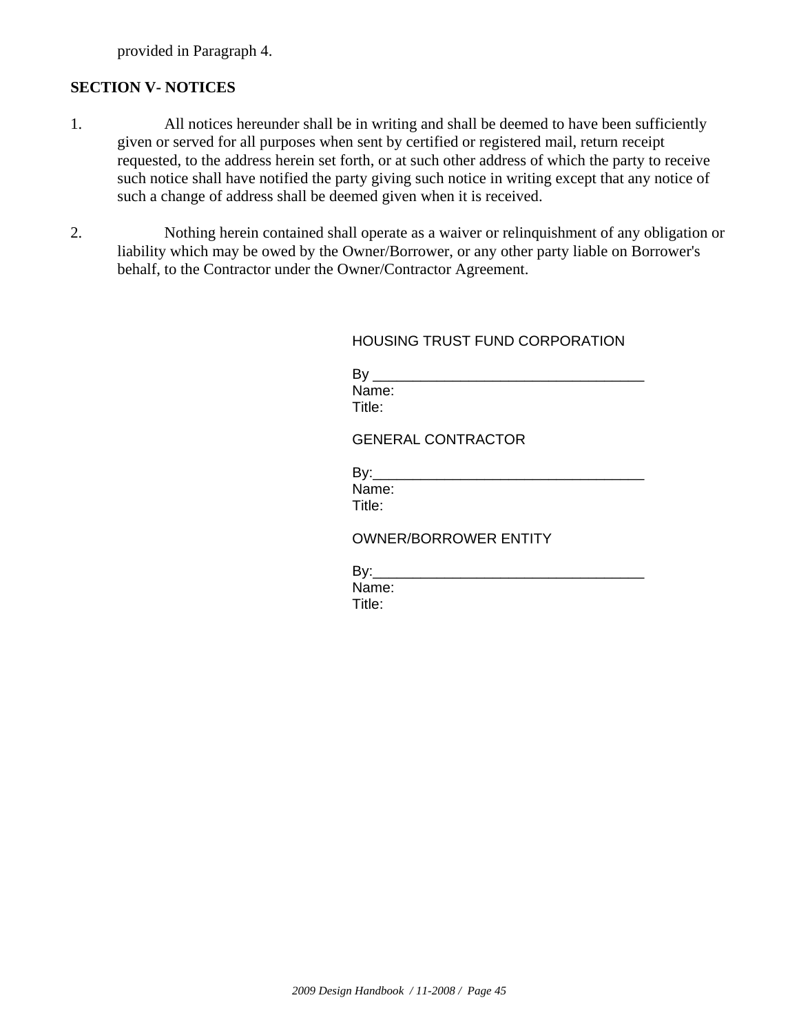provided in Paragraph 4.

**SECTION V- NOTICES**

1. All notices hereunder shall be in writing and shall be deemed to have been sufficiently given or served for all purposes when sent by certified or registered mail, return receipt requested, to the address herein set forth, or at such other address of which the party to receive such notice shall have notified the party giving such notice in writing except that any notice of such a change of address shall be deemed given when it is received.

2. Nothing herein contained shall operate as a waiver or relinquishment of any obligation or liability which may be owed by the Owner/Borrower, or any other party liable on Borrower's behalf, to the Contractor under the Owner/Contractor Agreement.

HOUSING TRUST FUND CORPORATION

By ___________________________________
Name:
Title:

GENERAL CONTRACTOR

By:___________________________________
Name:
Title:

OWNER/BORROWER ENTITY

By:___________________________________
Name:
Title: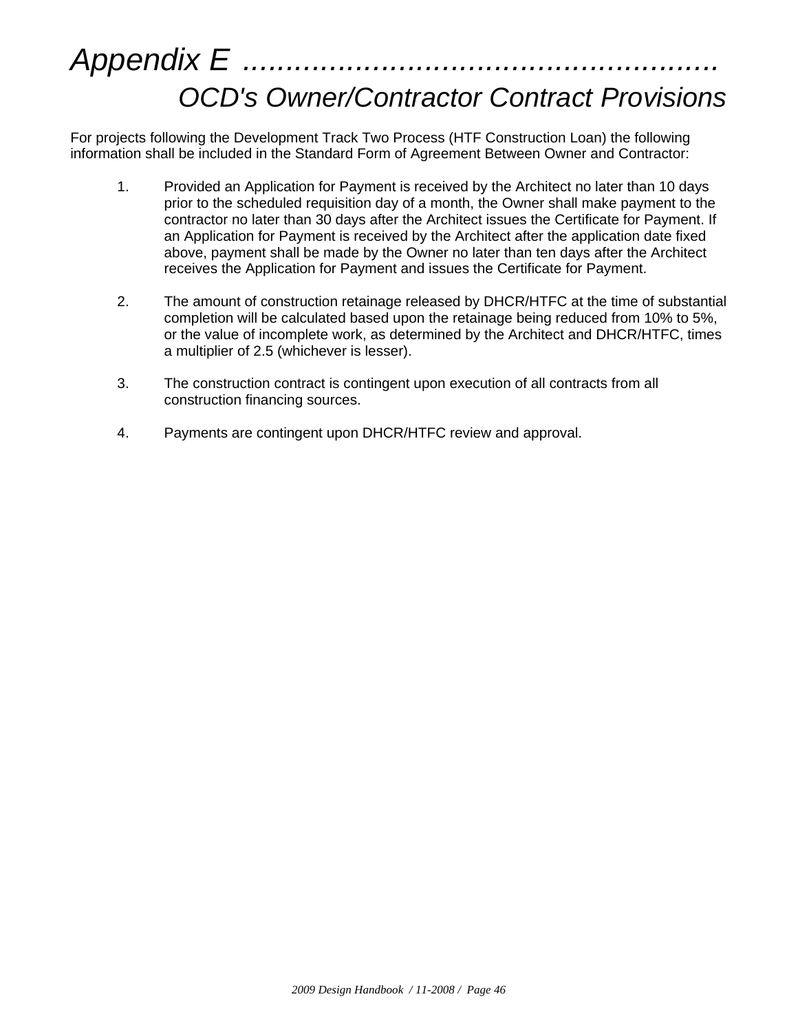# *Appendix E* ....................................................... *OCD's Owner/Contractor Contract Provisions*

For projects following the Development Track Two Process (HTF Construction Loan) the following information shall be included in the Standard Form of Agreement Between Owner and Contractor:

1. Provided an Application for Payment is received by the Architect no later than 10 days prior to the scheduled requisition day of a month, the Owner shall make payment to the contractor no later than 30 days after the Architect issues the Certificate for Payment. If an Application for Payment is received by the Architect after the application date fixed above, payment shall be made by the Owner no later than ten days after the Architect receives the Application for Payment and issues the Certificate for Payment.

2. The amount of construction retainage released by DHCR/HTFC at the time of substantial completion will be calculated based upon the retainage being reduced from 10% to 5%, or the value of incomplete work, as determined by the Architect and DHCR/HTFC, times a multiplier of 2.5 (whichever is lesser).

3. The construction contract is contingent upon execution of all contracts from all construction financing sources.

4. Payments are contingent upon DHCR/HTFC review and approval.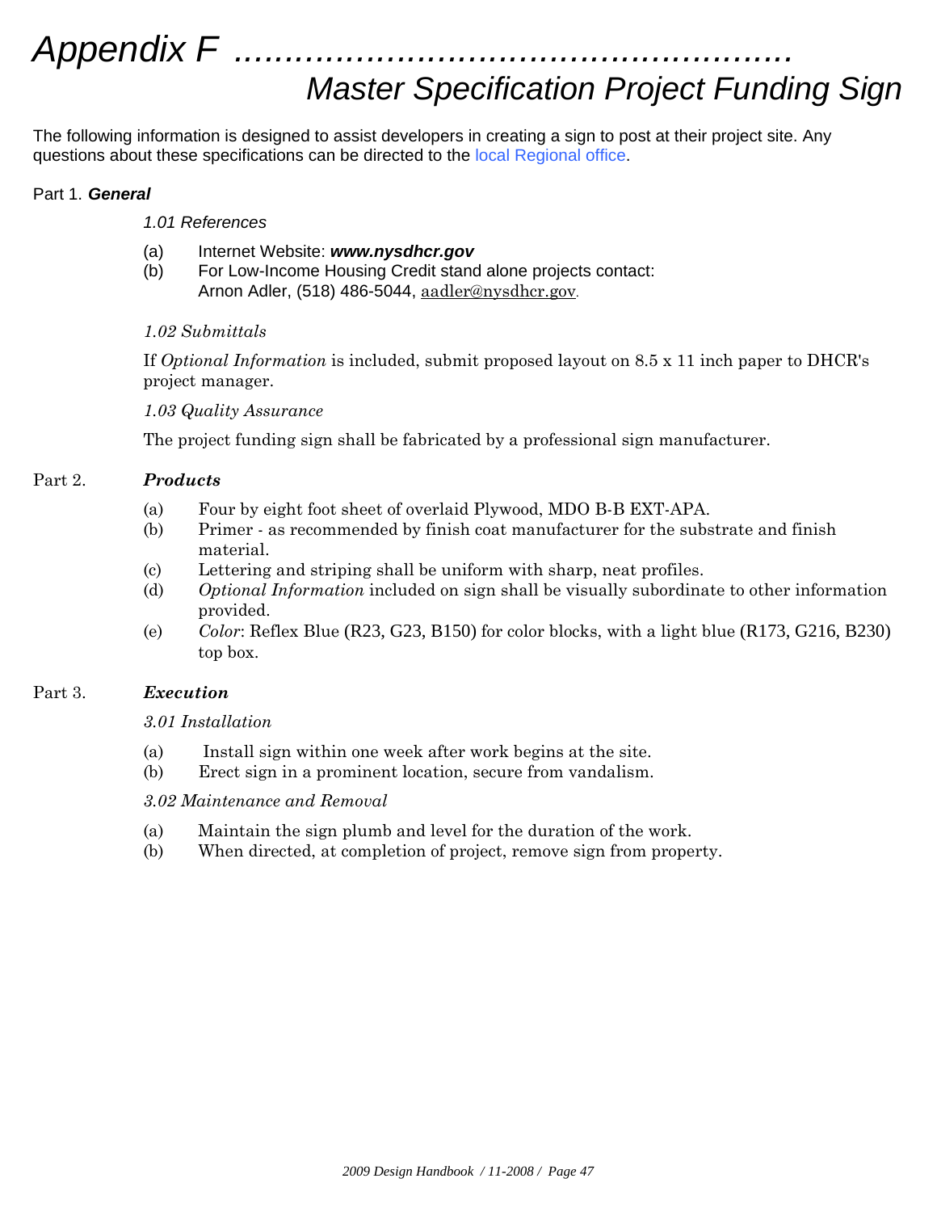# Appendix F ......................................................
## Master Specification Project Funding Sign

The following information is designed to assist developers in creating a sign to post at their project site. Any questions about these specifications can be directed to the local Regional office.

Part 1. ***General***

*1.01 References*

(a) Internet Website: ***www.nysdhcr.gov***
(b) For Low-Income Housing Credit stand alone projects contact:
Arnon Adler, (518) 486-5044, aadler@nysdhcr.gov.

*1.02 Submittals*

If *Optional Information* is included, submit proposed layout on 8.5 x 11 inch paper to DHCR's project manager.

*1.03 Quality Assurance*

The project funding sign shall be fabricated by a professional sign manufacturer.

Part 2. ***Products***

(a) Four by eight foot sheet of overlaid Plywood, MDO B-B EXT-APA.
(b) Primer - as recommended by finish coat manufacturer for the substrate and finish material.
(c) Lettering and striping shall be uniform with sharp, neat profiles.
(d) *Optional Information* included on sign shall be visually subordinate to other information provided.
(e) *Color*: Reflex Blue (R23, G23, B150) for color blocks, with a light blue (R173, G216, B230) top box.

Part 3. ***Execution***

*3.01 Installation*

(a) Install sign within one week after work begins at the site.
(b) Erect sign in a prominent location, secure from vandalism.

*3.02 Maintenance and Removal*

(a) Maintain the sign plumb and level for the duration of the work.
(b) When directed, at completion of project, remove sign from property.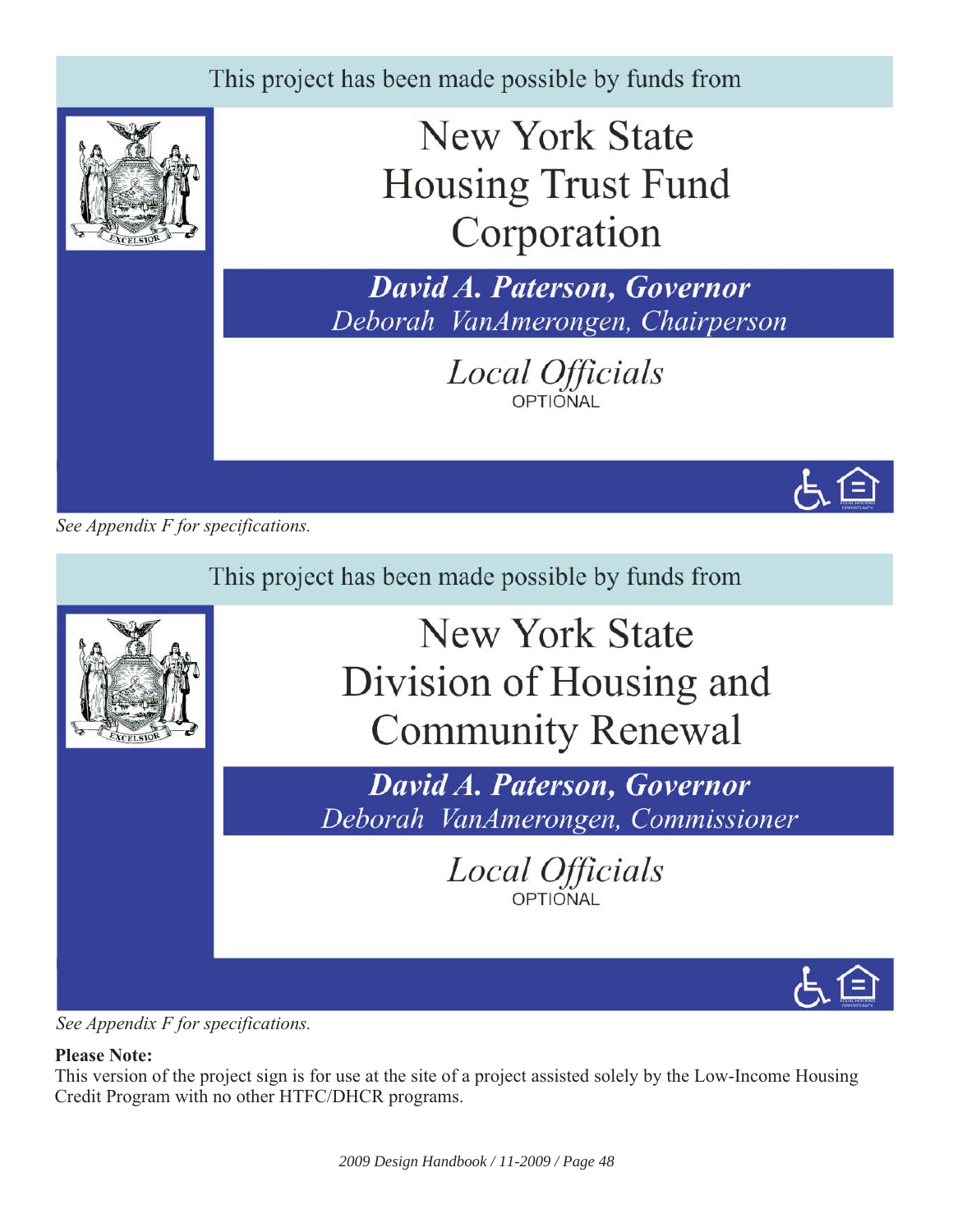This project has been made possible by funds from

New York State
Housing Trust Fund
Corporation

***David A. Paterson, Governor***
*Deborah VanAmerongen, Chairperson*

*Local Officials*
OPTIONAL

*See Appendix F for specifications.*

This project has been made possible by funds from

New York State
Division of Housing and
Community Renewal

***David A. Paterson, Governor***
*Deborah VanAmerongen, Commissioner*

*Local Officials*
OPTIONAL

*See Appendix F for specifications.*

**Please Note:**
This version of the project sign is for use at the site of a project assisted solely by the Low-Income Housing Credit Program with no other HTFC/DHCR programs.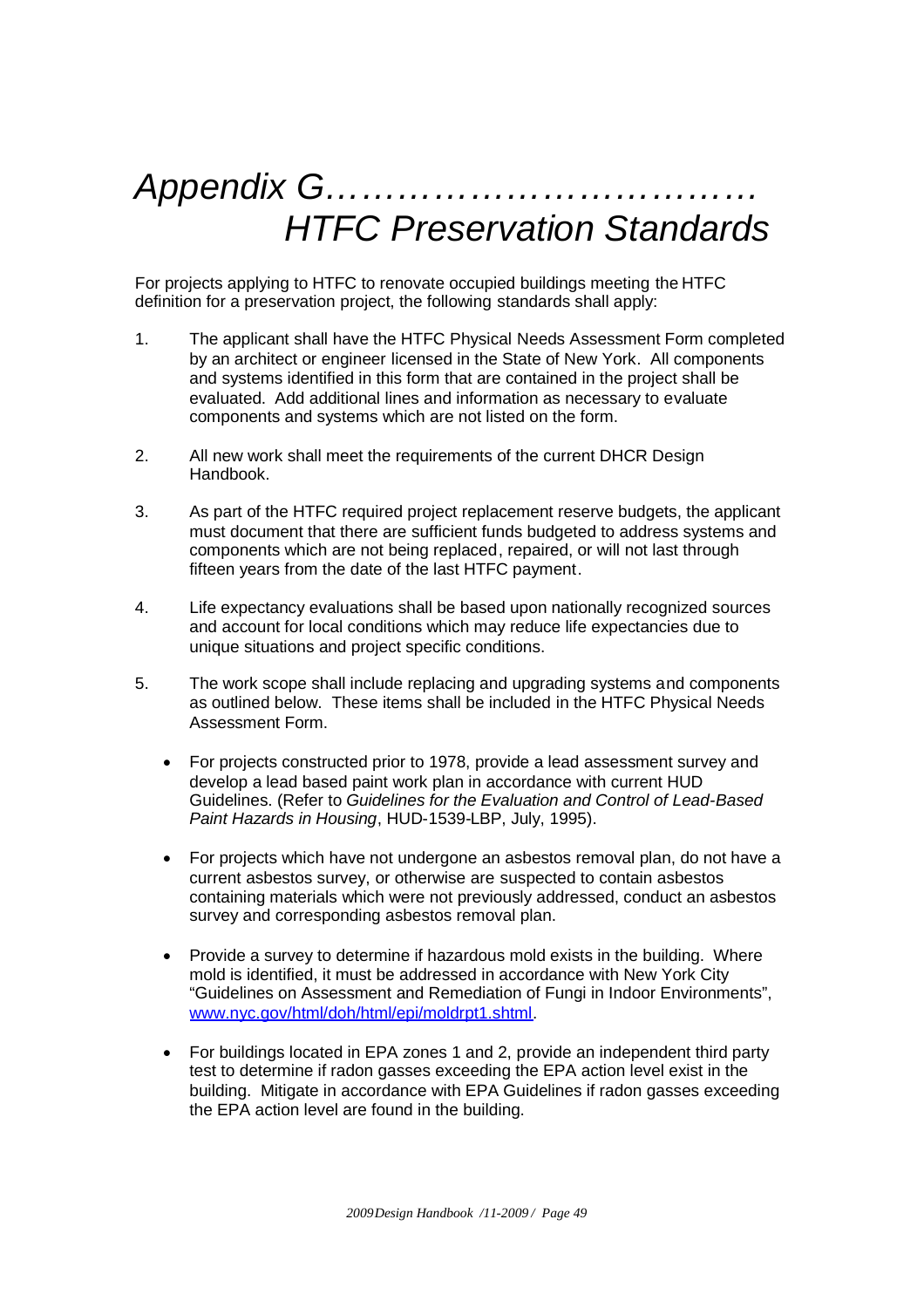# *Appendix G……………………………… HTFC Preservation Standards*

For projects applying to HTFC to renovate occupied buildings meeting the HTFC definition for a preservation project, the following standards shall apply:

1. The applicant shall have the HTFC Physical Needs Assessment Form completed by an architect or engineer licensed in the State of New York. All components and systems identified in this form that are contained in the project shall be evaluated. Add additional lines and information as necessary to evaluate components and systems which are not listed on the form.

2. All new work shall meet the requirements of the current DHCR Design Handbook.

3. As part of the HTFC required project replacement reserve budgets, the applicant must document that there are sufficient funds budgeted to address systems and components which are not being replaced, repaired, or will not last through fifteen years from the date of the last HTFC payment.

4. Life expectancy evaluations shall be based upon nationally recognized sources and account for local conditions which may reduce life expectancies due to unique situations and project specific conditions.

5. The work scope shall include replacing and upgrading systems and components as outlined below. These items shall be included in the HTFC Physical Needs Assessment Form.

   - For projects constructed prior to 1978, provide a lead assessment survey and develop a lead based paint work plan in accordance with current HUD Guidelines. (Refer to *Guidelines for the Evaluation and Control of Lead-Based Paint Hazards in Housing*, HUD-1539-LBP, July, 1995).

   - For projects which have not undergone an asbestos removal plan, do not have a current asbestos survey, or otherwise are suspected to contain asbestos containing materials which were not previously addressed, conduct an asbestos survey and corresponding asbestos removal plan.

   - Provide a survey to determine if hazardous mold exists in the building. Where mold is identified, it must be addressed in accordance with New York City "Guidelines on Assessment and Remediation of Fungi in Indoor Environments", [www.nyc.gov/html/doh/html/epi/moldrpt1.shtml](http://www.nyc.gov/html/doh/html/epi/moldrpt1.shtml).

   - For buildings located in EPA zones 1 and 2, provide an independent third party test to determine if radon gasses exceeding the EPA action level exist in the building. Mitigate in accordance with EPA Guidelines if radon gasses exceeding the EPA action level are found in the building.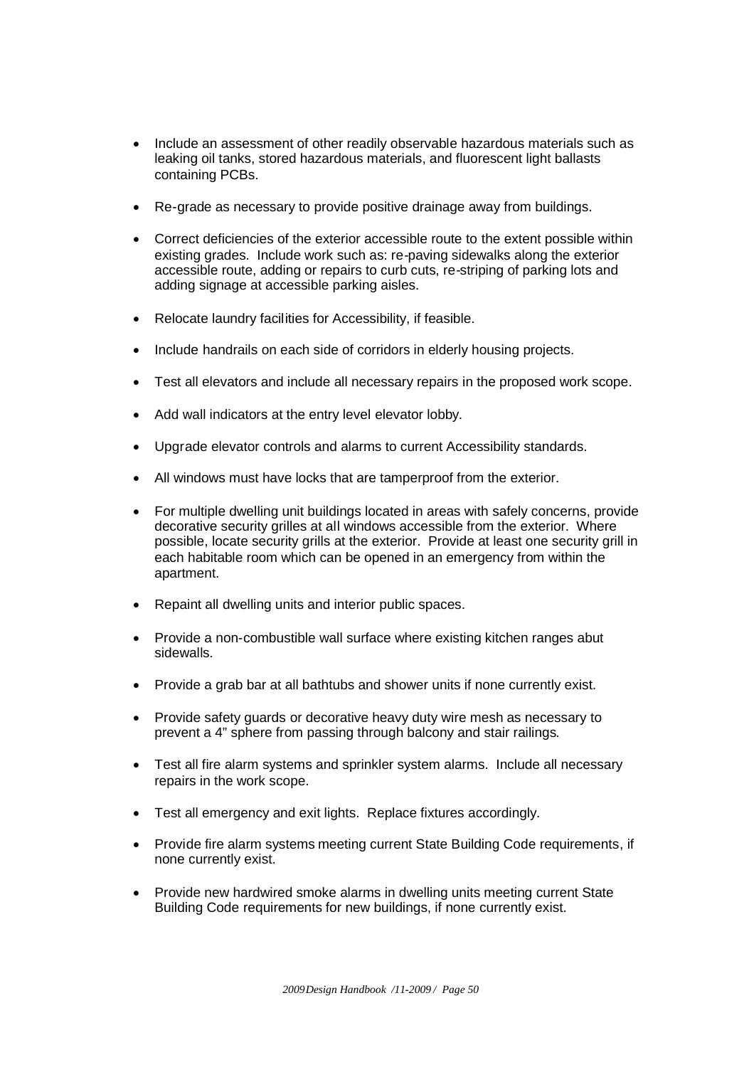- Include an assessment of other readily observable hazardous materials such as leaking oil tanks, stored hazardous materials, and fluorescent light ballasts containing PCBs.

- Re-grade as necessary to provide positive drainage away from buildings.

- Correct deficiencies of the exterior accessible route to the extent possible within existing grades. Include work such as: re-paving sidewalks along the exterior accessible route, adding or repairs to curb cuts, re-striping of parking lots and adding signage at accessible parking aisles.

- Relocate laundry facilities for Accessibility, if feasible.

- Include handrails on each side of corridors in elderly housing projects.

- Test all elevators and include all necessary repairs in the proposed work scope.

- Add wall indicators at the entry level elevator lobby.

- Upgrade elevator controls and alarms to current Accessibility standards.

- All windows must have locks that are tamperproof from the exterior.

- For multiple dwelling unit buildings located in areas with safely concerns, provide decorative security grilles at all windows accessible from the exterior. Where possible, locate security grills at the exterior. Provide at least one security grill in each habitable room which can be opened in an emergency from within the apartment.

- Repaint all dwelling units and interior public spaces.

- Provide a non-combustible wall surface where existing kitchen ranges abut sidewalls.

- Provide a grab bar at all bathtubs and shower units if none currently exist.

- Provide safety guards or decorative heavy duty wire mesh as necessary to prevent a 4" sphere from passing through balcony and stair railings.

- Test all fire alarm systems and sprinkler system alarms. Include all necessary repairs in the work scope.

- Test all emergency and exit lights. Replace fixtures accordingly.

- Provide fire alarm systems meeting current State Building Code requirements, if none currently exist.

- Provide new hardwired smoke alarms in dwelling units meeting current State Building Code requirements for new buildings, if none currently exist.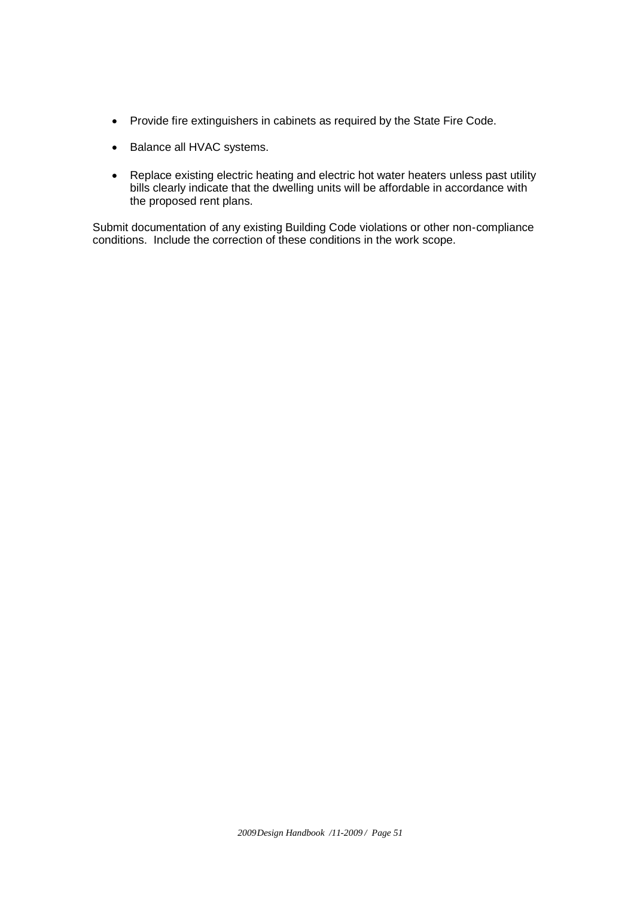- Provide fire extinguishers in cabinets as required by the State Fire Code.
- Balance all HVAC systems.
- Replace existing electric heating and electric hot water heaters unless past utility bills clearly indicate that the dwelling units will be affordable in accordance with the proposed rent plans.

Submit documentation of any existing Building Code violations or other non-compliance conditions. Include the correction of these conditions in the work scope.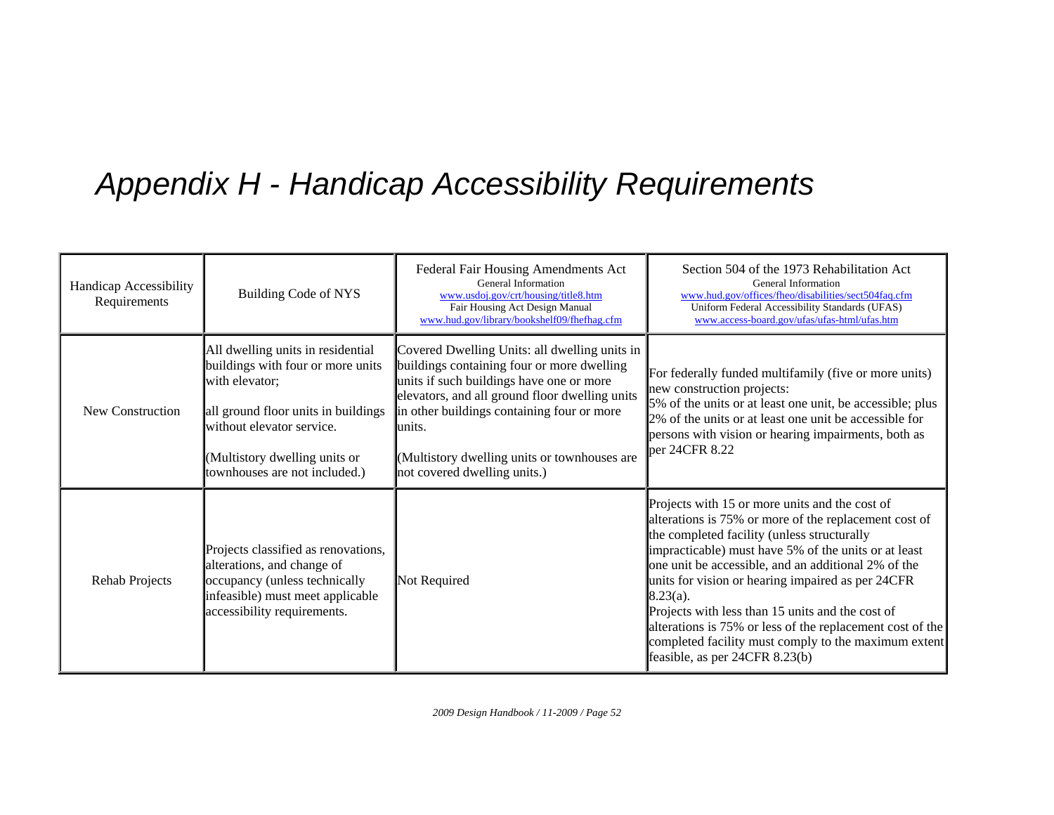# *Appendix H - Handicap Accessibility Requirements*

| Handicap Accessibility Requirements | Building Code of NYS | Federal Fair Housing Amendments Act<br>General Information<br>www.usdoj.gov/crt/housing/title8.htm<br>Fair Housing Act Design Manual<br>www.hud.gov/library/bookshelf09/fhefhag.cfm | Section 504 of the 1973 Rehabilitation Act<br>General Information<br>www.hud.gov/offices/fheo/disabilities/sect504faq.cfm<br>Uniform Federal Accessibility Standards (UFAS)<br>www.access-board.gov/ufas/ufas-html/ufas.htm |
|---|---|---|---|
| New Construction | All dwelling units in residential buildings with four or more units with elevator;<br><br>all ground floor units in buildings without elevator service.<br><br>(Multistory dwelling units or townhouses are not included.) | Covered Dwelling Units: all dwelling units in buildings containing four or more dwelling units if such buildings have one or more elevators, and all ground floor dwelling units in other buildings containing four or more units.<br><br>(Multistory dwelling units or townhouses are not covered dwelling units.) | For federally funded multifamily (five or more units) new construction projects:<br>5% of the units or at least one unit, be accessible; plus 2% of the units or at least one unit be accessible for persons with vision or hearing impairments, both as per 24CFR 8.22 |
| Rehab Projects | Projects classified as renovations, alterations, and change of occupancy (unless technically infeasible) must meet applicable accessibility requirements. | Not Required | Projects with 15 or more units and the cost of alterations is 75% or more of the replacement cost of the completed facility (unless structurally impracticable) must have 5% of the units or at least one unit be accessible, and an additional 2% of the units for vision or hearing impaired as per 24CFR 8.23(a).<br>Projects with less than 15 units and the cost of alterations is 75% or less of the replacement cost of the completed facility must comply to the maximum extent feasible, as per 24CFR 8.23(b) |

*2009 Design Handbook / 11-2009 / Page 52*